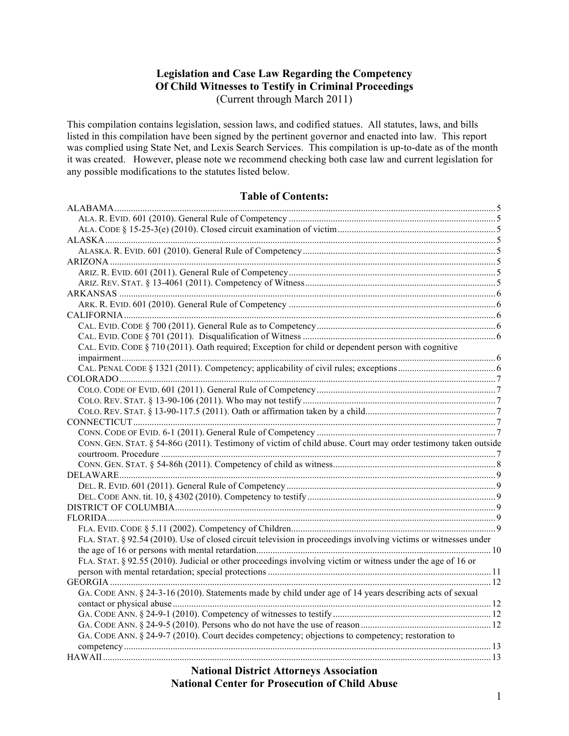# Legislation and Case Law Regarding the Competency Of Child Witnesses to Testify in Criminal Proceedings

(Current through March 2011)

This compilation contains legislation, session laws, and codified statues. All statutes, laws, and bills listed in this compilation have been signed by the pertinent governor and enacted into law. This report was complied using State Net, and Lexis Search Services. This compilation is up-to-date as of the month it was created. However, please note we recommend checking both case law and current legislation for any possible modifications to the statutes listed below.

## Table of Contents:

ALABAMA .......... 5
- ALA. R. EVID. 601 (2010). General Rule of Competency .......... 5
- ALA. CODE § 15-25-3(e) (2010). Closed circuit examination of victim .......... 5

ALASKA .......... 5
- ALASKA. R. EVID. 601 (2010). General Rule of Competency .......... 5

ARIZONA .......... 5
- ARIZ. R. EVID. 601 (2011). General Rule of Competency .......... 5
- ARIZ. REV. STAT. § 13-4061 (2011). Competency of Witness .......... 5

ARKANSAS .......... 6
- ARK. R. EVID. 601 (2010). General Rule of Competency .......... 6

CALIFORNIA .......... 6
- CAL. EVID. CODE § 700 (2011). General Rule as to Competency .......... 6
- CAL. EVID. CODE § 701 (2011). Disqualification of Witness .......... 6
- CAL. EVID. CODE § 710 (2011). Oath required; Exception for child or dependent person with cognitive impairment .......... 6
- CAL. PENAL CODE § 1321 (2011). Competency; applicability of civil rules; exceptions .......... 6

COLORADO .......... 7
- COLO. CODE OF EVID. 601 (2011). General Rule of Competency .......... 7
- COLO. REV. STAT. § 13-90-106 (2011). Who may not testify .......... 7
- COLO. REV. STAT. § 13-90-117.5 (2011). Oath or affirmation taken by a child .......... 7

CONNECTICUT .......... 7
- CONN. CODE OF EVID. 6-1 (2011). General Rule of Competency .......... 7
- CONN. GEN. STAT. § 54-86G (2011). Testimony of victim of child abuse. Court may order testimony taken outside courtroom. Procedure .......... 7
- CONN. GEN. STAT. § 54-86h (2011). Competency of child as witness .......... 8

DELAWARE .......... 9
- DEL. R. EVID. 601 (2011). General Rule of Competency .......... 9
- DEL. CODE ANN. tit. 10, § 4302 (2010). Competency to testify .......... 9

DISTRICT OF COLUMBIA .......... 9

FLORIDA .......... 9
- FLA. EVID. CODE § 5.11 (2002). Competency of Children .......... 9
- FLA. STAT. § 92.54 (2010). Use of closed circuit television in proceedings involving victims or witnesses under the age of 16 or persons with mental retardation .......... 10
- FLA. STAT. § 92.55 (2010). Judicial or other proceedings involving victim or witness under the age of 16 or person with mental retardation; special protections .......... 11

GEORGIA .......... 12
- GA. CODE ANN. § 24-3-16 (2010). Statements made by child under age of 14 years describing acts of sexual contact or physical abuse .......... 12
- GA. CODE ANN. § 24-9-1 (2010). Competency of witnesses to testify .......... 12
- GA. CODE ANN. § 24-9-5 (2010). Persons who do not have the use of reason .......... 12
- GA. CODE ANN. § 24-9-7 (2010). Court decides competency; objections to competency; restoration to competency .......... 13

HAWAII .......... 13

**National District Attorneys Association**
**National Center for Prosecution of Child Abuse**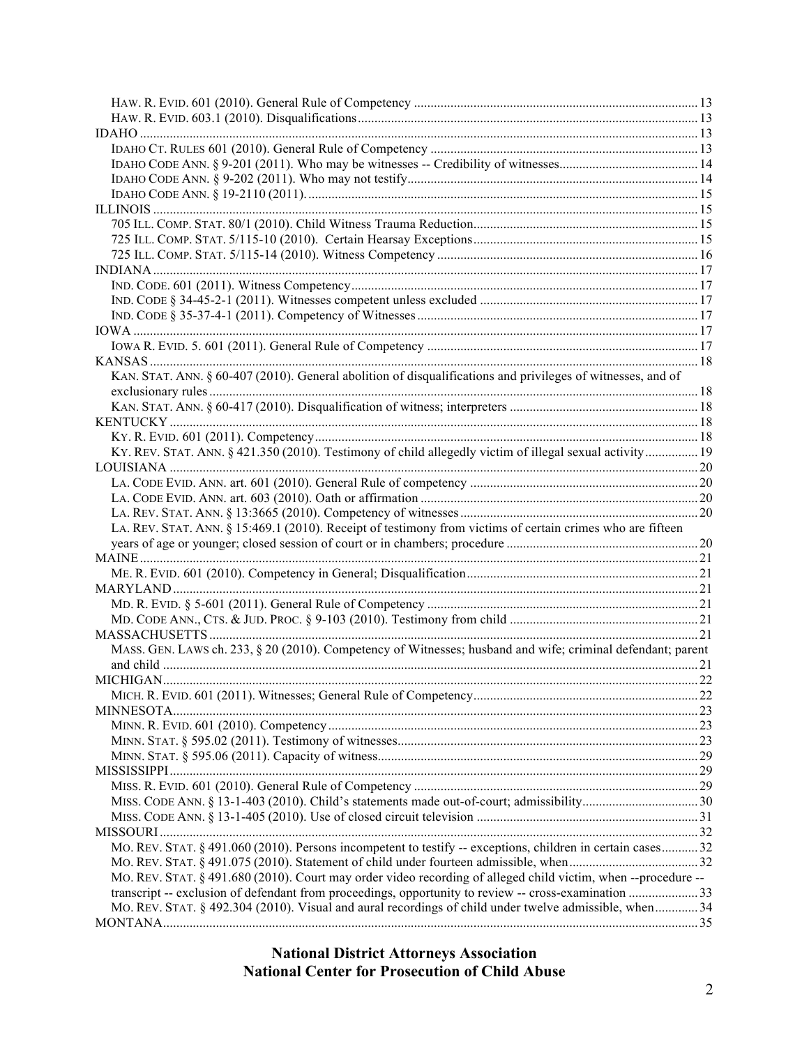HAW. R. EVID. 601 (2010). General Rule of Competency ..... 13
HAW. R. EVID. 603.1 (2010). Disqualifications ..... 13

IDAHO ..... 13

IDAHO CT. RULES 601 (2010). General Rule of Competency ..... 13
IDAHO CODE ANN. § 9-201 (2011). Who may be witnesses -- Credibility of witnesses ..... 14
IDAHO CODE ANN. § 9-202 (2011). Who may not testify ..... 14
IDAHO CODE ANN. § 19-2110 (2011). ..... 15

ILLINOIS ..... 15

705 ILL. COMP. STAT. 80/1 (2010). Child Witness Trauma Reduction ..... 15
725 ILL. COMP. STAT. 5/115-10 (2010). Certain Hearsay Exceptions ..... 15
725 ILL. COMP. STAT. 5/115-14 (2010). Witness Competency ..... 16

INDIANA ..... 17

IND. CODE. 601 (2011). Witness Competency ..... 17
IND. CODE § 34-45-2-1 (2011). Witnesses competent unless excluded ..... 17
IND. CODE § 35-37-4-1 (2011). Competency of Witnesses ..... 17

IOWA ..... 17

IOWA R. EVID. 5. 601 (2011). General Rule of Competency ..... 17

KANSAS ..... 18

KAN. STAT. ANN. § 60-407 (2010). General abolition of disqualifications and privileges of witnesses, and of exclusionary rules ..... 18
KAN. STAT. ANN. § 60-417 (2010). Disqualification of witness; interpreters ..... 18

KENTUCKY ..... 18

KY. R. EVID. 601 (2011). Competency ..... 18
KY. REV. STAT. ANN. § 421.350 (2010). Testimony of child allegedly victim of illegal sexual activity ..... 19

LOUISIANA ..... 20

LA. CODE EVID. ANN. art. 601 (2010). General Rule of competency ..... 20
LA. CODE EVID. ANN. art. 603 (2010). Oath or affirmation ..... 20
LA. REV. STAT. ANN. § 13:3665 (2010). Competency of witnesses ..... 20
LA. REV. STAT. ANN. § 15:469.1 (2010). Receipt of testimony from victims of certain crimes who are fifteen years of age or younger; closed session of court or in chambers; procedure ..... 20

MAINE ..... 21

ME. R. EVID. 601 (2010). Competency in General; Disqualification ..... 21

MARYLAND ..... 21

MD. R. EVID. § 5-601 (2011). General Rule of Competency ..... 21
MD. CODE ANN., CTS. & JUD. PROC. § 9-103 (2010). Testimony from child ..... 21

MASSACHUSETTS ..... 21

MASS. GEN. LAWS ch. 233, § 20 (2010). Competency of Witnesses; husband and wife; criminal defendant; parent and child ..... 21

MICHIGAN ..... 22

MICH. R. EVID. 601 (2011). Witnesses; General Rule of Competency ..... 22

MINNESOTA ..... 23

MINN. R. EVID. 601 (2010). Competency ..... 23
MINN. STAT. § 595.02 (2011). Testimony of witnesses ..... 23
MINN. STAT. § 595.06 (2011). Capacity of witness ..... 29

MISSISSIPPI ..... 29

MISS. R. EVID. 601 (2010). General Rule of Competency ..... 29
MISS. CODE ANN. § 13-1-403 (2010). Child's statements made out-of-court; admissibility ..... 30
MISS. CODE ANN. § 13-1-405 (2010). Use of closed circuit television ..... 31

MISSOURI ..... 32

MO. REV. STAT. § 491.060 (2010). Persons incompetent to testify -- exceptions, children in certain cases ..... 32
MO. REV. STAT. § 491.075 (2010). Statement of child under fourteen admissible, when ..... 32
MO. REV. STAT. § 491.680 (2010). Court may order video recording of alleged child victim, when --procedure -- transcript -- exclusion of defendant from proceedings, opportunity to review -- cross-examination ..... 33
MO. REV. STAT. § 492.304 (2010). Visual and aural recordings of child under twelve admissible, when ..... 34

MONTANA ..... 35

**National District Attorneys Association**
**National Center for Prosecution of Child Abuse**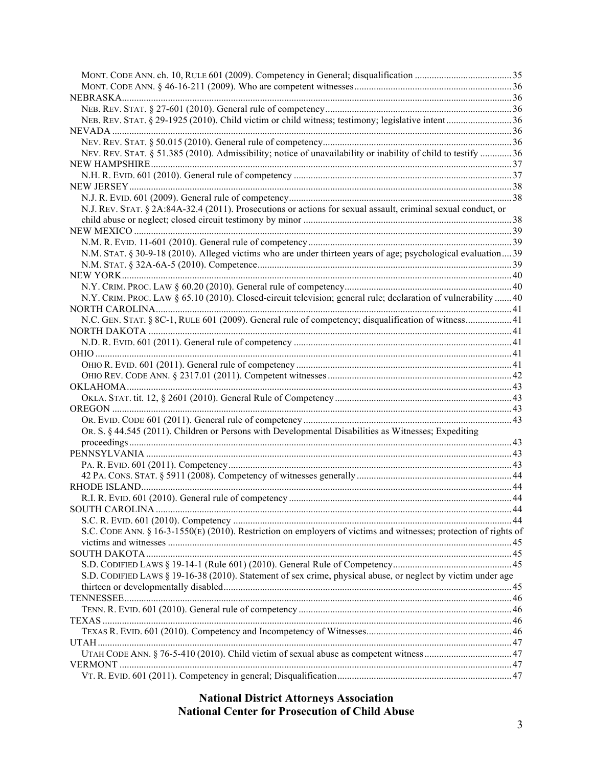MONT. CODE ANN. ch. 10, RULE 601 (2009). Competency in General; disqualification ........................................ 35
MONT. CODE ANN. § 46-16-211 (2009). Who are competent witnesses ................................................................ 36

NEBRASKA ................................................................................................................................................ 36
NEB. REV. STAT. § 27-601 (2010). General rule of competency ............................................................................ 36
NEB. REV. STAT. § 29-1925 (2010). Child victim or child witness; testimony; legislative intent ........................... 36

NEVADA .................................................................................................................................................... 36
NEV. REV. STAT. § 50.015 (2010). General rule of competency ............................................................................ 36
NEV. REV. STAT. § 51.385 (2010). Admissibility; notice of unavailability or inability of child to testify ............. 36

NEW HAMPSHIRE ..................................................................................................................................... 37
N.H. R. EVID. 601 (2010). General rule of competency ......................................................................................... 37

NEW JERSEY ............................................................................................................................................ 38
N.J. R. EVID. 601 (2009). General rule of competency ........................................................................................... 38
N.J. REV. STAT. § 2A:84A-32.4 (2011). Prosecutions or actions for sexual assault, criminal sexual conduct, or child abuse or neglect; closed circuit testimony by minor ..................................................................................... 38

NEW MEXICO ........................................................................................................................................... 39
N.M. R. EVID. 11-601 (2010). General rule of competency ................................................................................... 39
N.M. STAT. § 30-9-18 (2010). Alleged victims who are under thirteen years of age; psychological evaluation .... 39
N.M. STAT. § 32A-6A-5 (2010). Competence ........................................................................................................ 39

NEW YORK ................................................................................................................................................ 40
N.Y. CRIM. PROC. LAW § 60.20 (2010). General rule of competency .................................................................... 40
N.Y. CRIM. PROC. LAW § 65.10 (2010). Closed-circuit television; general rule; declaration of vulnerability ....... 40

NORTH CAROLINA .................................................................................................................................. 41
N.C. GEN. STAT. § 8C-1, RULE 601 (2009). General rule of competency; disqualification of witness ................... 41

NORTH DAKOTA ...................................................................................................................................... 41
N.D. R. EVID. 601 (2011). General rule of competency ......................................................................................... 41

OHIO .......................................................................................................................................................... 41
OHIO R. EVID. 601 (2011). General rule of competency ........................................................................................ 41
OHIO REV. CODE ANN. § 2317.01 (2011). Competent witnesses ........................................................................... 42

OKLAHOMA .............................................................................................................................................. 43
OKLA. STAT. tit. 12, § 2601 (2010). General Rule of Competency ......................................................................... 43

OREGON ................................................................................................................................................... 43
OR. EVID. CODE 601 (2011). General rule of competency ..................................................................................... 43
OR. S. § 44.545 (2011). Children or Persons with Developmental Disabilities as Witnesses; Expediting proceedings ........................................................................................................................................................... 43

PENNSYLVANIA ....................................................................................................................................... 43
PA. R. EVID. 601 (2011). Competency .................................................................................................................... 43
42 PA. CONS. STAT. § 5911 (2008). Competency of witnesses generally ................................................................ 44

RHODE ISLAND ........................................................................................................................................ 44
R.I. R. EVID. 601 (2010). General rule of competency ........................................................................................... 44

SOUTH CAROLINA ................................................................................................................................... 44
S.C. R. EVID. 601 (2010). Competency ................................................................................................................. 44
S.C. CODE ANN. § 16-3-1550(E) (2010). Restriction on employers of victims and witnesses; protection of rights of victims and witnesses ............................................................................................................................. 45

SOUTH DAKOTA ...................................................................................................................................... 45
S.D. CODIFIED LAWS § 19-14-1 (Rule 601) (2010). General Rule of Competency ................................................ 45
S.D. CODIFIED LAWS § 19-16-38 (2010). Statement of sex crime, physical abuse, or neglect by victim under age thirteen or developmentally disabled ...................................................................................................................... 45

TENNESSEE .............................................................................................................................................. 46
TENN. R. EVID. 601 (2010). General rule of competency ....................................................................................... 46

TEXAS ........................................................................................................................................................ 46
TEXAS R. EVID. 601 (2010). Competency and Incompetency of Witnesses ........................................................... 46

UTAH ......................................................................................................................................................... 47
UTAH CODE ANN. § 76-5-410 (2010). Child victim of sexual abuse as competent witness .................................... 47

VERMONT ................................................................................................................................................. 47
VT. R. EVID. 601 (2011). Competency in general; Disqualification ....................................................................... 47

**National District Attorneys Association**
**National Center for Prosecution of Child Abuse**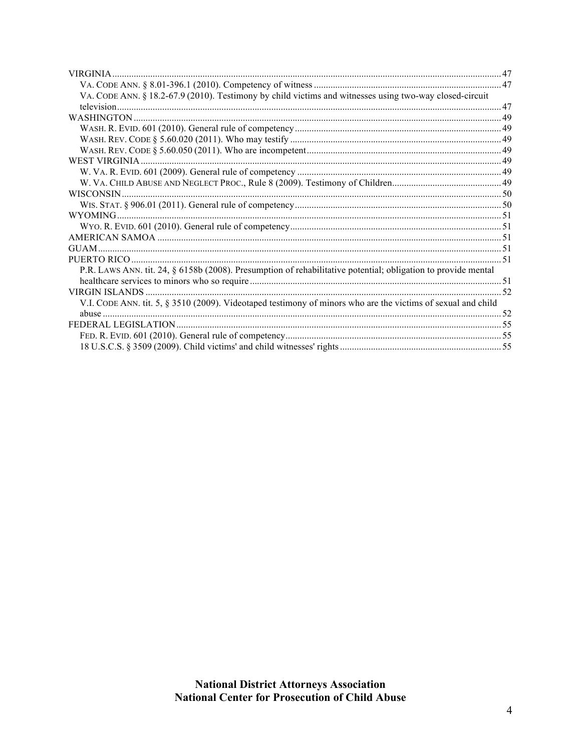VIRGINIA ..... 47
- VA. CODE ANN. § 8.01-396.1 (2010). Competency of witness ..... 47
- VA. CODE ANN. § 18.2-67.9 (2010). Testimony by child victims and witnesses using two-way closed-circuit television ..... 47

WASHINGTON ..... 49
- WASH. R. EVID. 601 (2010). General rule of competency ..... 49
- WASH. REV. CODE § 5.60.020 (2011). Who may testify ..... 49
- WASH. REV. CODE § 5.60.050 (2011). Who are incompetent ..... 49

WEST VIRGINIA ..... 49
- W. VA. R. EVID. 601 (2009). General rule of competency ..... 49
- W. VA. CHILD ABUSE AND NEGLECT PROC., Rule 8 (2009). Testimony of Children ..... 49

WISCONSIN ..... 50
- WIS. STAT. § 906.01 (2011). General rule of competency ..... 50

WYOMING ..... 51
- WYO. R. EVID. 601 (2010). General rule of competency ..... 51

AMERICAN SAMOA ..... 51

GUAM ..... 51

PUERTO RICO ..... 51
- P.R. LAWS ANN. tit. 24, § 6158b (2008). Presumption of rehabilitative potential; obligation to provide mental healthcare services to minors who so require ..... 51

VIRGIN ISLANDS ..... 52
- V.I. CODE ANN. tit. 5, § 3510 (2009). Videotaped testimony of minors who are the victims of sexual and child abuse ..... 52

FEDERAL LEGISLATION ..... 55
- FED. R. EVID. 601 (2010). General rule of competency ..... 55
- 18 U.S.C.S. § 3509 (2009). Child victims' and child witnesses' rights ..... 55

**National District Attorneys Association**
**National Center for Prosecution of Child Abuse**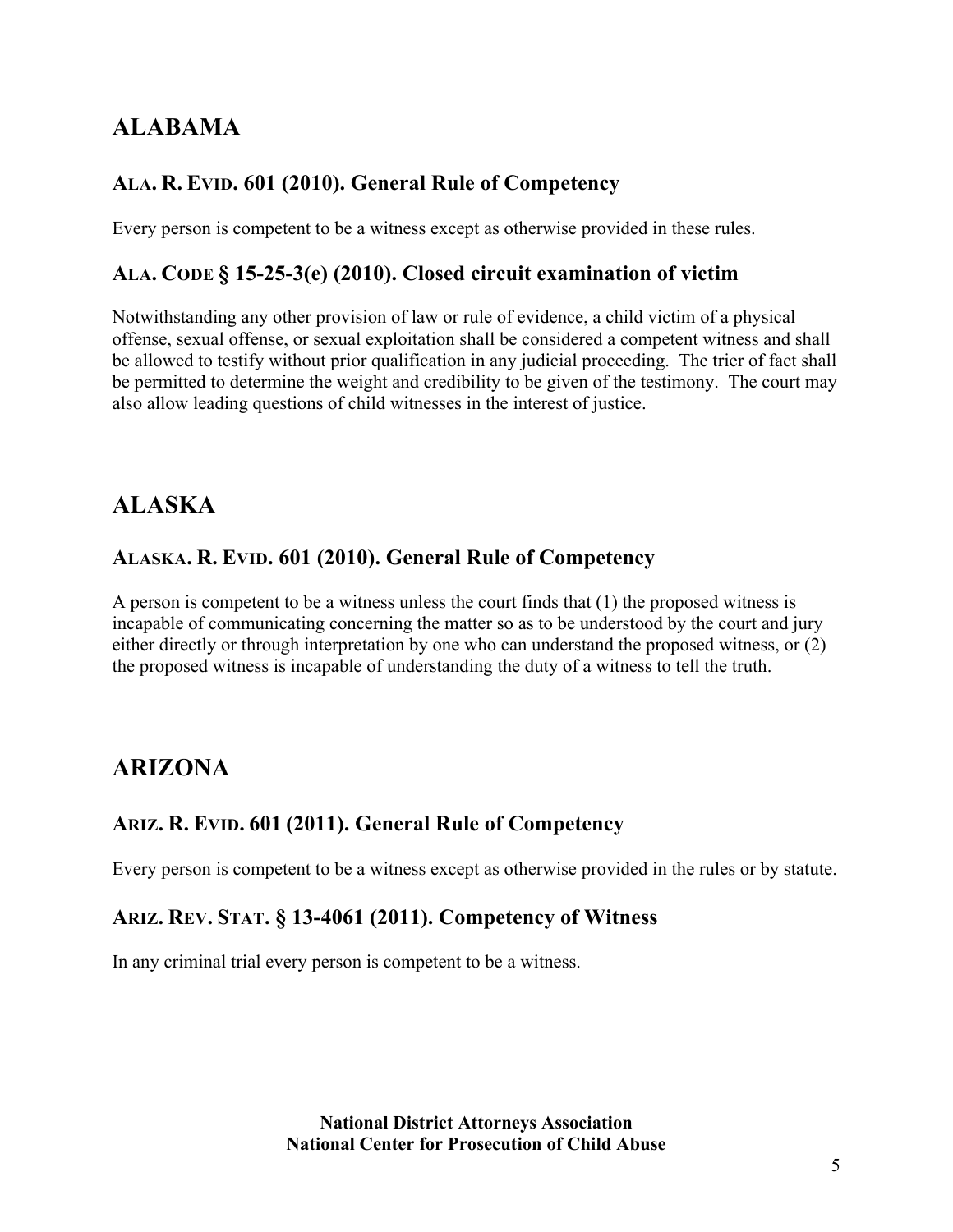# ALABAMA

## ALA. R. EVID. 601 (2010). General Rule of Competency

Every person is competent to be a witness except as otherwise provided in these rules.

## ALA. CODE § 15-25-3(e) (2010). Closed circuit examination of victim

Notwithstanding any other provision of law or rule of evidence, a child victim of a physical offense, sexual offense, or sexual exploitation shall be considered a competent witness and shall be allowed to testify without prior qualification in any judicial proceeding. The trier of fact shall be permitted to determine the weight and credibility to be given of the testimony. The court may also allow leading questions of child witnesses in the interest of justice.

# ALASKA

## ALASKA. R. EVID. 601 (2010). General Rule of Competency

A person is competent to be a witness unless the court finds that (1) the proposed witness is incapable of communicating concerning the matter so as to be understood by the court and jury either directly or through interpretation by one who can understand the proposed witness, or (2) the proposed witness is incapable of understanding the duty of a witness to tell the truth.

# ARIZONA

## ARIZ. R. EVID. 601 (2011). General Rule of Competency

Every person is competent to be a witness except as otherwise provided in the rules or by statute.

## ARIZ. REV. STAT. § 13-4061 (2011). Competency of Witness

In any criminal trial every person is competent to be a witness.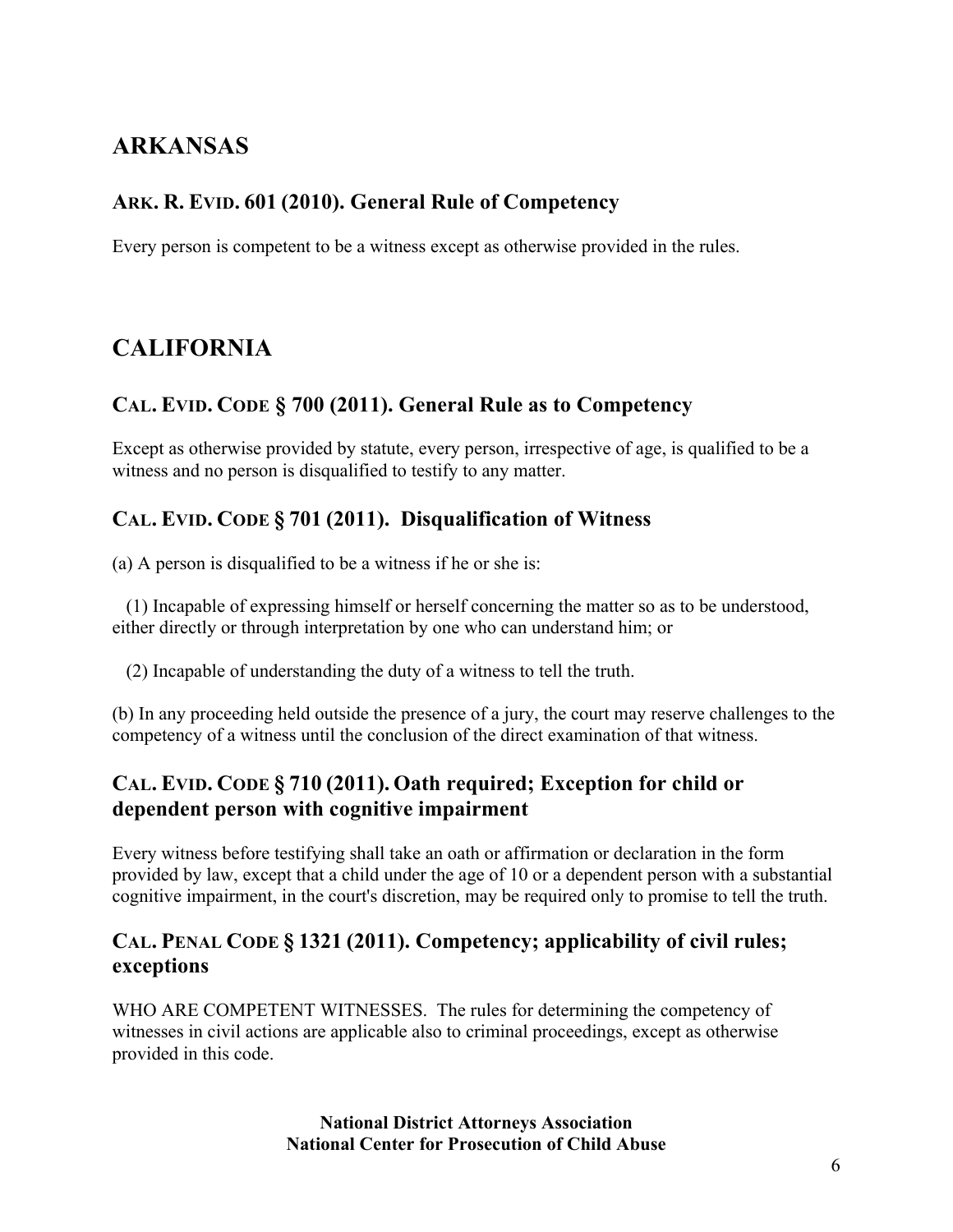## ARKANSAS

### ARK. R. EVID. 601 (2010). General Rule of Competency

Every person is competent to be a witness except as otherwise provided in the rules.

## CALIFORNIA

### CAL. EVID. CODE § 700 (2011). General Rule as to Competency

Except as otherwise provided by statute, every person, irrespective of age, is qualified to be a witness and no person is disqualified to testify to any matter.

### CAL. EVID. CODE § 701 (2011). Disqualification of Witness

(a) A person is disqualified to be a witness if he or she is:

(1) Incapable of expressing himself or herself concerning the matter so as to be understood, either directly or through interpretation by one who can understand him; or

(2) Incapable of understanding the duty of a witness to tell the truth.

(b) In any proceeding held outside the presence of a jury, the court may reserve challenges to the competency of a witness until the conclusion of the direct examination of that witness.

### CAL. EVID. CODE § 710 (2011). Oath required; Exception for child or dependent person with cognitive impairment

Every witness before testifying shall take an oath or affirmation or declaration in the form provided by law, except that a child under the age of 10 or a dependent person with a substantial cognitive impairment, in the court's discretion, may be required only to promise to tell the truth.

### CAL. PENAL CODE § 1321 (2011). Competency; applicability of civil rules; exceptions

WHO ARE COMPETENT WITNESSES. The rules for determining the competency of witnesses in civil actions are applicable also to criminal proceedings, except as otherwise provided in this code.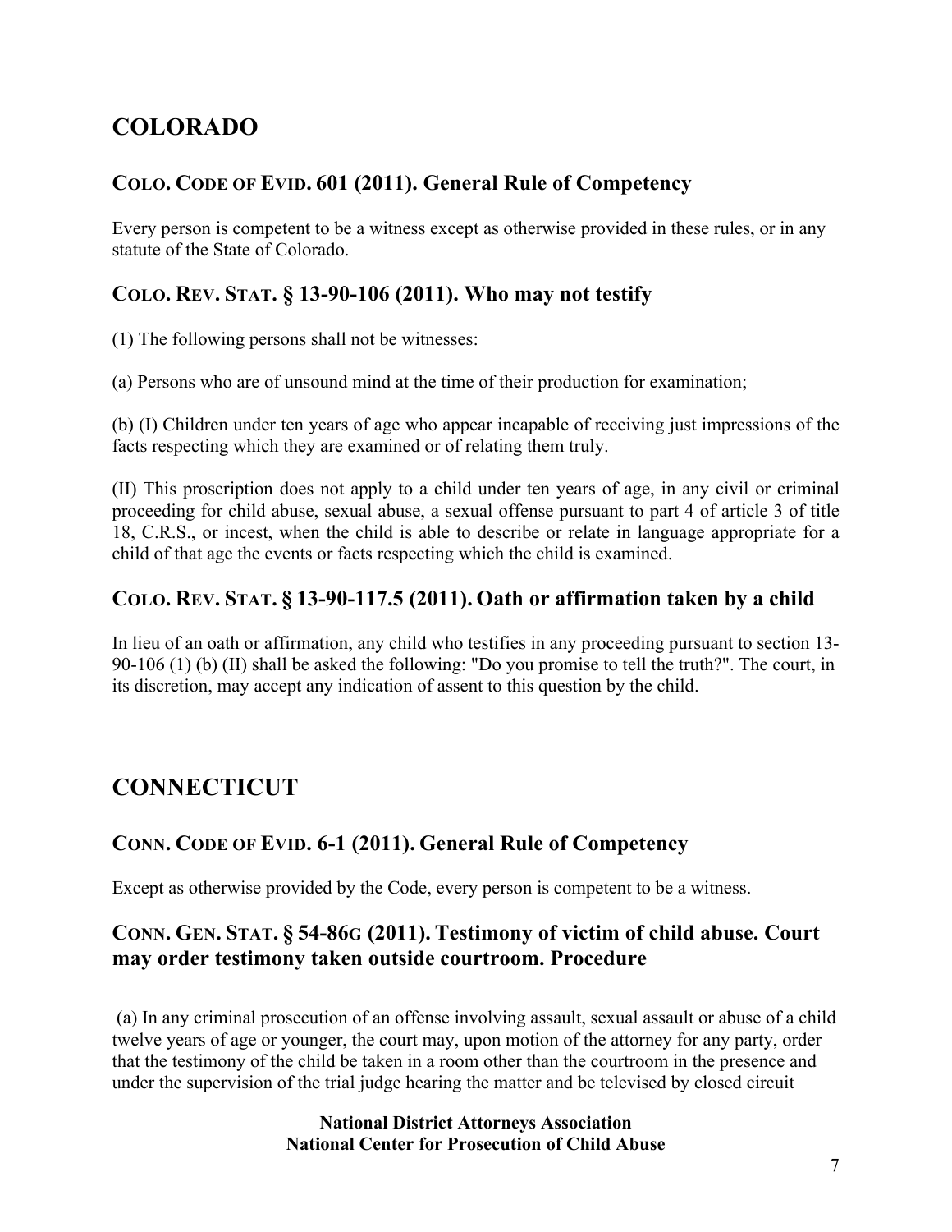# COLORADO

## COLO. CODE OF EVID. 601 (2011). General Rule of Competency

Every person is competent to be a witness except as otherwise provided in these rules, or in any statute of the State of Colorado.

## COLO. REV. STAT. § 13-90-106 (2011). Who may not testify

(1) The following persons shall not be witnesses:

(a) Persons who are of unsound mind at the time of their production for examination;

(b) (I) Children under ten years of age who appear incapable of receiving just impressions of the facts respecting which they are examined or of relating them truly.

(II) This proscription does not apply to a child under ten years of age, in any civil or criminal proceeding for child abuse, sexual abuse, a sexual offense pursuant to part 4 of article 3 of title 18, C.R.S., or incest, when the child is able to describe or relate in language appropriate for a child of that age the events or facts respecting which the child is examined.

## COLO. REV. STAT. § 13-90-117.5 (2011). Oath or affirmation taken by a child

In lieu of an oath or affirmation, any child who testifies in any proceeding pursuant to section 13-90-106 (1) (b) (II) shall be asked the following: "Do you promise to tell the truth?". The court, in its discretion, may accept any indication of assent to this question by the child.

# CONNECTICUT

## CONN. CODE OF EVID. 6-1 (2011). General Rule of Competency

Except as otherwise provided by the Code, every person is competent to be a witness.

## CONN. GEN. STAT. § 54-86G (2011). Testimony of victim of child abuse. Court may order testimony taken outside courtroom. Procedure

(a) In any criminal prosecution of an offense involving assault, sexual assault or abuse of a child twelve years of age or younger, the court may, upon motion of the attorney for any party, order that the testimony of the child be taken in a room other than the courtroom in the presence and under the supervision of the trial judge hearing the matter and be televised by closed circuit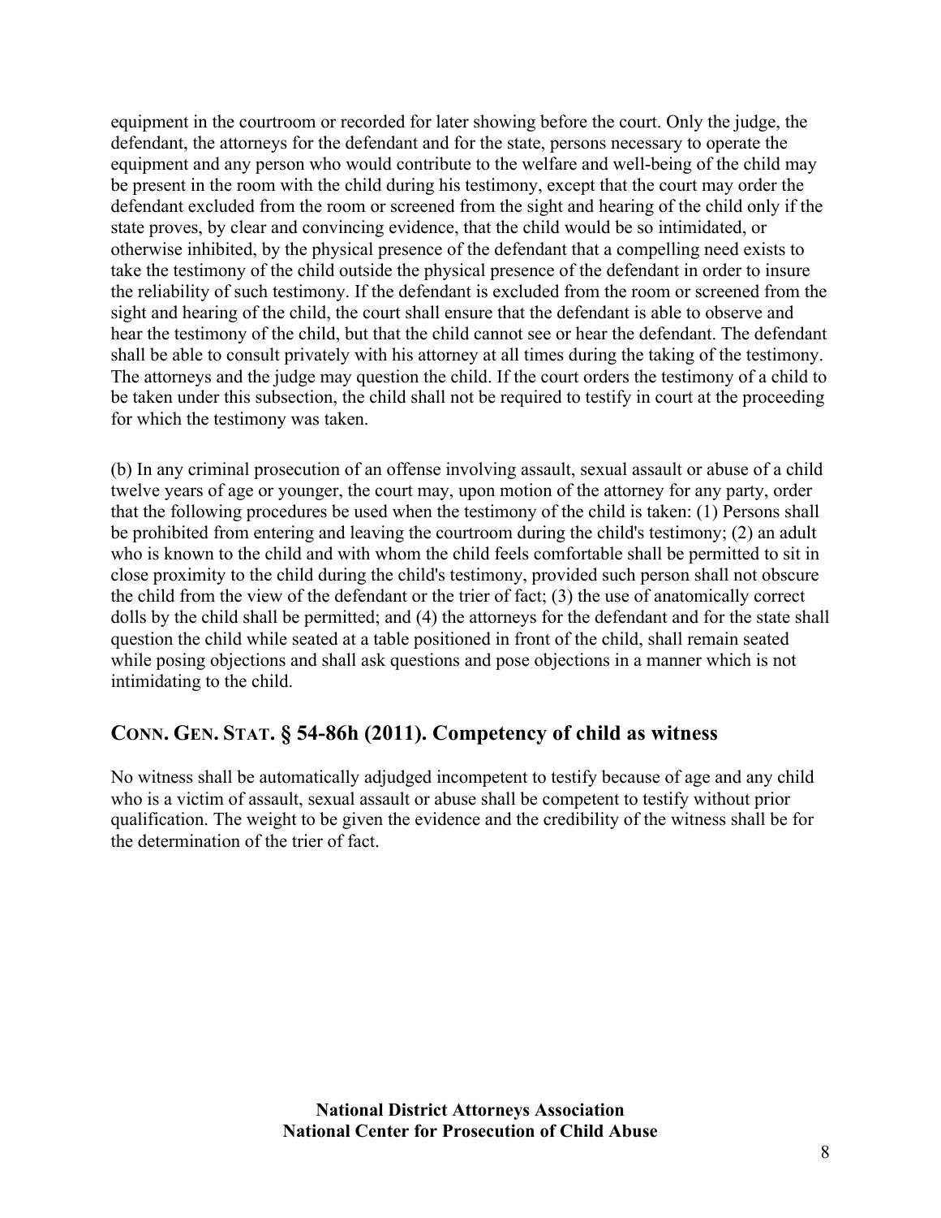equipment in the courtroom or recorded for later showing before the court. Only the judge, the defendant, the attorneys for the defendant and for the state, persons necessary to operate the equipment and any person who would contribute to the welfare and well-being of the child may be present in the room with the child during his testimony, except that the court may order the defendant excluded from the room or screened from the sight and hearing of the child only if the state proves, by clear and convincing evidence, that the child would be so intimidated, or otherwise inhibited, by the physical presence of the defendant that a compelling need exists to take the testimony of the child outside the physical presence of the defendant in order to insure the reliability of such testimony. If the defendant is excluded from the room or screened from the sight and hearing of the child, the court shall ensure that the defendant is able to observe and hear the testimony of the child, but that the child cannot see or hear the defendant. The defendant shall be able to consult privately with his attorney at all times during the taking of the testimony. The attorneys and the judge may question the child. If the court orders the testimony of a child to be taken under this subsection, the child shall not be required to testify in court at the proceeding for which the testimony was taken.

(b) In any criminal prosecution of an offense involving assault, sexual assault or abuse of a child twelve years of age or younger, the court may, upon motion of the attorney for any party, order that the following procedures be used when the testimony of the child is taken: (1) Persons shall be prohibited from entering and leaving the courtroom during the child's testimony; (2) an adult who is known to the child and with whom the child feels comfortable shall be permitted to sit in close proximity to the child during the child's testimony, provided such person shall not obscure the child from the view of the defendant or the trier of fact; (3) the use of anatomically correct dolls by the child shall be permitted; and (4) the attorneys for the defendant and for the state shall question the child while seated at a table positioned in front of the child, shall remain seated while posing objections and shall ask questions and pose objections in a manner which is not intimidating to the child.

## CONN. GEN. STAT. § 54-86h (2011). Competency of child as witness

No witness shall be automatically adjudged incompetent to testify because of age and any child who is a victim of assault, sexual assault or abuse shall be competent to testify without prior qualification. The weight to be given the evidence and the credibility of the witness shall be for the determination of the trier of fact.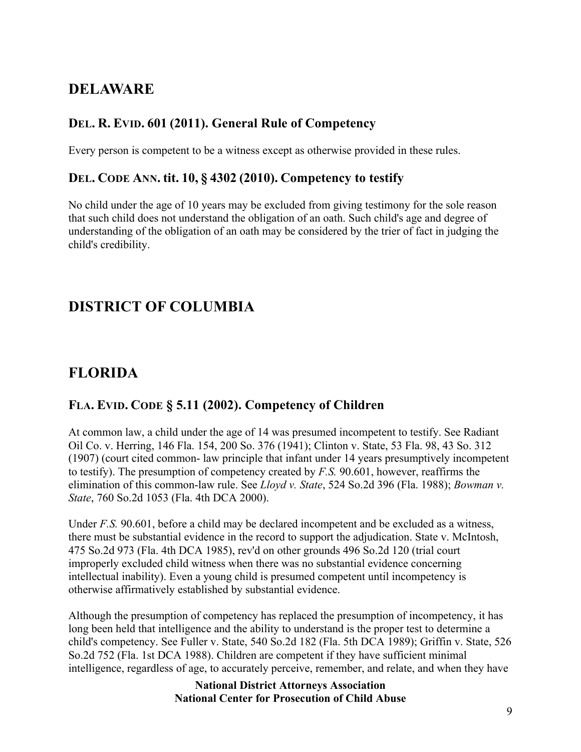## DELAWARE

### DEL. R. EVID. 601 (2011). General Rule of Competency

Every person is competent to be a witness except as otherwise provided in these rules.

### DEL. CODE ANN. tit. 10, § 4302 (2010). Competency to testify

No child under the age of 10 years may be excluded from giving testimony for the sole reason that such child does not understand the obligation of an oath. Such child's age and degree of understanding of the obligation of an oath may be considered by the trier of fact in judging the child's credibility.

## DISTRICT OF COLUMBIA

## FLORIDA

### FLA. EVID. CODE § 5.11 (2002). Competency of Children

At common law, a child under the age of 14 was presumed incompetent to testify. See Radiant Oil Co. v. Herring, 146 Fla. 154, 200 So. 376 (1941); Clinton v. State, 53 Fla. 98, 43 So. 312 (1907) (court cited common- law principle that infant under 14 years presumptively incompetent to testify). The presumption of competency created by *F.S.* 90.601, however, reaffirms the elimination of this common-law rule. See *Lloyd v. State*, 524 So.2d 396 (Fla. 1988); *Bowman v. State*, 760 So.2d 1053 (Fla. 4th DCA 2000).

Under *F.S.* 90.601, before a child may be declared incompetent and be excluded as a witness, there must be substantial evidence in the record to support the adjudication. State v. McIntosh, 475 So.2d 973 (Fla. 4th DCA 1985), rev'd on other grounds 496 So.2d 120 (trial court improperly excluded child witness when there was no substantial evidence concerning intellectual inability). Even a young child is presumed competent until incompetency is otherwise affirmatively established by substantial evidence.

Although the presumption of competency has replaced the presumption of incompetency, it has long been held that intelligence and the ability to understand is the proper test to determine a child's competency. See Fuller v. State, 540 So.2d 182 (Fla. 5th DCA 1989); Griffin v. State, 526 So.2d 752 (Fla. 1st DCA 1988). Children are competent if they have sufficient minimal intelligence, regardless of age, to accurately perceive, remember, and relate, and when they have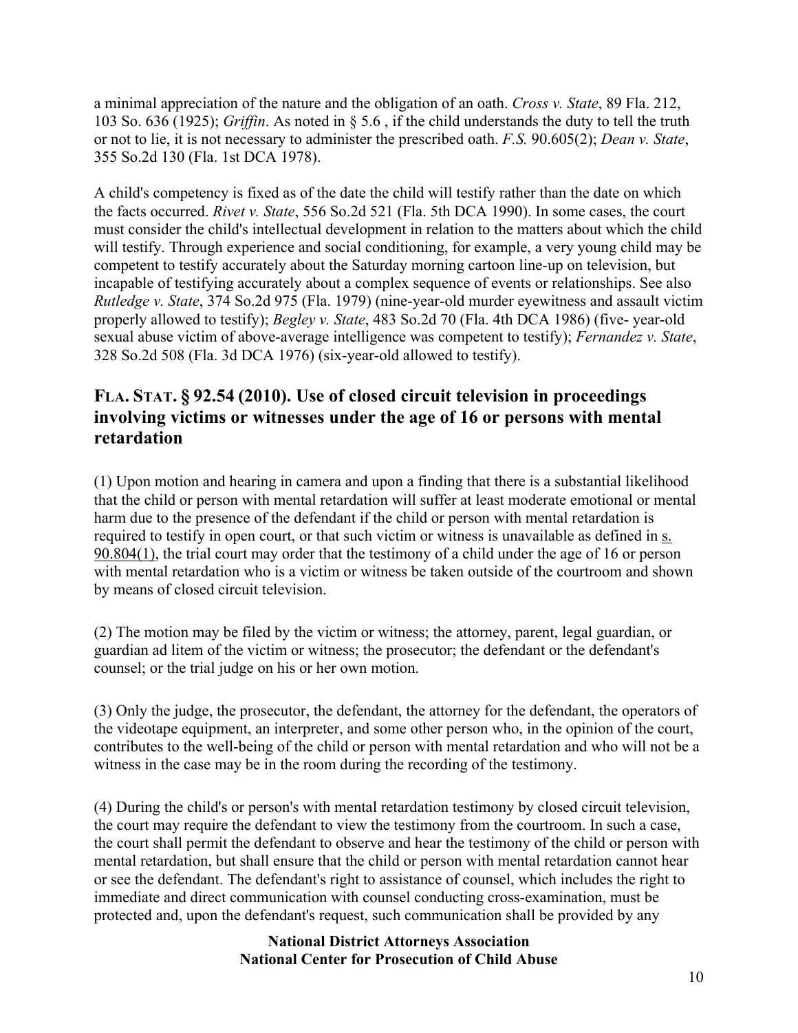a minimal appreciation of the nature and the obligation of an oath. *Cross v. State*, 89 Fla. 212, 103 So. 636 (1925); *Griffin*. As noted in § 5.6 , if the child understands the duty to tell the truth or not to lie, it is not necessary to administer the prescribed oath. *F.S.* 90.605(2); *Dean v. State*, 355 So.2d 130 (Fla. 1st DCA 1978).

A child's competency is fixed as of the date the child will testify rather than the date on which the facts occurred. *Rivet v. State*, 556 So.2d 521 (Fla. 5th DCA 1990). In some cases, the court must consider the child's intellectual development in relation to the matters about which the child will testify. Through experience and social conditioning, for example, a very young child may be competent to testify accurately about the Saturday morning cartoon line-up on television, but incapable of testifying accurately about a complex sequence of events or relationships. See also *Rutledge v. State*, 374 So.2d 975 (Fla. 1979) (nine-year-old murder eyewitness and assault victim properly allowed to testify); *Begley v. State*, 483 So.2d 70 (Fla. 4th DCA 1986) (five- year-old sexual abuse victim of above-average intelligence was competent to testify); *Fernandez v. State*, 328 So.2d 508 (Fla. 3d DCA 1976) (six-year-old allowed to testify).

## FLA. STAT. § 92.54 (2010). Use of closed circuit television in proceedings involving victims or witnesses under the age of 16 or persons with mental retardation

(1) Upon motion and hearing in camera and upon a finding that there is a substantial likelihood that the child or person with mental retardation will suffer at least moderate emotional or mental harm due to the presence of the defendant if the child or person with mental retardation is required to testify in open court, or that such victim or witness is unavailable as defined in s. 90.804(1), the trial court may order that the testimony of a child under the age of 16 or person with mental retardation who is a victim or witness be taken outside of the courtroom and shown by means of closed circuit television.

(2) The motion may be filed by the victim or witness; the attorney, parent, legal guardian, or guardian ad litem of the victim or witness; the prosecutor; the defendant or the defendant's counsel; or the trial judge on his or her own motion.

(3) Only the judge, the prosecutor, the defendant, the attorney for the defendant, the operators of the videotape equipment, an interpreter, and some other person who, in the opinion of the court, contributes to the well-being of the child or person with mental retardation and who will not be a witness in the case may be in the room during the recording of the testimony.

(4) During the child's or person's with mental retardation testimony by closed circuit television, the court may require the defendant to view the testimony from the courtroom. In such a case, the court shall permit the defendant to observe and hear the testimony of the child or person with mental retardation, but shall ensure that the child or person with mental retardation cannot hear or see the defendant. The defendant's right to assistance of counsel, which includes the right to immediate and direct communication with counsel conducting cross-examination, must be protected and, upon the defendant's request, such communication shall be provided by any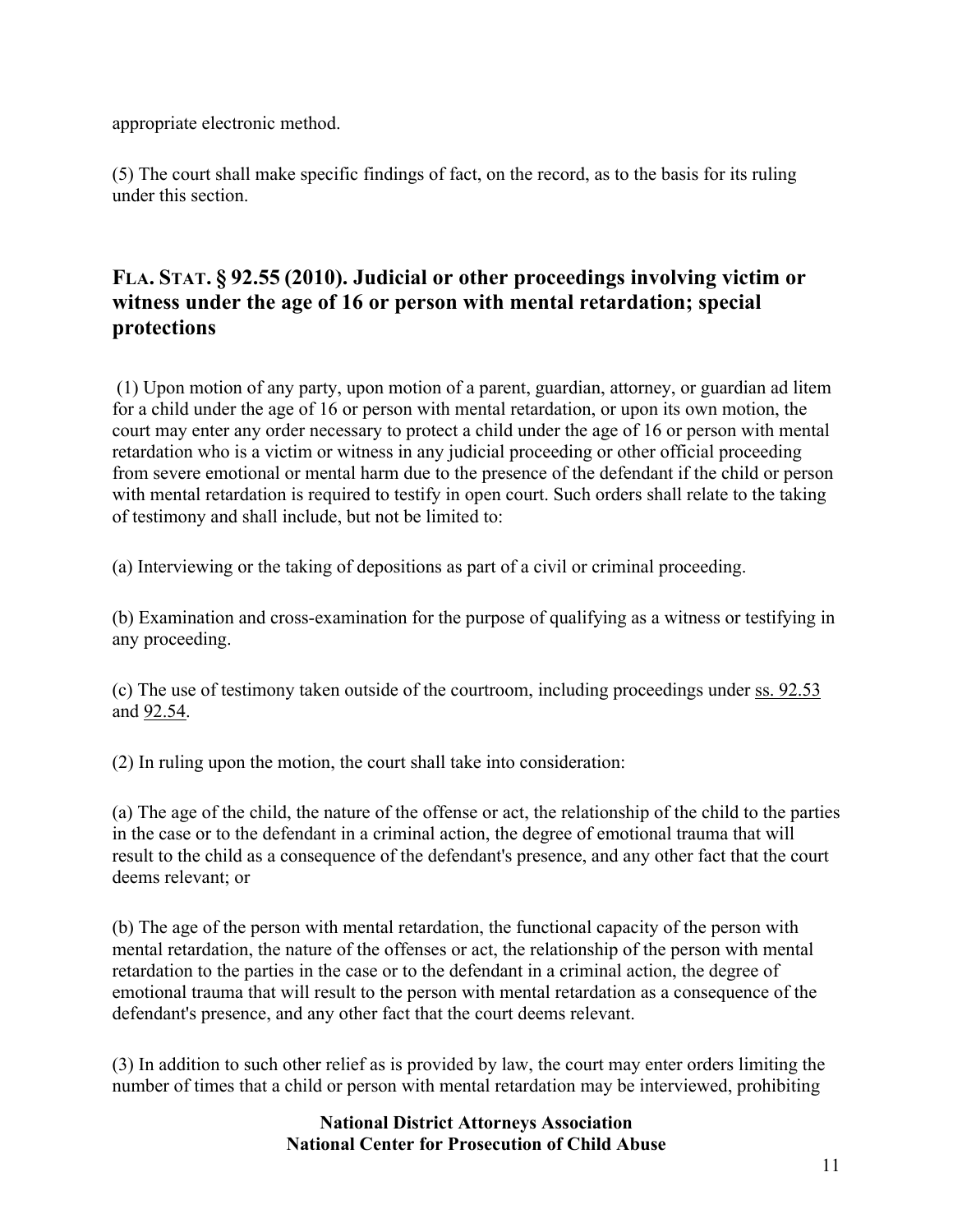appropriate electronic method.

(5) The court shall make specific findings of fact, on the record, as to the basis for its ruling under this section.

## FLA. STAT. § 92.55 (2010). Judicial or other proceedings involving victim or witness under the age of 16 or person with mental retardation; special protections

(1) Upon motion of any party, upon motion of a parent, guardian, attorney, or guardian ad litem for a child under the age of 16 or person with mental retardation, or upon its own motion, the court may enter any order necessary to protect a child under the age of 16 or person with mental retardation who is a victim or witness in any judicial proceeding or other official proceeding from severe emotional or mental harm due to the presence of the defendant if the child or person with mental retardation is required to testify in open court. Such orders shall relate to the taking of testimony and shall include, but not be limited to:

(a) Interviewing or the taking of depositions as part of a civil or criminal proceeding.

(b) Examination and cross-examination for the purpose of qualifying as a witness or testifying in any proceeding.

(c) The use of testimony taken outside of the courtroom, including proceedings under ss. 92.53 and 92.54.

(2) In ruling upon the motion, the court shall take into consideration:

(a) The age of the child, the nature of the offense or act, the relationship of the child to the parties in the case or to the defendant in a criminal action, the degree of emotional trauma that will result to the child as a consequence of the defendant's presence, and any other fact that the court deems relevant; or

(b) The age of the person with mental retardation, the functional capacity of the person with mental retardation, the nature of the offenses or act, the relationship of the person with mental retardation to the parties in the case or to the defendant in a criminal action, the degree of emotional trauma that will result to the person with mental retardation as a consequence of the defendant's presence, and any other fact that the court deems relevant.

(3) In addition to such other relief as is provided by law, the court may enter orders limiting the number of times that a child or person with mental retardation may be interviewed, prohibiting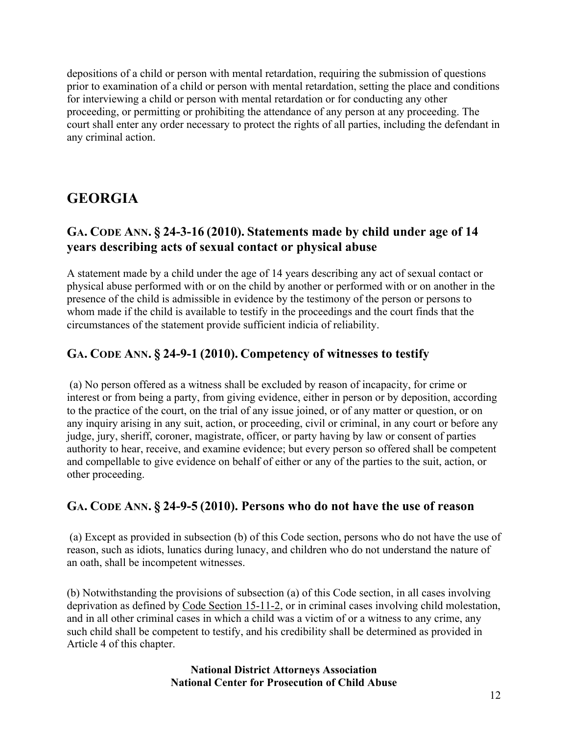depositions of a child or person with mental retardation, requiring the submission of questions prior to examination of a child or person with mental retardation, setting the place and conditions for interviewing a child or person with mental retardation or for conducting any other proceeding, or permitting or prohibiting the attendance of any person at any proceeding. The court shall enter any order necessary to protect the rights of all parties, including the defendant in any criminal action.

## GEORGIA

### GA. CODE ANN. § 24-3-16 (2010). Statements made by child under age of 14 years describing acts of sexual contact or physical abuse

A statement made by a child under the age of 14 years describing any act of sexual contact or physical abuse performed with or on the child by another or performed with or on another in the presence of the child is admissible in evidence by the testimony of the person or persons to whom made if the child is available to testify in the proceedings and the court finds that the circumstances of the statement provide sufficient indicia of reliability.

### GA. CODE ANN. § 24-9-1 (2010). Competency of witnesses to testify

(a) No person offered as a witness shall be excluded by reason of incapacity, for crime or interest or from being a party, from giving evidence, either in person or by deposition, according to the practice of the court, on the trial of any issue joined, or of any matter or question, or on any inquiry arising in any suit, action, or proceeding, civil or criminal, in any court or before any judge, jury, sheriff, coroner, magistrate, officer, or party having by law or consent of parties authority to hear, receive, and examine evidence; but every person so offered shall be competent and compellable to give evidence on behalf of either or any of the parties to the suit, action, or other proceeding.

### GA. CODE ANN. § 24-9-5 (2010). Persons who do not have the use of reason

(a) Except as provided in subsection (b) of this Code section, persons who do not have the use of reason, such as idiots, lunatics during lunacy, and children who do not understand the nature of an oath, shall be incompetent witnesses.

(b) Notwithstanding the provisions of subsection (a) of this Code section, in all cases involving deprivation as defined by Code Section 15-11-2, or in criminal cases involving child molestation, and in all other criminal cases in which a child was a victim of or a witness to any crime, any such child shall be competent to testify, and his credibility shall be determined as provided in Article 4 of this chapter.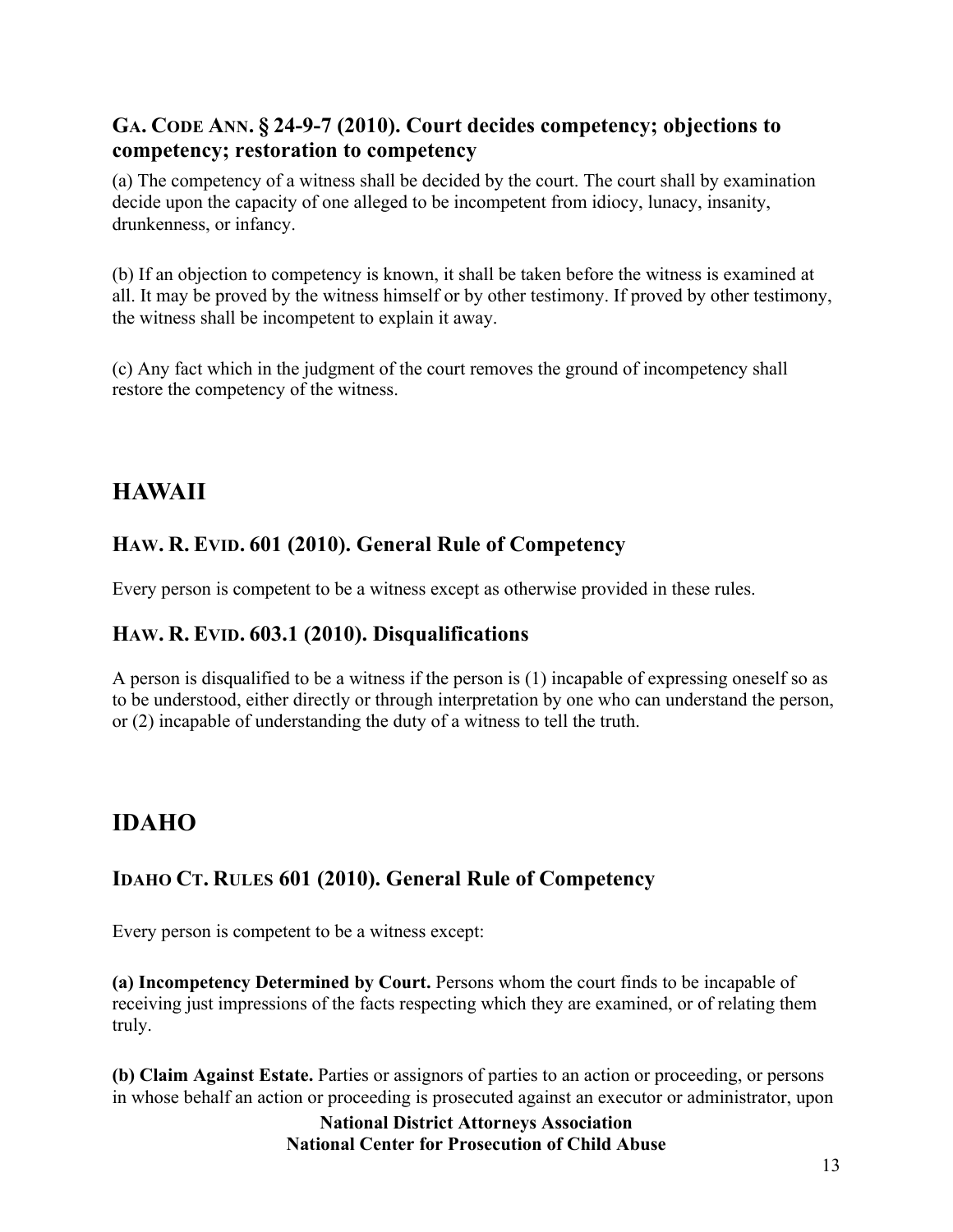### GA. CODE ANN. § 24-9-7 (2010). Court decides competency; objections to competency; restoration to competency

(a) The competency of a witness shall be decided by the court. The court shall by examination decide upon the capacity of one alleged to be incompetent from idiocy, lunacy, insanity, drunkenness, or infancy.

(b) If an objection to competency is known, it shall be taken before the witness is examined at all. It may be proved by the witness himself or by other testimony. If proved by other testimony, the witness shall be incompetent to explain it away.

(c) Any fact which in the judgment of the court removes the ground of incompetency shall restore the competency of the witness.

## HAWAII

### HAW. R. EVID. 601 (2010). General Rule of Competency

Every person is competent to be a witness except as otherwise provided in these rules.

### HAW. R. EVID. 603.1 (2010). Disqualifications

A person is disqualified to be a witness if the person is (1) incapable of expressing oneself so as to be understood, either directly or through interpretation by one who can understand the person, or (2) incapable of understanding the duty of a witness to tell the truth.

## IDAHO

### IDAHO CT. RULES 601 (2010). General Rule of Competency

Every person is competent to be a witness except:

**(a) Incompetency Determined by Court.** Persons whom the court finds to be incapable of receiving just impressions of the facts respecting which they are examined, or of relating them truly.

**(b) Claim Against Estate.** Parties or assignors of parties to an action or proceeding, or persons in whose behalf an action or proceeding is prosecuted against an executor or administrator, upon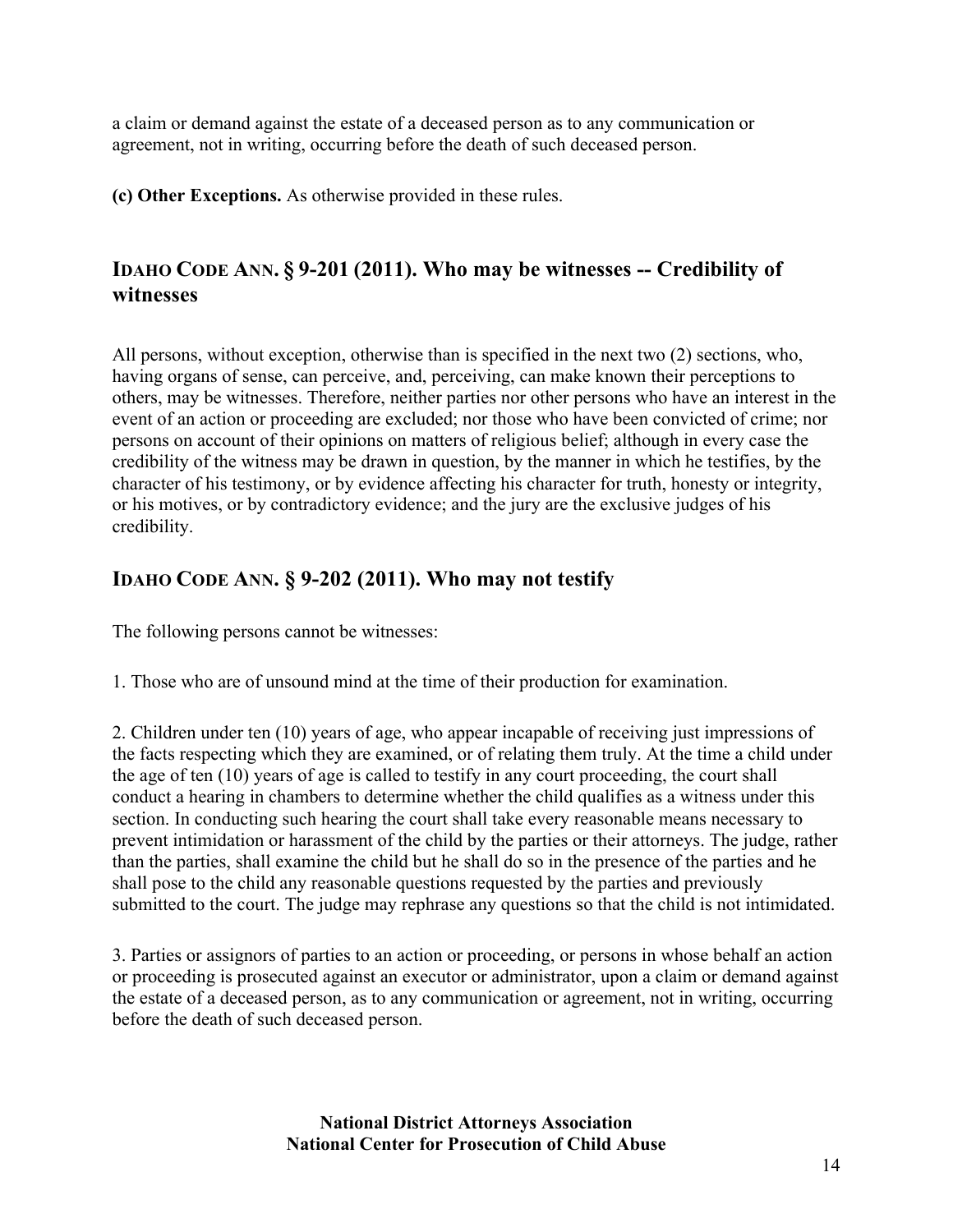a claim or demand against the estate of a deceased person as to any communication or agreement, not in writing, occurring before the death of such deceased person.

**(c) Other Exceptions.** As otherwise provided in these rules.

## IDAHO CODE ANN. § 9-201 (2011). Who may be witnesses -- Credibility of witnesses

All persons, without exception, otherwise than is specified in the next two (2) sections, who, having organs of sense, can perceive, and, perceiving, can make known their perceptions to others, may be witnesses. Therefore, neither parties nor other persons who have an interest in the event of an action or proceeding are excluded; nor those who have been convicted of crime; nor persons on account of their opinions on matters of religious belief; although in every case the credibility of the witness may be drawn in question, by the manner in which he testifies, by the character of his testimony, or by evidence affecting his character for truth, honesty or integrity, or his motives, or by contradictory evidence; and the jury are the exclusive judges of his credibility.

## IDAHO CODE ANN. § 9-202 (2011). Who may not testify

The following persons cannot be witnesses:

1. Those who are of unsound mind at the time of their production for examination.

2. Children under ten (10) years of age, who appear incapable of receiving just impressions of the facts respecting which they are examined, or of relating them truly. At the time a child under the age of ten (10) years of age is called to testify in any court proceeding, the court shall conduct a hearing in chambers to determine whether the child qualifies as a witness under this section. In conducting such hearing the court shall take every reasonable means necessary to prevent intimidation or harassment of the child by the parties or their attorneys. The judge, rather than the parties, shall examine the child but he shall do so in the presence of the parties and he shall pose to the child any reasonable questions requested by the parties and previously submitted to the court. The judge may rephrase any questions so that the child is not intimidated.

3. Parties or assignors of parties to an action or proceeding, or persons in whose behalf an action or proceeding is prosecuted against an executor or administrator, upon a claim or demand against the estate of a deceased person, as to any communication or agreement, not in writing, occurring before the death of such deceased person.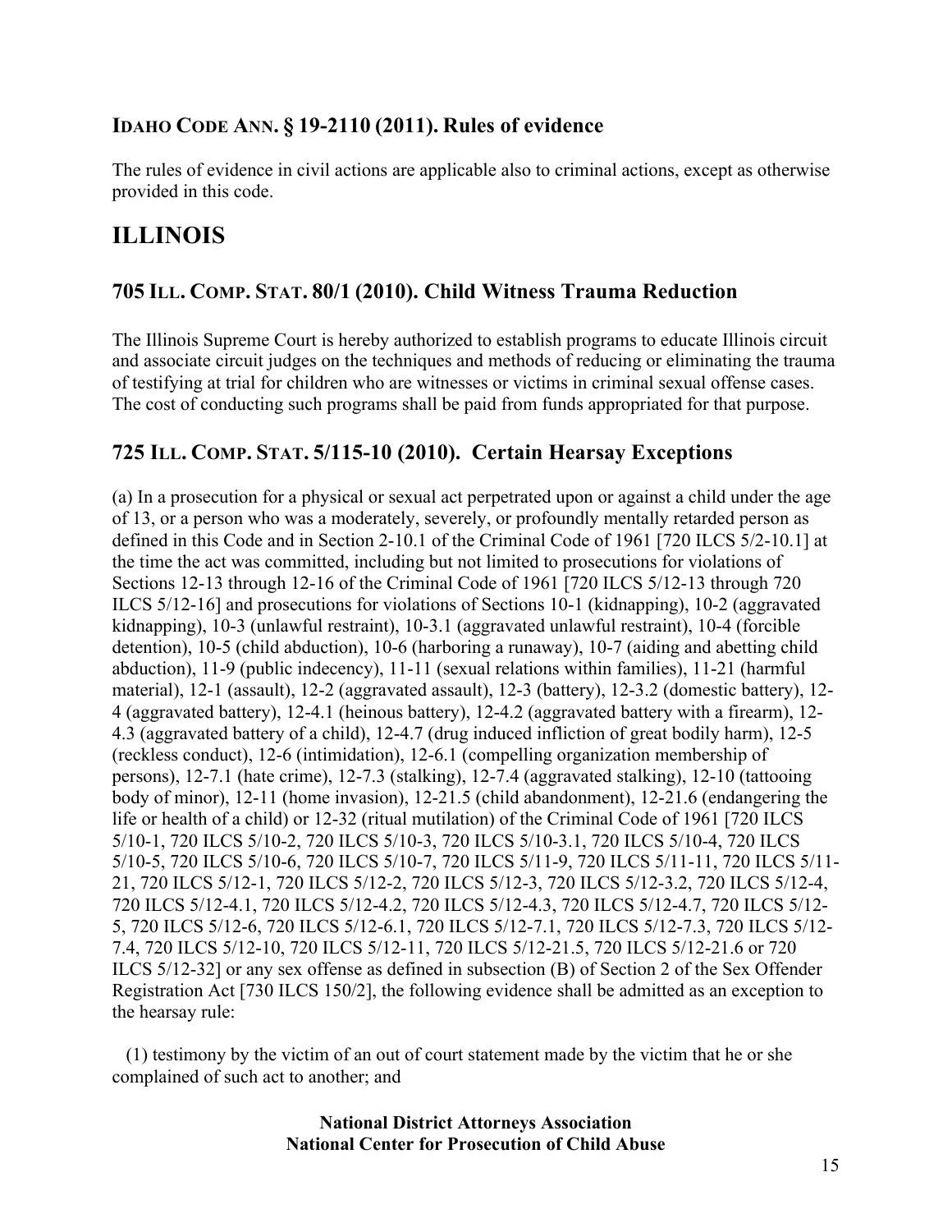### IDAHO CODE ANN. § 19-2110 (2011). Rules of evidence

The rules of evidence in civil actions are applicable also to criminal actions, except as otherwise provided in this code.

## ILLINOIS

### 705 ILL. COMP. STAT. 80/1 (2010). Child Witness Trauma Reduction

The Illinois Supreme Court is hereby authorized to establish programs to educate Illinois circuit and associate circuit judges on the techniques and methods of reducing or eliminating the trauma of testifying at trial for children who are witnesses or victims in criminal sexual offense cases. The cost of conducting such programs shall be paid from funds appropriated for that purpose.

### 725 ILL. COMP. STAT. 5/115-10 (2010). Certain Hearsay Exceptions

(a) In a prosecution for a physical or sexual act perpetrated upon or against a child under the age of 13, or a person who was a moderately, severely, or profoundly mentally retarded person as defined in this Code and in Section 2-10.1 of the Criminal Code of 1961 [720 ILCS 5/2-10.1] at the time the act was committed, including but not limited to prosecutions for violations of Sections 12-13 through 12-16 of the Criminal Code of 1961 [720 ILCS 5/12-13 through 720 ILCS 5/12-16] and prosecutions for violations of Sections 10-1 (kidnapping), 10-2 (aggravated kidnapping), 10-3 (unlawful restraint), 10-3.1 (aggravated unlawful restraint), 10-4 (forcible detention), 10-5 (child abduction), 10-6 (harboring a runaway), 10-7 (aiding and abetting child abduction), 11-9 (public indecency), 11-11 (sexual relations within families), 11-21 (harmful material), 12-1 (assault), 12-2 (aggravated assault), 12-3 (battery), 12-3.2 (domestic battery), 12-4 (aggravated battery), 12-4.1 (heinous battery), 12-4.2 (aggravated battery with a firearm), 12-4.3 (aggravated battery of a child), 12-4.7 (drug induced infliction of great bodily harm), 12-5 (reckless conduct), 12-6 (intimidation), 12-6.1 (compelling organization membership of persons), 12-7.1 (hate crime), 12-7.3 (stalking), 12-7.4 (aggravated stalking), 12-10 (tattooing body of minor), 12-11 (home invasion), 12-21.5 (child abandonment), 12-21.6 (endangering the life or health of a child) or 12-32 (ritual mutilation) of the Criminal Code of 1961 [720 ILCS 5/10-1, 720 ILCS 5/10-2, 720 ILCS 5/10-3, 720 ILCS 5/10-3.1, 720 ILCS 5/10-4, 720 ILCS 5/10-5, 720 ILCS 5/10-6, 720 ILCS 5/10-7, 720 ILCS 5/11-9, 720 ILCS 5/11-11, 720 ILCS 5/11-21, 720 ILCS 5/12-1, 720 ILCS 5/12-2, 720 ILCS 5/12-3, 720 ILCS 5/12-3.2, 720 ILCS 5/12-4, 720 ILCS 5/12-4.1, 720 ILCS 5/12-4.2, 720 ILCS 5/12-4.3, 720 ILCS 5/12-4.7, 720 ILCS 5/12-5, 720 ILCS 5/12-6, 720 ILCS 5/12-6.1, 720 ILCS 5/12-7.1, 720 ILCS 5/12-7.3, 720 ILCS 5/12-7.4, 720 ILCS 5/12-10, 720 ILCS 5/12-11, 720 ILCS 5/12-21.5, 720 ILCS 5/12-21.6 or 720 ILCS 5/12-32] or any sex offense as defined in subsection (B) of Section 2 of the Sex Offender Registration Act [730 ILCS 150/2], the following evidence shall be admitted as an exception to the hearsay rule:

(1) testimony by the victim of an out of court statement made by the victim that he or she complained of such act to another; and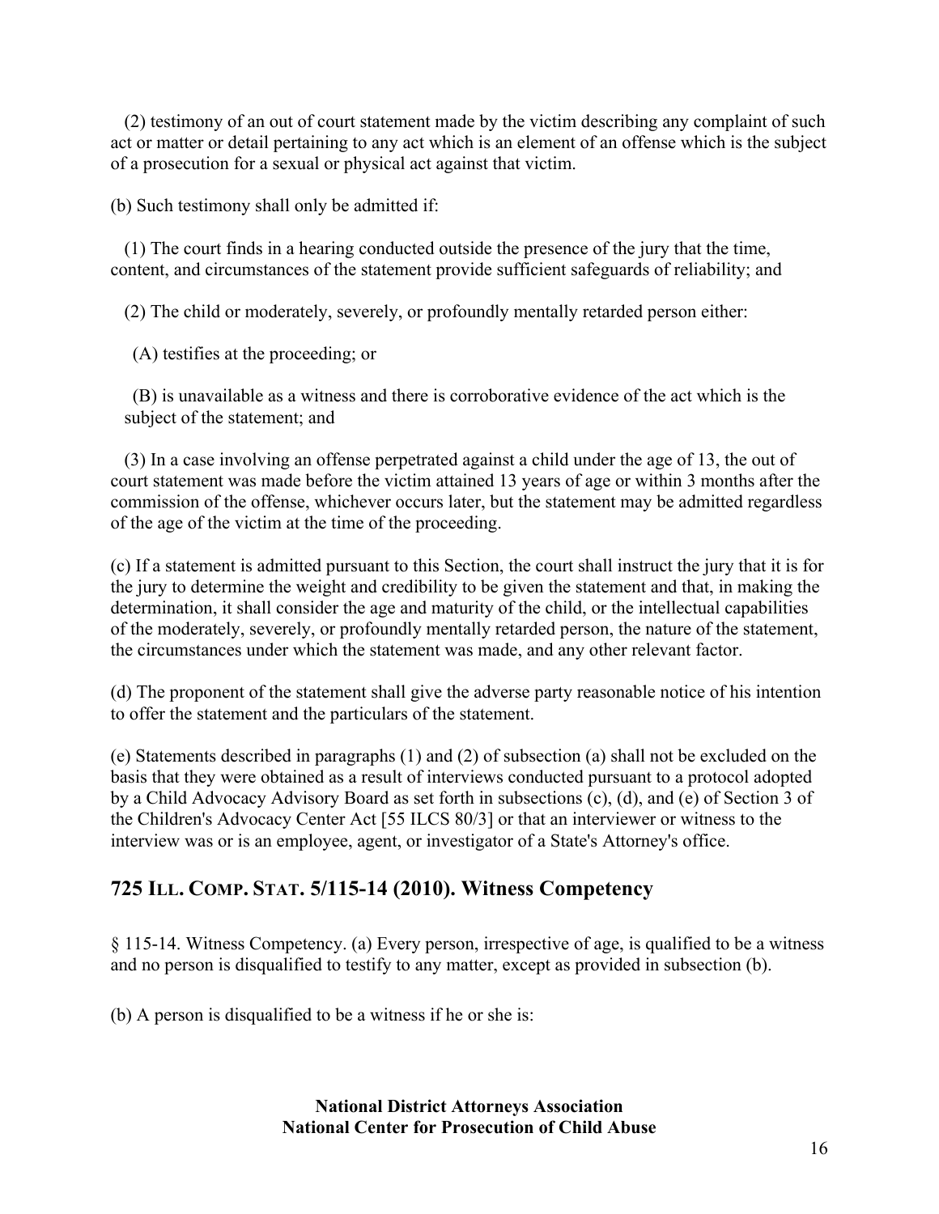(2) testimony of an out of court statement made by the victim describing any complaint of such act or matter or detail pertaining to any act which is an element of an offense which is the subject of a prosecution for a sexual or physical act against that victim.

(b) Such testimony shall only be admitted if:

(1) The court finds in a hearing conducted outside the presence of the jury that the time, content, and circumstances of the statement provide sufficient safeguards of reliability; and

(2) The child or moderately, severely, or profoundly mentally retarded person either:

(A) testifies at the proceeding; or

(B) is unavailable as a witness and there is corroborative evidence of the act which is the subject of the statement; and

(3) In a case involving an offense perpetrated against a child under the age of 13, the out of court statement was made before the victim attained 13 years of age or within 3 months after the commission of the offense, whichever occurs later, but the statement may be admitted regardless of the age of the victim at the time of the proceeding.

(c) If a statement is admitted pursuant to this Section, the court shall instruct the jury that it is for the jury to determine the weight and credibility to be given the statement and that, in making the determination, it shall consider the age and maturity of the child, or the intellectual capabilities of the moderately, severely, or profoundly mentally retarded person, the nature of the statement, the circumstances under which the statement was made, and any other relevant factor.

(d) The proponent of the statement shall give the adverse party reasonable notice of his intention to offer the statement and the particulars of the statement.

(e) Statements described in paragraphs (1) and (2) of subsection (a) shall not be excluded on the basis that they were obtained as a result of interviews conducted pursuant to a protocol adopted by a Child Advocacy Advisory Board as set forth in subsections (c), (d), and (e) of Section 3 of the Children's Advocacy Center Act [55 ILCS 80/3] or that an interviewer or witness to the interview was or is an employee, agent, or investigator of a State's Attorney's office.

## 725 ILL. COMP. STAT. 5/115-14 (2010). Witness Competency

§ 115-14. Witness Competency. (a) Every person, irrespective of age, is qualified to be a witness and no person is disqualified to testify to any matter, except as provided in subsection (b).

(b) A person is disqualified to be a witness if he or she is: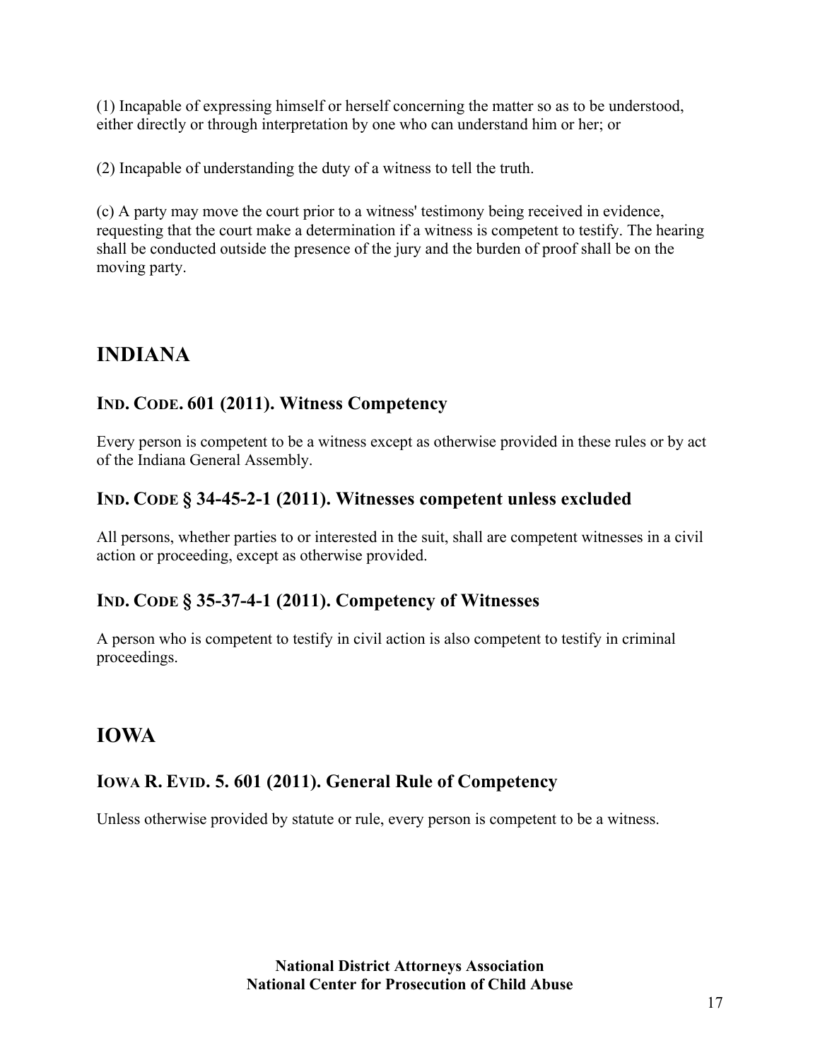(1) Incapable of expressing himself or herself concerning the matter so as to be understood, either directly or through interpretation by one who can understand him or her; or

(2) Incapable of understanding the duty of a witness to tell the truth.

(c) A party may move the court prior to a witness' testimony being received in evidence, requesting that the court make a determination if a witness is competent to testify. The hearing shall be conducted outside the presence of the jury and the burden of proof shall be on the moving party.

## INDIANA

### IND. CODE. 601 (2011). Witness Competency

Every person is competent to be a witness except as otherwise provided in these rules or by act of the Indiana General Assembly.

### IND. CODE § 34-45-2-1 (2011). Witnesses competent unless excluded

All persons, whether parties to or interested in the suit, shall are competent witnesses in a civil action or proceeding, except as otherwise provided.

### IND. CODE § 35-37-4-1 (2011). Competency of Witnesses

A person who is competent to testify in civil action is also competent to testify in criminal proceedings.

## IOWA

### IOWA R. EVID. 5. 601 (2011). General Rule of Competency

Unless otherwise provided by statute or rule, every person is competent to be a witness.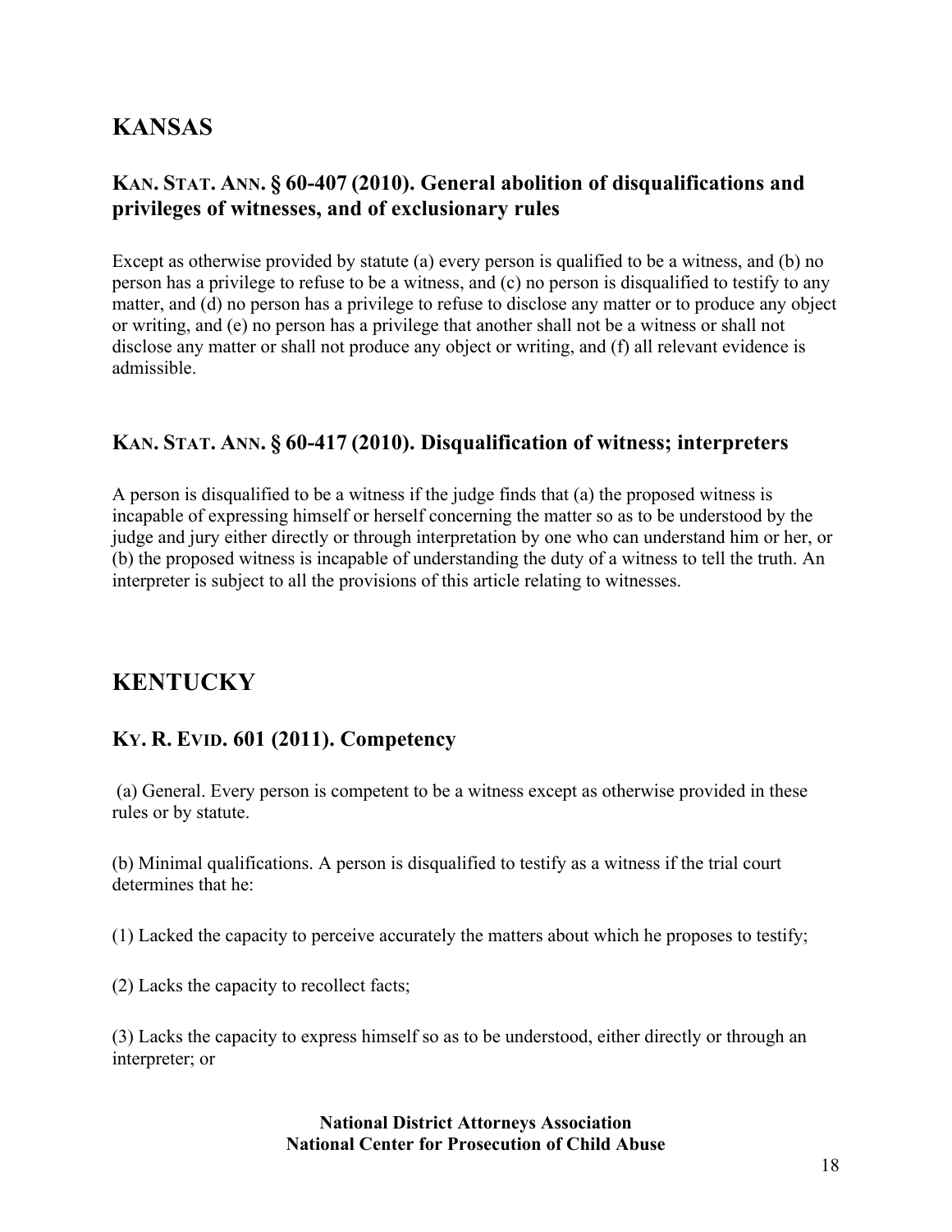## KANSAS

### KAN. STAT. ANN. § 60-407 (2010). General abolition of disqualifications and privileges of witnesses, and of exclusionary rules

Except as otherwise provided by statute (a) every person is qualified to be a witness, and (b) no person has a privilege to refuse to be a witness, and (c) no person is disqualified to testify to any matter, and (d) no person has a privilege to refuse to disclose any matter or to produce any object or writing, and (e) no person has a privilege that another shall not be a witness or shall not disclose any matter or shall not produce any object or writing, and (f) all relevant evidence is admissible.

### KAN. STAT. ANN. § 60-417 (2010). Disqualification of witness; interpreters

A person is disqualified to be a witness if the judge finds that (a) the proposed witness is incapable of expressing himself or herself concerning the matter so as to be understood by the judge and jury either directly or through interpretation by one who can understand him or her, or (b) the proposed witness is incapable of understanding the duty of a witness to tell the truth. An interpreter is subject to all the provisions of this article relating to witnesses.

## KENTUCKY

### KY. R. EVID. 601 (2011). Competency

(a) General. Every person is competent to be a witness except as otherwise provided in these rules or by statute.

(b) Minimal qualifications. A person is disqualified to testify as a witness if the trial court determines that he:

(1) Lacked the capacity to perceive accurately the matters about which he proposes to testify;

(2) Lacks the capacity to recollect facts;

(3) Lacks the capacity to express himself so as to be understood, either directly or through an interpreter; or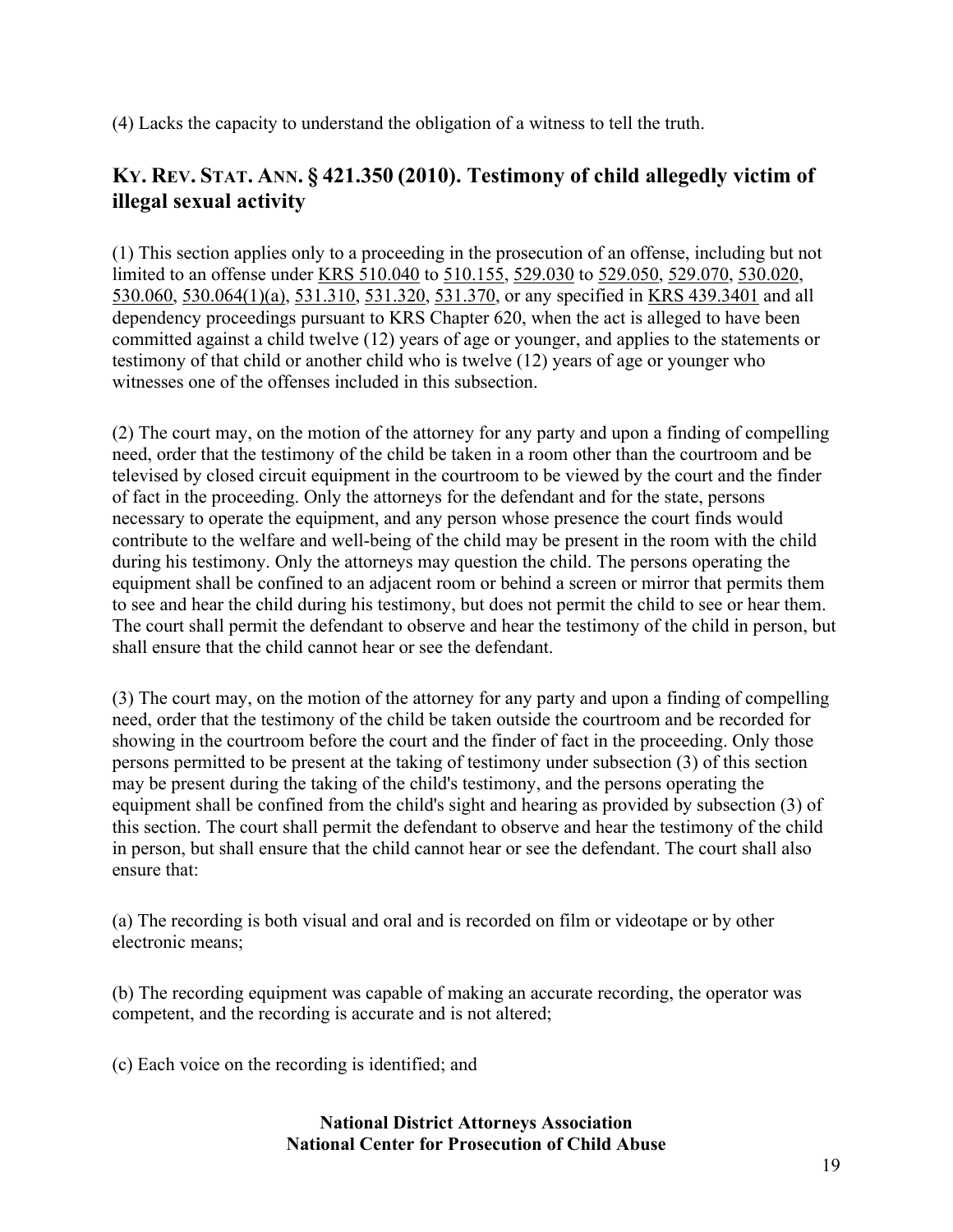(4) Lacks the capacity to understand the obligation of a witness to tell the truth.

## KY. REV. STAT. ANN. § 421.350 (2010). Testimony of child allegedly victim of illegal sexual activity

(1) This section applies only to a proceeding in the prosecution of an offense, including but not limited to an offense under KRS 510.040 to 510.155, 529.030 to 529.050, 529.070, 530.020, 530.060, 530.064(1)(a), 531.310, 531.320, 531.370, or any specified in KRS 439.3401 and all dependency proceedings pursuant to KRS Chapter 620, when the act is alleged to have been committed against a child twelve (12) years of age or younger, and applies to the statements or testimony of that child or another child who is twelve (12) years of age or younger who witnesses one of the offenses included in this subsection.

(2) The court may, on the motion of the attorney for any party and upon a finding of compelling need, order that the testimony of the child be taken in a room other than the courtroom and be televised by closed circuit equipment in the courtroom to be viewed by the court and the finder of fact in the proceeding. Only the attorneys for the defendant and for the state, persons necessary to operate the equipment, and any person whose presence the court finds would contribute to the welfare and well-being of the child may be present in the room with the child during his testimony. Only the attorneys may question the child. The persons operating the equipment shall be confined to an adjacent room or behind a screen or mirror that permits them to see and hear the child during his testimony, but does not permit the child to see or hear them. The court shall permit the defendant to observe and hear the testimony of the child in person, but shall ensure that the child cannot hear or see the defendant.

(3) The court may, on the motion of the attorney for any party and upon a finding of compelling need, order that the testimony of the child be taken outside the courtroom and be recorded for showing in the courtroom before the court and the finder of fact in the proceeding. Only those persons permitted to be present at the taking of testimony under subsection (3) of this section may be present during the taking of the child's testimony, and the persons operating the equipment shall be confined from the child's sight and hearing as provided by subsection (3) of this section. The court shall permit the defendant to observe and hear the testimony of the child in person, but shall ensure that the child cannot hear or see the defendant. The court shall also ensure that:

(a) The recording is both visual and oral and is recorded on film or videotape or by other electronic means;

(b) The recording equipment was capable of making an accurate recording, the operator was competent, and the recording is accurate and is not altered;

(c) Each voice on the recording is identified; and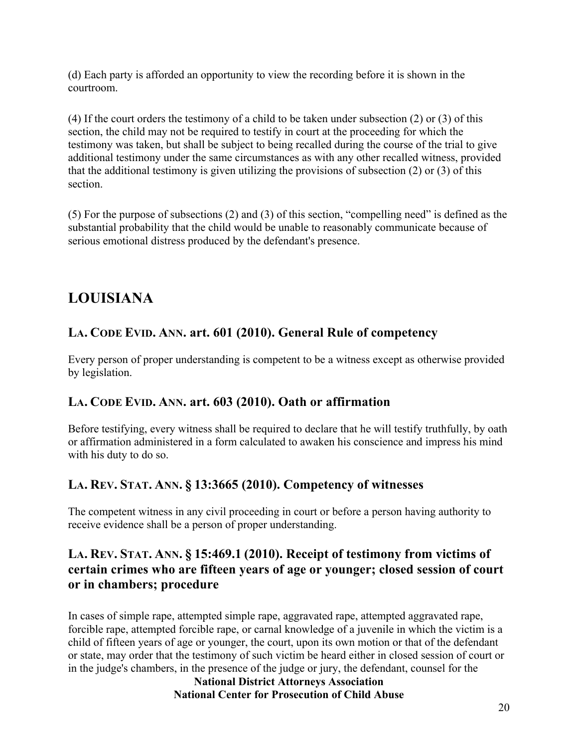(d) Each party is afforded an opportunity to view the recording before it is shown in the courtroom.

(4) If the court orders the testimony of a child to be taken under subsection (2) or (3) of this section, the child may not be required to testify in court at the proceeding for which the testimony was taken, but shall be subject to being recalled during the course of the trial to give additional testimony under the same circumstances as with any other recalled witness, provided that the additional testimony is given utilizing the provisions of subsection (2) or (3) of this section.

(5) For the purpose of subsections (2) and (3) of this section, “compelling need” is defined as the substantial probability that the child would be unable to reasonably communicate because of serious emotional distress produced by the defendant's presence.

## LOUISIANA

### LA. CODE EVID. ANN. art. 601 (2010). General Rule of competency

Every person of proper understanding is competent to be a witness except as otherwise provided by legislation.

### LA. CODE EVID. ANN. art. 603 (2010). Oath or affirmation

Before testifying, every witness shall be required to declare that he will testify truthfully, by oath or affirmation administered in a form calculated to awaken his conscience and impress his mind with his duty to do so.

### LA. REV. STAT. ANN. § 13:3665 (2010). Competency of witnesses

The competent witness in any civil proceeding in court or before a person having authority to receive evidence shall be a person of proper understanding.

### LA. REV. STAT. ANN. § 15:469.1 (2010). Receipt of testimony from victims of certain crimes who are fifteen years of age or younger; closed session of court or in chambers; procedure

In cases of simple rape, attempted simple rape, aggravated rape, attempted aggravated rape, forcible rape, attempted forcible rape, or carnal knowledge of a juvenile in which the victim is a child of fifteen years of age or younger, the court, upon its own motion or that of the defendant or state, may order that the testimony of such victim be heard either in closed session of court or in the judge's chambers, in the presence of the judge or jury, the defendant, counsel for the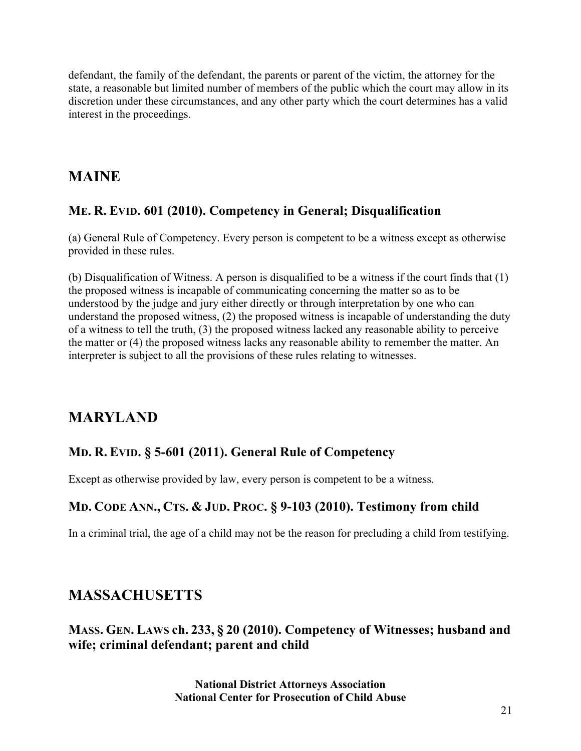defendant, the family of the defendant, the parents or parent of the victim, the attorney for the state, a reasonable but limited number of members of the public which the court may allow in its discretion under these circumstances, and any other party which the court determines has a valid interest in the proceedings.

## MAINE

### ME. R. EVID. 601 (2010). Competency in General; Disqualification

(a) General Rule of Competency. Every person is competent to be a witness except as otherwise provided in these rules.

(b) Disqualification of Witness. A person is disqualified to be a witness if the court finds that (1) the proposed witness is incapable of communicating concerning the matter so as to be understood by the judge and jury either directly or through interpretation by one who can understand the proposed witness, (2) the proposed witness is incapable of understanding the duty of a witness to tell the truth, (3) the proposed witness lacked any reasonable ability to perceive the matter or (4) the proposed witness lacks any reasonable ability to remember the matter. An interpreter is subject to all the provisions of these rules relating to witnesses.

## MARYLAND

### MD. R. EVID. § 5-601 (2011). General Rule of Competency

Except as otherwise provided by law, every person is competent to be a witness.

### MD. CODE ANN., CTS. & JUD. PROC. § 9-103 (2010). Testimony from child

In a criminal trial, the age of a child may not be the reason for precluding a child from testifying.

## MASSACHUSETTS

### MASS. GEN. LAWS ch. 233, § 20 (2010). Competency of Witnesses; husband and wife; criminal defendant; parent and child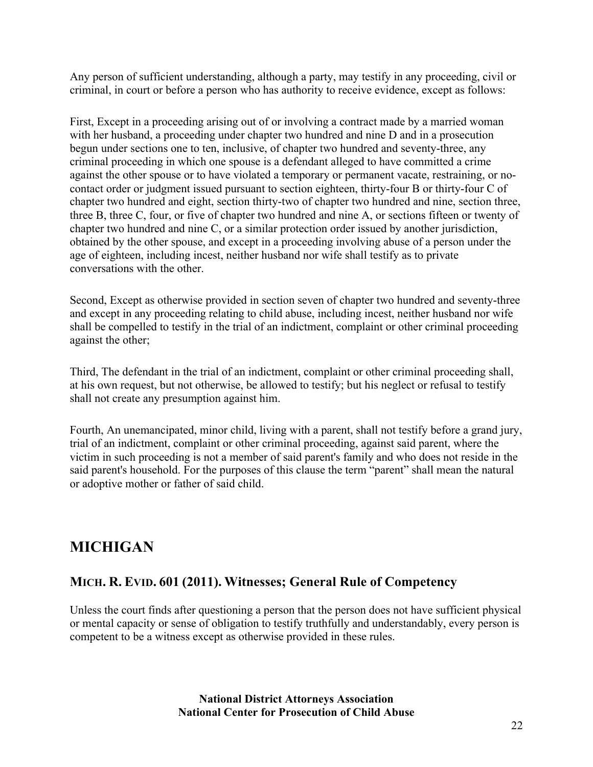Any person of sufficient understanding, although a party, may testify in any proceeding, civil or criminal, in court or before a person who has authority to receive evidence, except as follows:

First, Except in a proceeding arising out of or involving a contract made by a married woman with her husband, a proceeding under chapter two hundred and nine D and in a prosecution begun under sections one to ten, inclusive, of chapter two hundred and seventy-three, any criminal proceeding in which one spouse is a defendant alleged to have committed a crime against the other spouse or to have violated a temporary or permanent vacate, restraining, or no-contact order or judgment issued pursuant to section eighteen, thirty-four B or thirty-four C of chapter two hundred and eight, section thirty-two of chapter two hundred and nine, section three, three B, three C, four, or five of chapter two hundred and nine A, or sections fifteen or twenty of chapter two hundred and nine C, or a similar protection order issued by another jurisdiction, obtained by the other spouse, and except in a proceeding involving abuse of a person under the age of eighteen, including incest, neither husband nor wife shall testify as to private conversations with the other.

Second, Except as otherwise provided in section seven of chapter two hundred and seventy-three and except in any proceeding relating to child abuse, including incest, neither husband nor wife shall be compelled to testify in the trial of an indictment, complaint or other criminal proceeding against the other;

Third, The defendant in the trial of an indictment, complaint or other criminal proceeding shall, at his own request, but not otherwise, be allowed to testify; but his neglect or refusal to testify shall not create any presumption against him.

Fourth, An unemancipated, minor child, living with a parent, shall not testify before a grand jury, trial of an indictment, complaint or other criminal proceeding, against said parent, where the victim in such proceeding is not a member of said parent's family and who does not reside in the said parent's household. For the purposes of this clause the term "parent" shall mean the natural or adoptive mother or father of said child.

## MICHIGAN

### MICH. R. EVID. 601 (2011). Witnesses; General Rule of Competency

Unless the court finds after questioning a person that the person does not have sufficient physical or mental capacity or sense of obligation to testify truthfully and understandably, every person is competent to be a witness except as otherwise provided in these rules.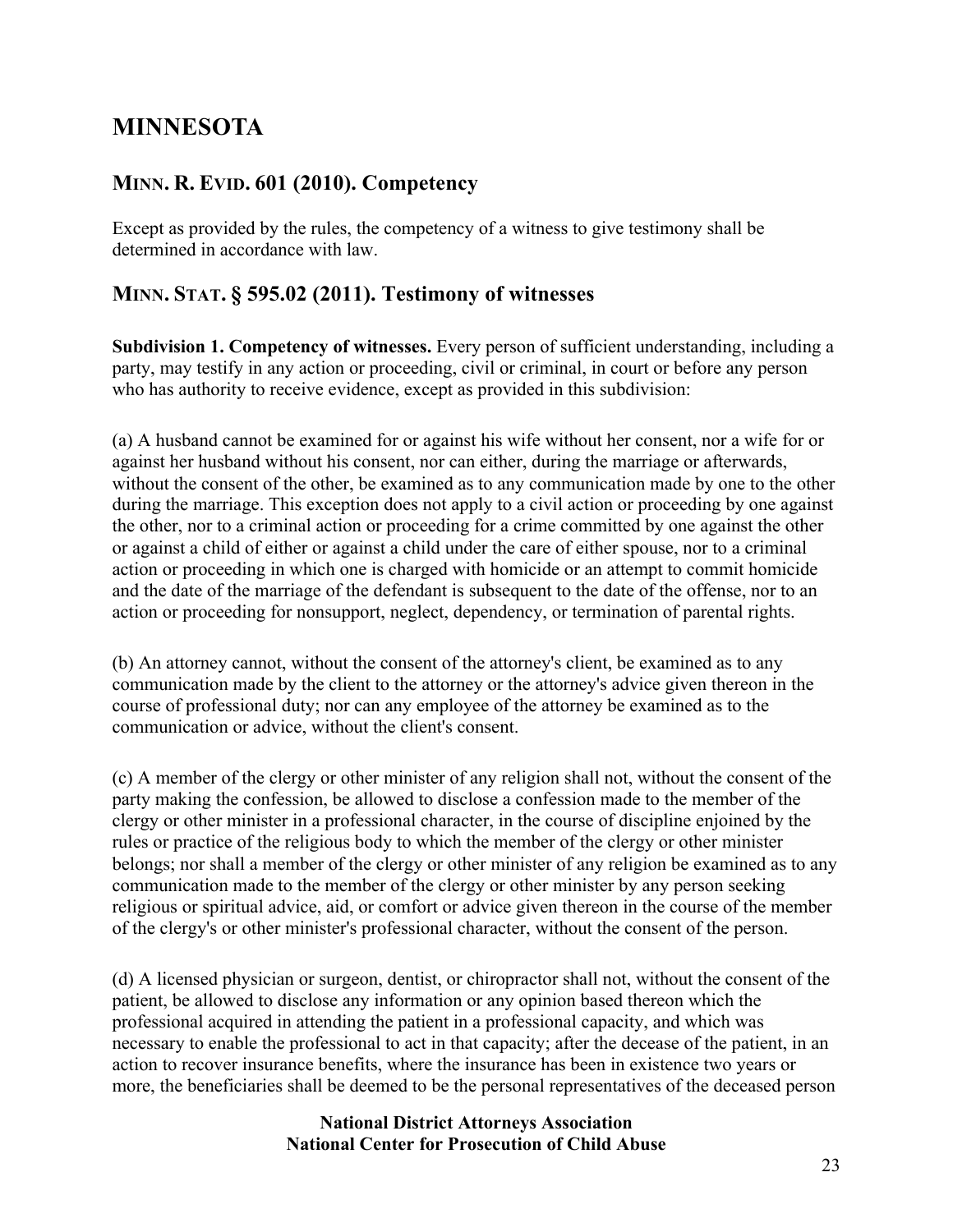# MINNESOTA

## MINN. R. EVID. 601 (2010). Competency

Except as provided by the rules, the competency of a witness to give testimony shall be determined in accordance with law.

## MINN. STAT. § 595.02 (2011). Testimony of witnesses

**Subdivision 1. Competency of witnesses.** Every person of sufficient understanding, including a party, may testify in any action or proceeding, civil or criminal, in court or before any person who has authority to receive evidence, except as provided in this subdivision:

(a) A husband cannot be examined for or against his wife without her consent, nor a wife for or against her husband without his consent, nor can either, during the marriage or afterwards, without the consent of the other, be examined as to any communication made by one to the other during the marriage. This exception does not apply to a civil action or proceeding by one against the other, nor to a criminal action or proceeding for a crime committed by one against the other or against a child of either or against a child under the care of either spouse, nor to a criminal action or proceeding in which one is charged with homicide or an attempt to commit homicide and the date of the marriage of the defendant is subsequent to the date of the offense, nor to an action or proceeding for nonsupport, neglect, dependency, or termination of parental rights.

(b) An attorney cannot, without the consent of the attorney's client, be examined as to any communication made by the client to the attorney or the attorney's advice given thereon in the course of professional duty; nor can any employee of the attorney be examined as to the communication or advice, without the client's consent.

(c) A member of the clergy or other minister of any religion shall not, without the consent of the party making the confession, be allowed to disclose a confession made to the member of the clergy or other minister in a professional character, in the course of discipline enjoined by the rules or practice of the religious body to which the member of the clergy or other minister belongs; nor shall a member of the clergy or other minister of any religion be examined as to any communication made to the member of the clergy or other minister by any person seeking religious or spiritual advice, aid, or comfort or advice given thereon in the course of the member of the clergy's or other minister's professional character, without the consent of the person.

(d) A licensed physician or surgeon, dentist, or chiropractor shall not, without the consent of the patient, be allowed to disclose any information or any opinion based thereon which the professional acquired in attending the patient in a professional capacity, and which was necessary to enable the professional to act in that capacity; after the decease of the patient, in an action to recover insurance benefits, where the insurance has been in existence two years or more, the beneficiaries shall be deemed to be the personal representatives of the deceased person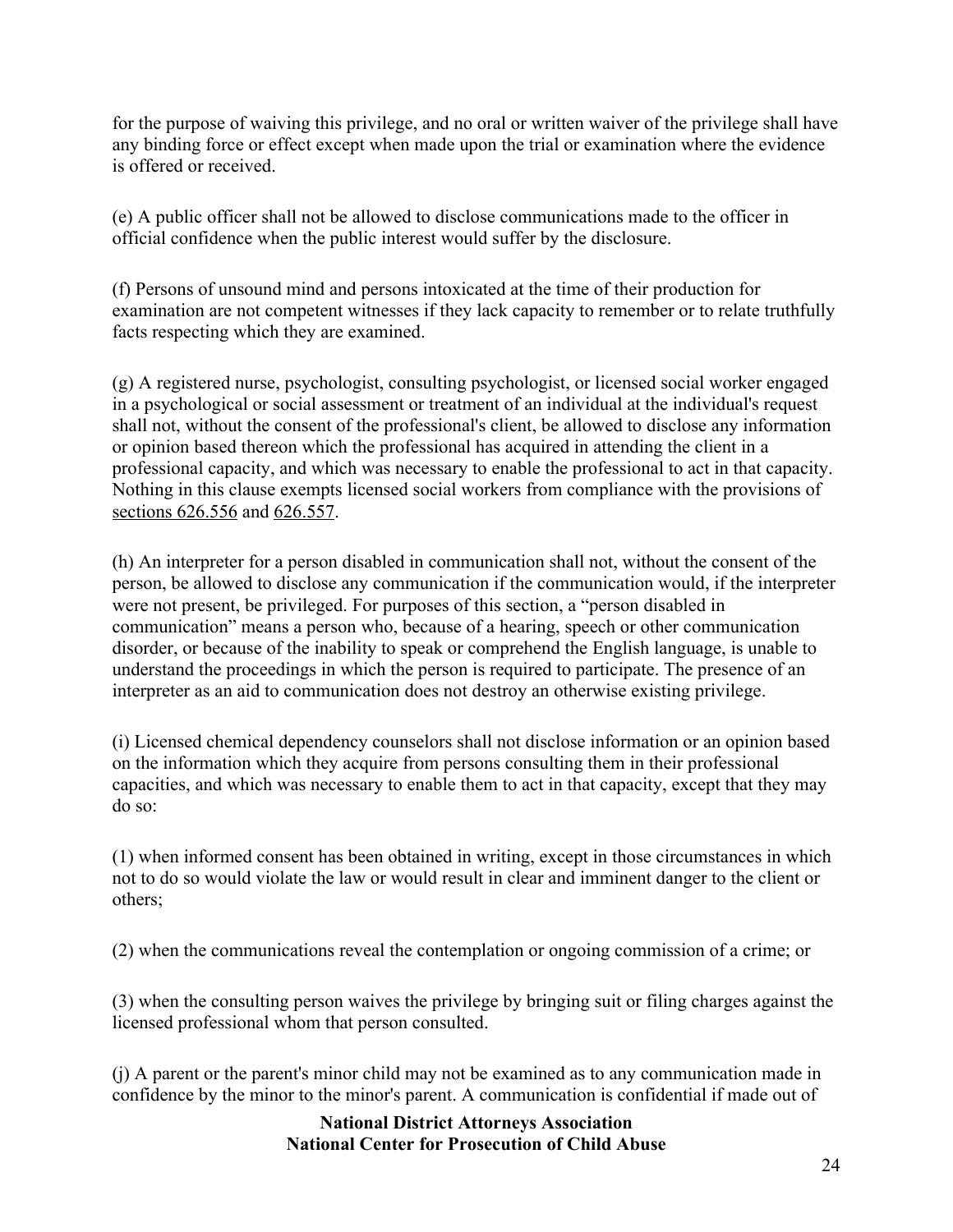for the purpose of waiving this privilege, and no oral or written waiver of the privilege shall have any binding force or effect except when made upon the trial or examination where the evidence is offered or received.

(e) A public officer shall not be allowed to disclose communications made to the officer in official confidence when the public interest would suffer by the disclosure.

(f) Persons of unsound mind and persons intoxicated at the time of their production for examination are not competent witnesses if they lack capacity to remember or to relate truthfully facts respecting which they are examined.

(g) A registered nurse, psychologist, consulting psychologist, or licensed social worker engaged in a psychological or social assessment or treatment of an individual at the individual's request shall not, without the consent of the professional's client, be allowed to disclose any information or opinion based thereon which the professional has acquired in attending the client in a professional capacity, and which was necessary to enable the professional to act in that capacity. Nothing in this clause exempts licensed social workers from compliance with the provisions of sections 626.556 and 626.557.

(h) An interpreter for a person disabled in communication shall not, without the consent of the person, be allowed to disclose any communication if the communication would, if the interpreter were not present, be privileged. For purposes of this section, a "person disabled in communication" means a person who, because of a hearing, speech or other communication disorder, or because of the inability to speak or comprehend the English language, is unable to understand the proceedings in which the person is required to participate. The presence of an interpreter as an aid to communication does not destroy an otherwise existing privilege.

(i) Licensed chemical dependency counselors shall not disclose information or an opinion based on the information which they acquire from persons consulting them in their professional capacities, and which was necessary to enable them to act in that capacity, except that they may do so:

(1) when informed consent has been obtained in writing, except in those circumstances in which not to do so would violate the law or would result in clear and imminent danger to the client or others;

(2) when the communications reveal the contemplation or ongoing commission of a crime; or

(3) when the consulting person waives the privilege by bringing suit or filing charges against the licensed professional whom that person consulted.

(j) A parent or the parent's minor child may not be examined as to any communication made in confidence by the minor to the minor's parent. A communication is confidential if made out of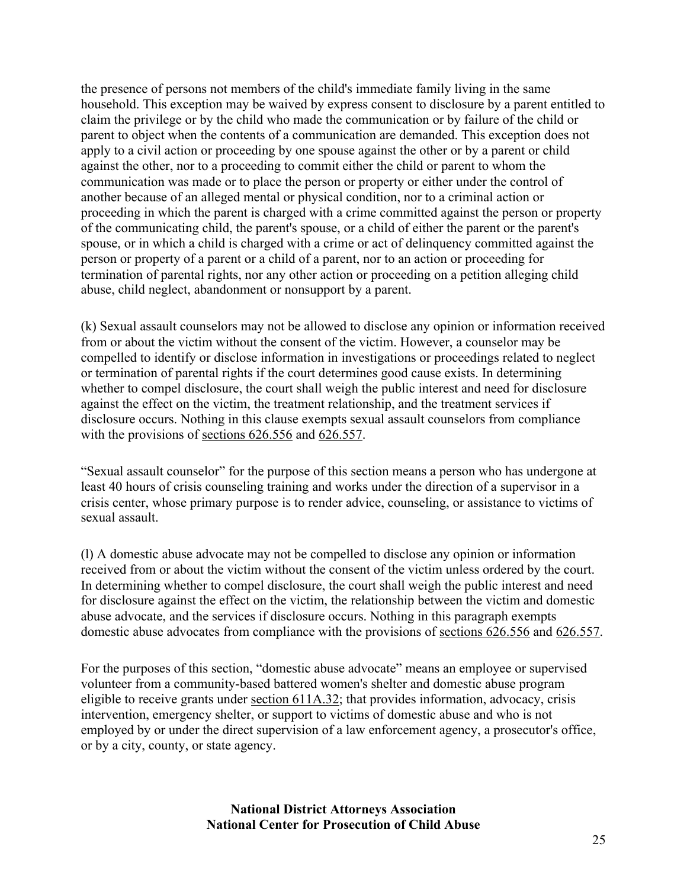the presence of persons not members of the child's immediate family living in the same household. This exception may be waived by express consent to disclosure by a parent entitled to claim the privilege or by the child who made the communication or by failure of the child or parent to object when the contents of a communication are demanded. This exception does not apply to a civil action or proceeding by one spouse against the other or by a parent or child against the other, nor to a proceeding to commit either the child or parent to whom the communication was made or to place the person or property or either under the control of another because of an alleged mental or physical condition, nor to a criminal action or proceeding in which the parent is charged with a crime committed against the person or property of the communicating child, the parent's spouse, or a child of either the parent or the parent's spouse, or in which a child is charged with a crime or act of delinquency committed against the person or property of a parent or a child of a parent, nor to an action or proceeding for termination of parental rights, nor any other action or proceeding on a petition alleging child abuse, child neglect, abandonment or nonsupport by a parent.

(k) Sexual assault counselors may not be allowed to disclose any opinion or information received from or about the victim without the consent of the victim. However, a counselor may be compelled to identify or disclose information in investigations or proceedings related to neglect or termination of parental rights if the court determines good cause exists. In determining whether to compel disclosure, the court shall weigh the public interest and need for disclosure against the effect on the victim, the treatment relationship, and the treatment services if disclosure occurs. Nothing in this clause exempts sexual assault counselors from compliance with the provisions of sections 626.556 and 626.557.

"Sexual assault counselor" for the purpose of this section means a person who has undergone at least 40 hours of crisis counseling training and works under the direction of a supervisor in a crisis center, whose primary purpose is to render advice, counseling, or assistance to victims of sexual assault.

(l) A domestic abuse advocate may not be compelled to disclose any opinion or information received from or about the victim without the consent of the victim unless ordered by the court. In determining whether to compel disclosure, the court shall weigh the public interest and need for disclosure against the effect on the victim, the relationship between the victim and domestic abuse advocate, and the services if disclosure occurs. Nothing in this paragraph exempts domestic abuse advocates from compliance with the provisions of sections 626.556 and 626.557.

For the purposes of this section, "domestic abuse advocate" means an employee or supervised volunteer from a community-based battered women's shelter and domestic abuse program eligible to receive grants under section 611A.32; that provides information, advocacy, crisis intervention, emergency shelter, or support to victims of domestic abuse and who is not employed by or under the direct supervision of a law enforcement agency, a prosecutor's office, or by a city, county, or state agency.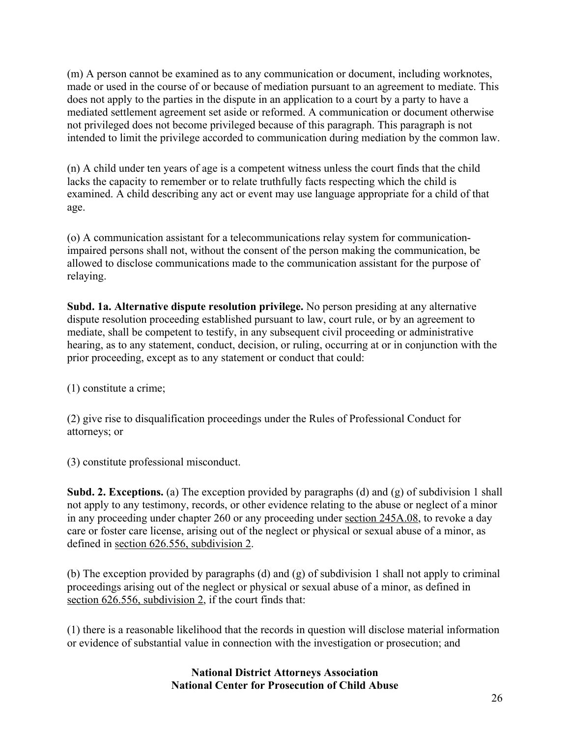(m) A person cannot be examined as to any communication or document, including worknotes, made or used in the course of or because of mediation pursuant to an agreement to mediate. This does not apply to the parties in the dispute in an application to a court by a party to have a mediated settlement agreement set aside or reformed. A communication or document otherwise not privileged does not become privileged because of this paragraph. This paragraph is not intended to limit the privilege accorded to communication during mediation by the common law.

(n) A child under ten years of age is a competent witness unless the court finds that the child lacks the capacity to remember or to relate truthfully facts respecting which the child is examined. A child describing any act or event may use language appropriate for a child of that age.

(o) A communication assistant for a telecommunications relay system for communication-impaired persons shall not, without the consent of the person making the communication, be allowed to disclose communications made to the communication assistant for the purpose of relaying.

**Subd. 1a. Alternative dispute resolution privilege.** No person presiding at any alternative dispute resolution proceeding established pursuant to law, court rule, or by an agreement to mediate, shall be competent to testify, in any subsequent civil proceeding or administrative hearing, as to any statement, conduct, decision, or ruling, occurring at or in conjunction with the prior proceeding, except as to any statement or conduct that could:

(1) constitute a crime;

(2) give rise to disqualification proceedings under the Rules of Professional Conduct for attorneys; or

(3) constitute professional misconduct.

**Subd. 2. Exceptions.** (a) The exception provided by paragraphs (d) and (g) of subdivision 1 shall not apply to any testimony, records, or other evidence relating to the abuse or neglect of a minor in any proceeding under chapter 260 or any proceeding under section 245A.08, to revoke a day care or foster care license, arising out of the neglect or physical or sexual abuse of a minor, as defined in section 626.556, subdivision 2.

(b) The exception provided by paragraphs (d) and (g) of subdivision 1 shall not apply to criminal proceedings arising out of the neglect or physical or sexual abuse of a minor, as defined in section 626.556, subdivision 2, if the court finds that:

(1) there is a reasonable likelihood that the records in question will disclose material information or evidence of substantial value in connection with the investigation or prosecution; and

**National District Attorneys Association**
**National Center for Prosecution of Child Abuse**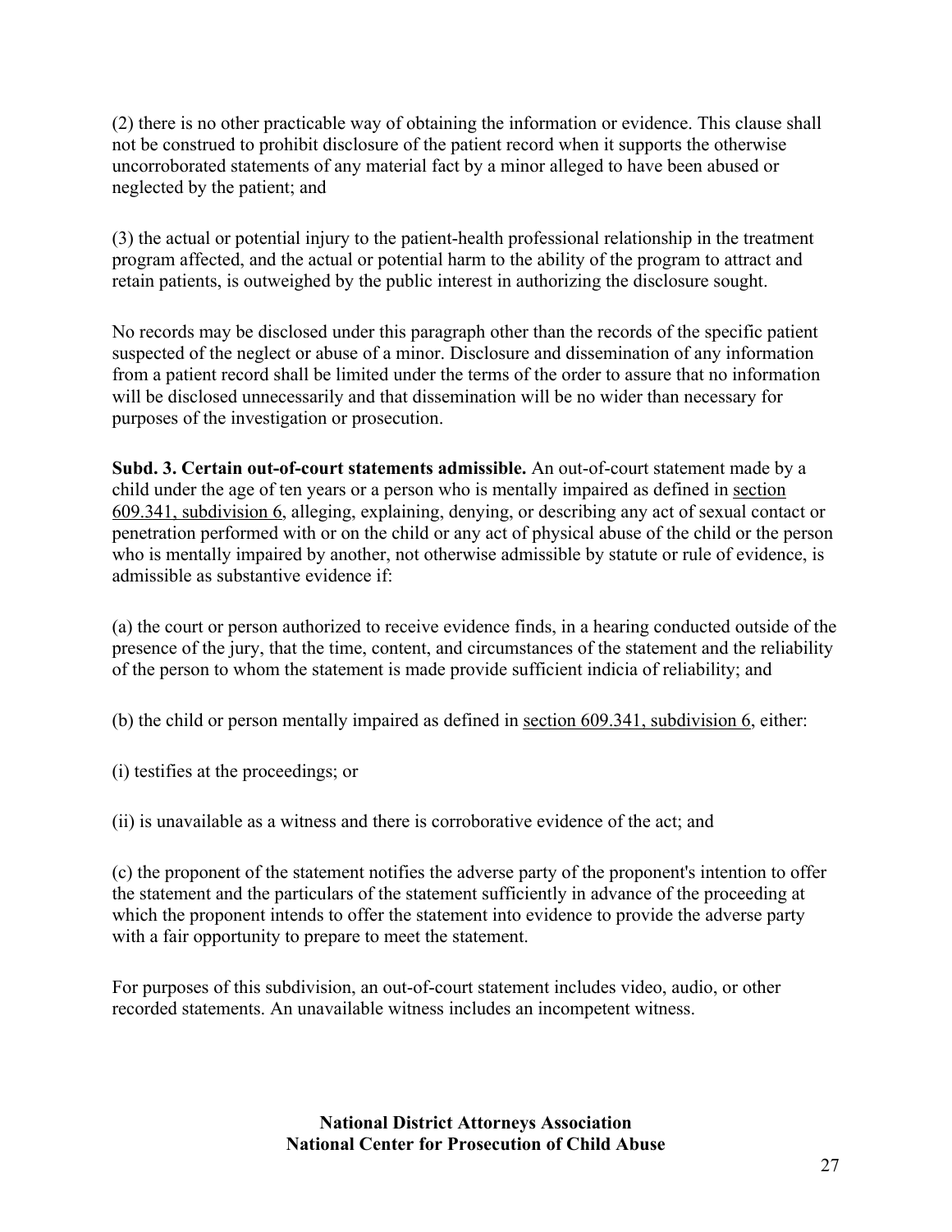(2) there is no other practicable way of obtaining the information or evidence. This clause shall not be construed to prohibit disclosure of the patient record when it supports the otherwise uncorroborated statements of any material fact by a minor alleged to have been abused or neglected by the patient; and

(3) the actual or potential injury to the patient-health professional relationship in the treatment program affected, and the actual or potential harm to the ability of the program to attract and retain patients, is outweighed by the public interest in authorizing the disclosure sought.

No records may be disclosed under this paragraph other than the records of the specific patient suspected of the neglect or abuse of a minor. Disclosure and dissemination of any information from a patient record shall be limited under the terms of the order to assure that no information will be disclosed unnecessarily and that dissemination will be no wider than necessary for purposes of the investigation or prosecution.

**Subd. 3. Certain out-of-court statements admissible.** An out-of-court statement made by a child under the age of ten years or a person who is mentally impaired as defined in section 609.341, subdivision 6, alleging, explaining, denying, or describing any act of sexual contact or penetration performed with or on the child or any act of physical abuse of the child or the person who is mentally impaired by another, not otherwise admissible by statute or rule of evidence, is admissible as substantive evidence if:

(a) the court or person authorized to receive evidence finds, in a hearing conducted outside of the presence of the jury, that the time, content, and circumstances of the statement and the reliability of the person to whom the statement is made provide sufficient indicia of reliability; and

(b) the child or person mentally impaired as defined in section 609.341, subdivision 6, either:

(i) testifies at the proceedings; or

(ii) is unavailable as a witness and there is corroborative evidence of the act; and

(c) the proponent of the statement notifies the adverse party of the proponent's intention to offer the statement and the particulars of the statement sufficiently in advance of the proceeding at which the proponent intends to offer the statement into evidence to provide the adverse party with a fair opportunity to prepare to meet the statement.

For purposes of this subdivision, an out-of-court statement includes video, audio, or other recorded statements. An unavailable witness includes an incompetent witness.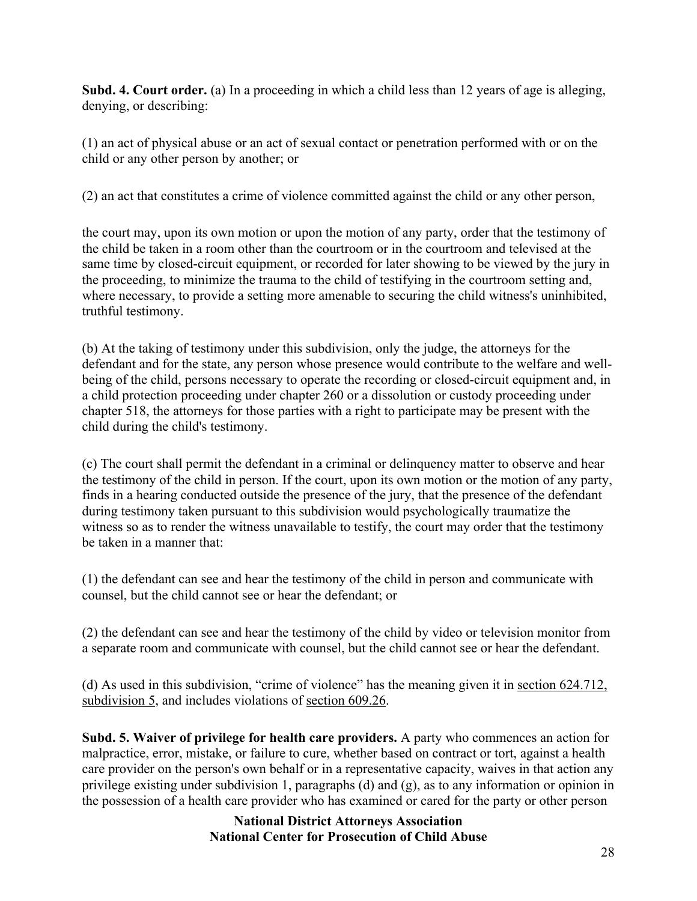**Subd. 4. Court order.** (a) In a proceeding in which a child less than 12 years of age is alleging, denying, or describing:

(1) an act of physical abuse or an act of sexual contact or penetration performed with or on the child or any other person by another; or

(2) an act that constitutes a crime of violence committed against the child or any other person,

the court may, upon its own motion or upon the motion of any party, order that the testimony of the child be taken in a room other than the courtroom or in the courtroom and televised at the same time by closed-circuit equipment, or recorded for later showing to be viewed by the jury in the proceeding, to minimize the trauma to the child of testifying in the courtroom setting and, where necessary, to provide a setting more amenable to securing the child witness's uninhibited, truthful testimony.

(b) At the taking of testimony under this subdivision, only the judge, the attorneys for the defendant and for the state, any person whose presence would contribute to the welfare and well-being of the child, persons necessary to operate the recording or closed-circuit equipment and, in a child protection proceeding under chapter 260 or a dissolution or custody proceeding under chapter 518, the attorneys for those parties with a right to participate may be present with the child during the child's testimony.

(c) The court shall permit the defendant in a criminal or delinquency matter to observe and hear the testimony of the child in person. If the court, upon its own motion or the motion of any party, finds in a hearing conducted outside the presence of the jury, that the presence of the defendant during testimony taken pursuant to this subdivision would psychologically traumatize the witness so as to render the witness unavailable to testify, the court may order that the testimony be taken in a manner that:

(1) the defendant can see and hear the testimony of the child in person and communicate with counsel, but the child cannot see or hear the defendant; or

(2) the defendant can see and hear the testimony of the child by video or television monitor from a separate room and communicate with counsel, but the child cannot see or hear the defendant.

(d) As used in this subdivision, "crime of violence" has the meaning given it in section 624.712, subdivision 5, and includes violations of section 609.26.

**Subd. 5. Waiver of privilege for health care providers.** A party who commences an action for malpractice, error, mistake, or failure to cure, whether based on contract or tort, against a health care provider on the person's own behalf or in a representative capacity, waives in that action any privilege existing under subdivision 1, paragraphs (d) and (g), as to any information or opinion in the possession of a health care provider who has examined or cared for the party or other person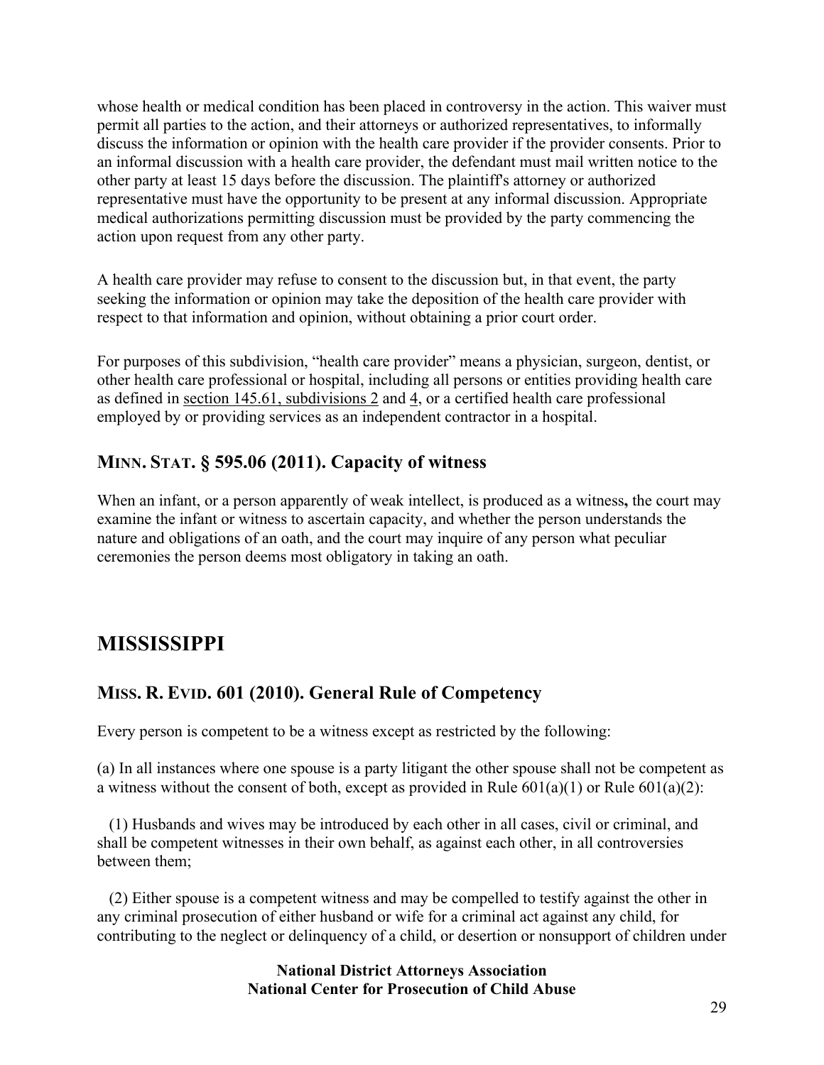whose health or medical condition has been placed in controversy in the action. This waiver must permit all parties to the action, and their attorneys or authorized representatives, to informally discuss the information or opinion with the health care provider if the provider consents. Prior to an informal discussion with a health care provider, the defendant must mail written notice to the other party at least 15 days before the discussion. The plaintiff's attorney or authorized representative must have the opportunity to be present at any informal discussion. Appropriate medical authorizations permitting discussion must be provided by the party commencing the action upon request from any other party.

A health care provider may refuse to consent to the discussion but, in that event, the party seeking the information or opinion may take the deposition of the health care provider with respect to that information and opinion, without obtaining a prior court order.

For purposes of this subdivision, "health care provider" means a physician, surgeon, dentist, or other health care professional or hospital, including all persons or entities providing health care as defined in section 145.61, subdivisions 2 and 4, or a certified health care professional employed by or providing services as an independent contractor in a hospital.

### MINN. STAT. § 595.06 (2011). Capacity of witness

When an infant, or a person apparently of weak intellect, is produced as a witness**,** the court may examine the infant or witness to ascertain capacity, and whether the person understands the nature and obligations of an oath, and the court may inquire of any person what peculiar ceremonies the person deems most obligatory in taking an oath.

## MISSISSIPPI

### MISS. R. EVID. 601 (2010). General Rule of Competency

Every person is competent to be a witness except as restricted by the following:

(a) In all instances where one spouse is a party litigant the other spouse shall not be competent as a witness without the consent of both, except as provided in Rule 601(a)(1) or Rule 601(a)(2):

(1) Husbands and wives may be introduced by each other in all cases, civil or criminal, and shall be competent witnesses in their own behalf, as against each other, in all controversies between them;

(2) Either spouse is a competent witness and may be compelled to testify against the other in any criminal prosecution of either husband or wife for a criminal act against any child, for contributing to the neglect or delinquency of a child, or desertion or nonsupport of children under

National District Attorneys Association
National Center for Prosecution of Child Abuse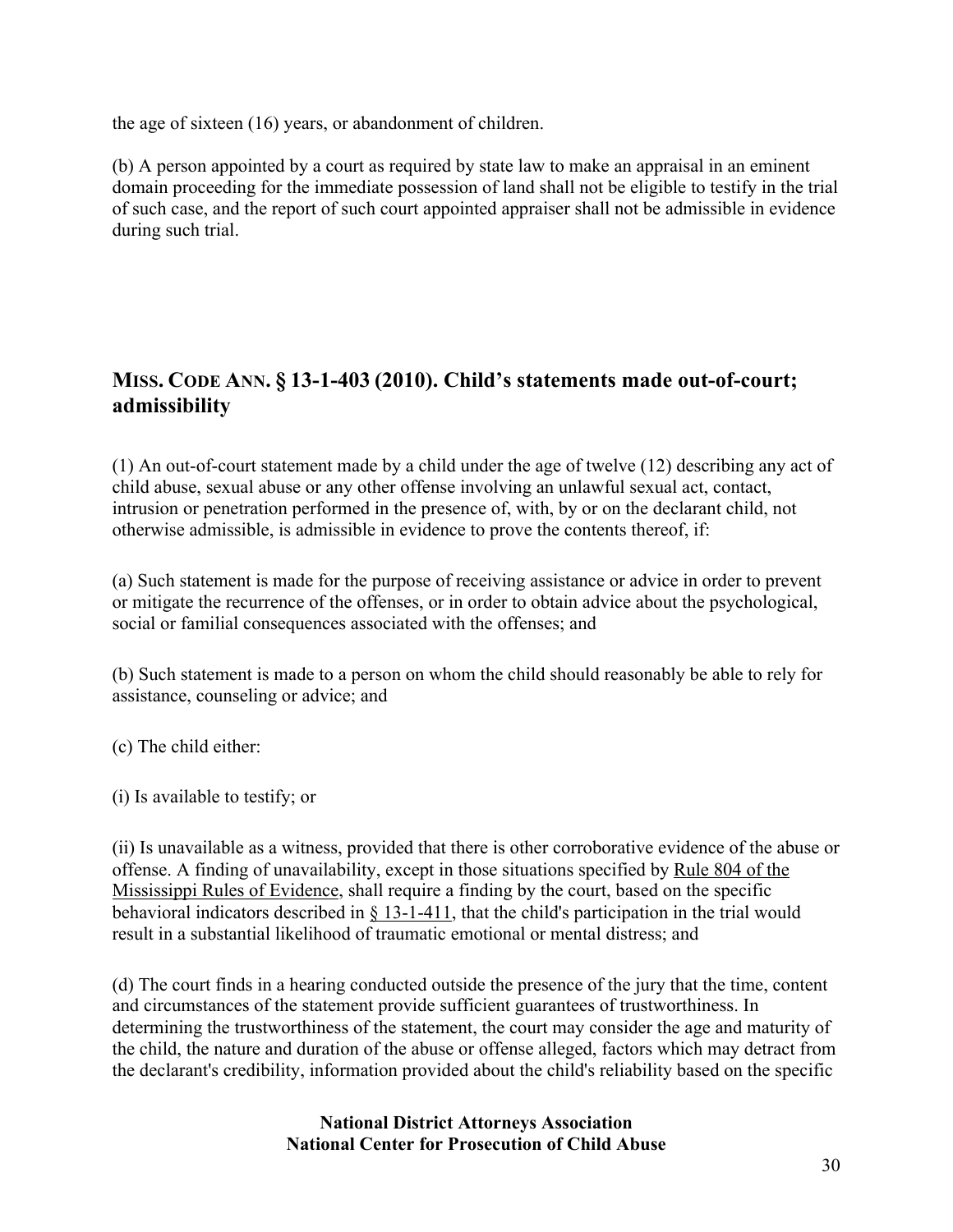the age of sixteen (16) years, or abandonment of children.

(b) A person appointed by a court as required by state law to make an appraisal in an eminent domain proceeding for the immediate possession of land shall not be eligible to testify in the trial of such case, and the report of such court appointed appraiser shall not be admissible in evidence during such trial.

## MISS. CODE ANN. § 13-1-403 (2010). Child's statements made out-of-court; admissibility

(1) An out-of-court statement made by a child under the age of twelve (12) describing any act of child abuse, sexual abuse or any other offense involving an unlawful sexual act, contact, intrusion or penetration performed in the presence of, with, by or on the declarant child, not otherwise admissible, is admissible in evidence to prove the contents thereof, if:

(a) Such statement is made for the purpose of receiving assistance or advice in order to prevent or mitigate the recurrence of the offenses, or in order to obtain advice about the psychological, social or familial consequences associated with the offenses; and

(b) Such statement is made to a person on whom the child should reasonably be able to rely for assistance, counseling or advice; and

(c) The child either:

(i) Is available to testify; or

(ii) Is unavailable as a witness, provided that there is other corroborative evidence of the abuse or offense. A finding of unavailability, except in those situations specified by Rule 804 of the Mississippi Rules of Evidence, shall require a finding by the court, based on the specific behavioral indicators described in § 13-1-411, that the child's participation in the trial would result in a substantial likelihood of traumatic emotional or mental distress; and

(d) The court finds in a hearing conducted outside the presence of the jury that the time, content and circumstances of the statement provide sufficient guarantees of trustworthiness. In determining the trustworthiness of the statement, the court may consider the age and maturity of the child, the nature and duration of the abuse or offense alleged, factors which may detract from the declarant's credibility, information provided about the child's reliability based on the specific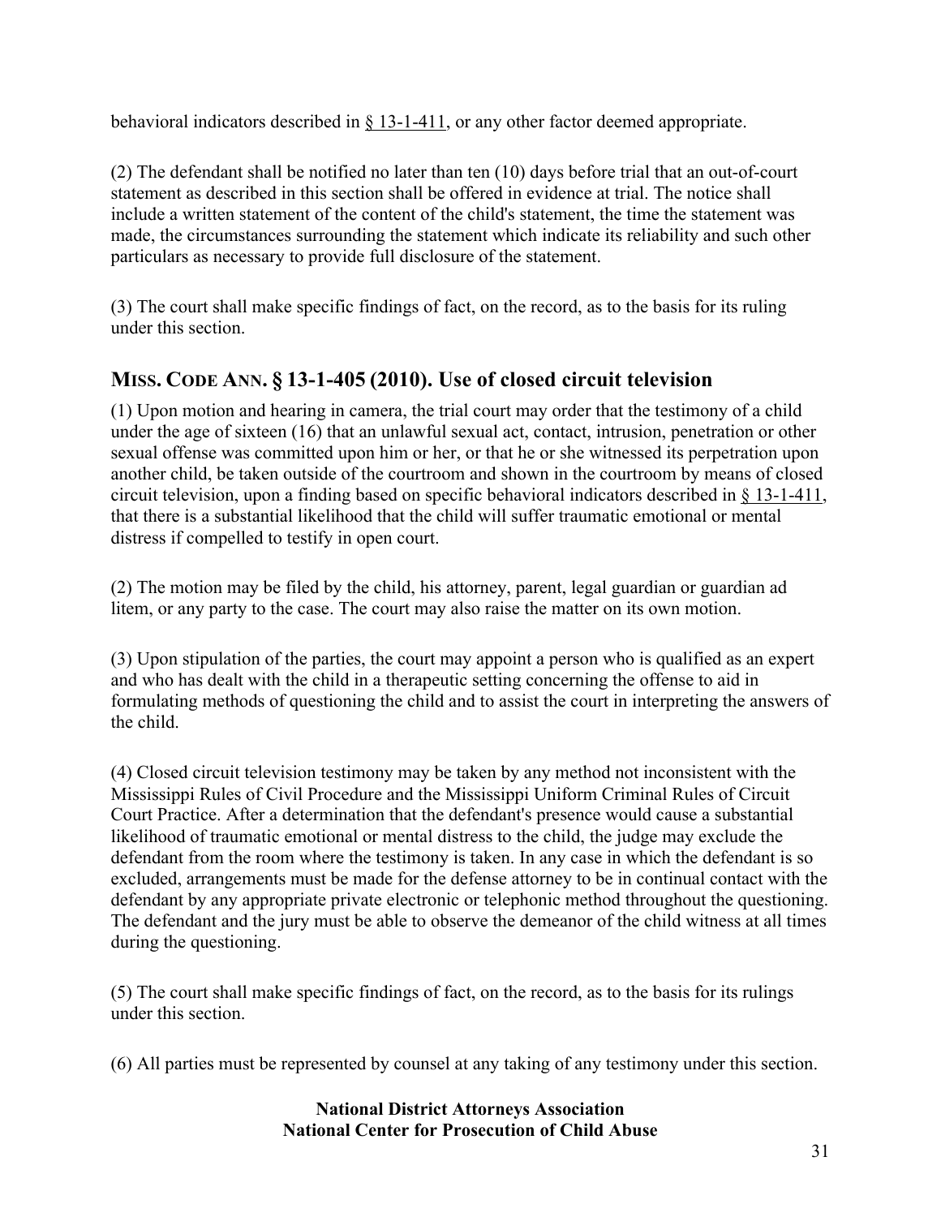behavioral indicators described in § 13-1-411, or any other factor deemed appropriate.

(2) The defendant shall be notified no later than ten (10) days before trial that an out-of-court statement as described in this section shall be offered in evidence at trial. The notice shall include a written statement of the content of the child's statement, the time the statement was made, the circumstances surrounding the statement which indicate its reliability and such other particulars as necessary to provide full disclosure of the statement.

(3) The court shall make specific findings of fact, on the record, as to the basis for its ruling under this section.

## MISS. CODE ANN. § 13-1-405 (2010). Use of closed circuit television

(1) Upon motion and hearing in camera, the trial court may order that the testimony of a child under the age of sixteen (16) that an unlawful sexual act, contact, intrusion, penetration or other sexual offense was committed upon him or her, or that he or she witnessed its perpetration upon another child, be taken outside of the courtroom and shown in the courtroom by means of closed circuit television, upon a finding based on specific behavioral indicators described in § 13-1-411, that there is a substantial likelihood that the child will suffer traumatic emotional or mental distress if compelled to testify in open court.

(2) The motion may be filed by the child, his attorney, parent, legal guardian or guardian ad litem, or any party to the case. The court may also raise the matter on its own motion.

(3) Upon stipulation of the parties, the court may appoint a person who is qualified as an expert and who has dealt with the child in a therapeutic setting concerning the offense to aid in formulating methods of questioning the child and to assist the court in interpreting the answers of the child.

(4) Closed circuit television testimony may be taken by any method not inconsistent with the Mississippi Rules of Civil Procedure and the Mississippi Uniform Criminal Rules of Circuit Court Practice. After a determination that the defendant's presence would cause a substantial likelihood of traumatic emotional or mental distress to the child, the judge may exclude the defendant from the room where the testimony is taken. In any case in which the defendant is so excluded, arrangements must be made for the defense attorney to be in continual contact with the defendant by any appropriate private electronic or telephonic method throughout the questioning. The defendant and the jury must be able to observe the demeanor of the child witness at all times during the questioning.

(5) The court shall make specific findings of fact, on the record, as to the basis for its rulings under this section.

(6) All parties must be represented by counsel at any taking of any testimony under this section.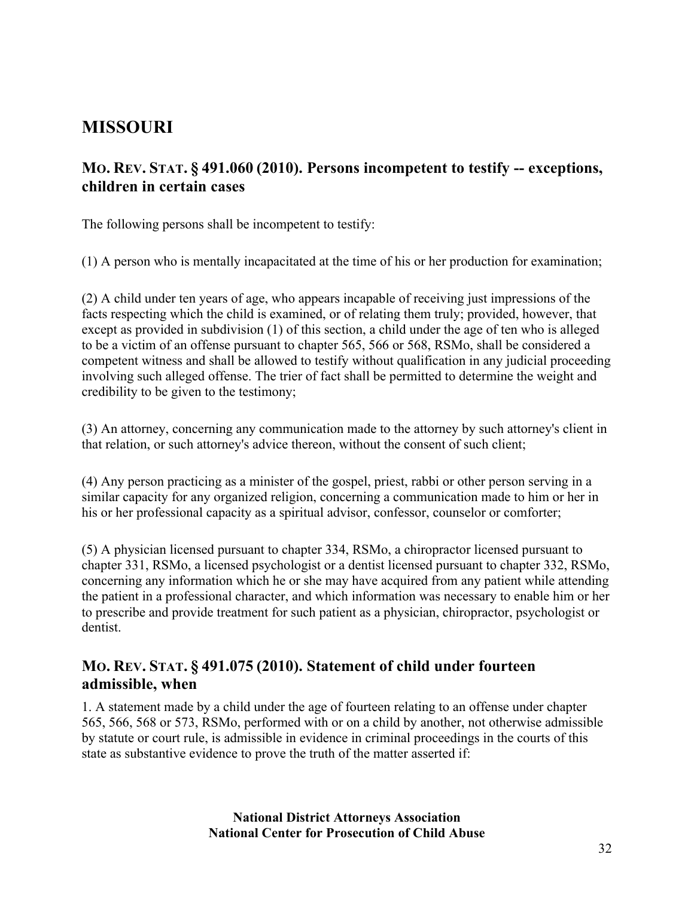# MISSOURI

## MO. REV. STAT. § 491.060 (2010). Persons incompetent to testify -- exceptions, children in certain cases

The following persons shall be incompetent to testify:

(1) A person who is mentally incapacitated at the time of his or her production for examination;

(2) A child under ten years of age, who appears incapable of receiving just impressions of the facts respecting which the child is examined, or of relating them truly; provided, however, that except as provided in subdivision (1) of this section, a child under the age of ten who is alleged to be a victim of an offense pursuant to chapter 565, 566 or 568, RSMo, shall be considered a competent witness and shall be allowed to testify without qualification in any judicial proceeding involving such alleged offense. The trier of fact shall be permitted to determine the weight and credibility to be given to the testimony;

(3) An attorney, concerning any communication made to the attorney by such attorney's client in that relation, or such attorney's advice thereon, without the consent of such client;

(4) Any person practicing as a minister of the gospel, priest, rabbi or other person serving in a similar capacity for any organized religion, concerning a communication made to him or her in his or her professional capacity as a spiritual advisor, confessor, counselor or comforter;

(5) A physician licensed pursuant to chapter 334, RSMo, a chiropractor licensed pursuant to chapter 331, RSMo, a licensed psychologist or a dentist licensed pursuant to chapter 332, RSMo, concerning any information which he or she may have acquired from any patient while attending the patient in a professional character, and which information was necessary to enable him or her to prescribe and provide treatment for such patient as a physician, chiropractor, psychologist or dentist.

## MO. REV. STAT. § 491.075 (2010). Statement of child under fourteen admissible, when

1. A statement made by a child under the age of fourteen relating to an offense under chapter 565, 566, 568 or 573, RSMo, performed with or on a child by another, not otherwise admissible by statute or court rule, is admissible in evidence in criminal proceedings in the courts of this state as substantive evidence to prove the truth of the matter asserted if: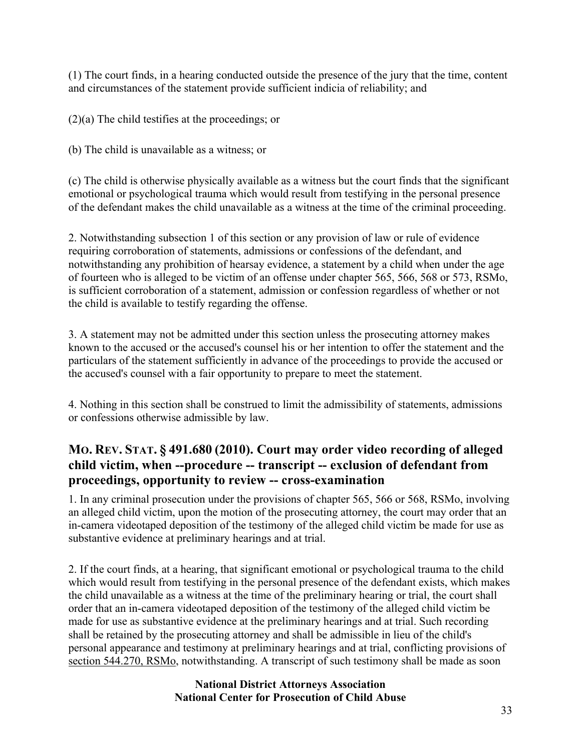(1) The court finds, in a hearing conducted outside the presence of the jury that the time, content and circumstances of the statement provide sufficient indicia of reliability; and

(2)(a) The child testifies at the proceedings; or

(b) The child is unavailable as a witness; or

(c) The child is otherwise physically available as a witness but the court finds that the significant emotional or psychological trauma which would result from testifying in the personal presence of the defendant makes the child unavailable as a witness at the time of the criminal proceeding.

2. Notwithstanding subsection 1 of this section or any provision of law or rule of evidence requiring corroboration of statements, admissions or confessions of the defendant, and notwithstanding any prohibition of hearsay evidence, a statement by a child when under the age of fourteen who is alleged to be victim of an offense under chapter 565, 566, 568 or 573, RSMo, is sufficient corroboration of a statement, admission or confession regardless of whether or not the child is available to testify regarding the offense.

3. A statement may not be admitted under this section unless the prosecuting attorney makes known to the accused or the accused's counsel his or her intention to offer the statement and the particulars of the statement sufficiently in advance of the proceedings to provide the accused or the accused's counsel with a fair opportunity to prepare to meet the statement.

4. Nothing in this section shall be construed to limit the admissibility of statements, admissions or confessions otherwise admissible by law.

## MO. REV. STAT. § 491.680 (2010). Court may order video recording of alleged child victim, when --procedure -- transcript -- exclusion of defendant from proceedings, opportunity to review -- cross-examination

1. In any criminal prosecution under the provisions of chapter 565, 566 or 568, RSMo, involving an alleged child victim, upon the motion of the prosecuting attorney, the court may order that an in-camera videotaped deposition of the testimony of the alleged child victim be made for use as substantive evidence at preliminary hearings and at trial.

2. If the court finds, at a hearing, that significant emotional or psychological trauma to the child which would result from testifying in the personal presence of the defendant exists, which makes the child unavailable as a witness at the time of the preliminary hearing or trial, the court shall order that an in-camera videotaped deposition of the testimony of the alleged child victim be made for use as substantive evidence at the preliminary hearings and at trial. Such recording shall be retained by the prosecuting attorney and shall be admissible in lieu of the child's personal appearance and testimony at preliminary hearings and at trial, conflicting provisions of section 544.270, RSMo, notwithstanding. A transcript of such testimony shall be made as soon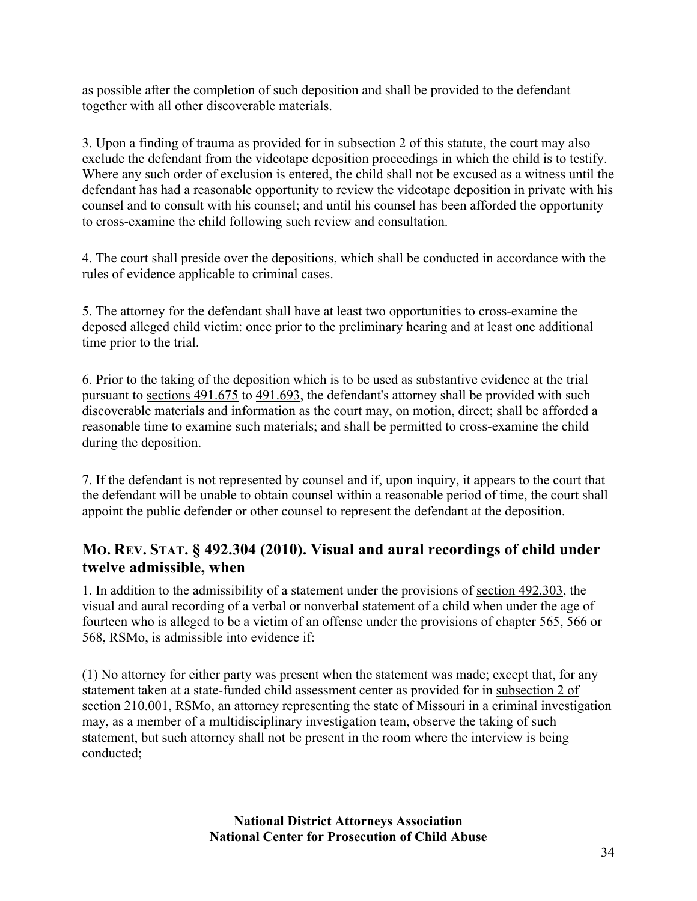as possible after the completion of such deposition and shall be provided to the defendant together with all other discoverable materials.

3. Upon a finding of trauma as provided for in subsection 2 of this statute, the court may also exclude the defendant from the videotape deposition proceedings in which the child is to testify. Where any such order of exclusion is entered, the child shall not be excused as a witness until the defendant has had a reasonable opportunity to review the videotape deposition in private with his counsel and to consult with his counsel; and until his counsel has been afforded the opportunity to cross-examine the child following such review and consultation.

4. The court shall preside over the depositions, which shall be conducted in accordance with the rules of evidence applicable to criminal cases.

5. The attorney for the defendant shall have at least two opportunities to cross-examine the deposed alleged child victim: once prior to the preliminary hearing and at least one additional time prior to the trial.

6. Prior to the taking of the deposition which is to be used as substantive evidence at the trial pursuant to sections 491.675 to 491.693, the defendant's attorney shall be provided with such discoverable materials and information as the court may, on motion, direct; shall be afforded a reasonable time to examine such materials; and shall be permitted to cross-examine the child during the deposition.

7. If the defendant is not represented by counsel and if, upon inquiry, it appears to the court that the defendant will be unable to obtain counsel within a reasonable period of time, the court shall appoint the public defender or other counsel to represent the defendant at the deposition.

## MO. REV. STAT. § 492.304 (2010). Visual and aural recordings of child under twelve admissible, when

1. In addition to the admissibility of a statement under the provisions of section 492.303, the visual and aural recording of a verbal or nonverbal statement of a child when under the age of fourteen who is alleged to be a victim of an offense under the provisions of chapter 565, 566 or 568, RSMo, is admissible into evidence if:

(1) No attorney for either party was present when the statement was made; except that, for any statement taken at a state-funded child assessment center as provided for in subsection 2 of section 210.001, RSMo, an attorney representing the state of Missouri in a criminal investigation may, as a member of a multidisciplinary investigation team, observe the taking of such statement, but such attorney shall not be present in the room where the interview is being conducted;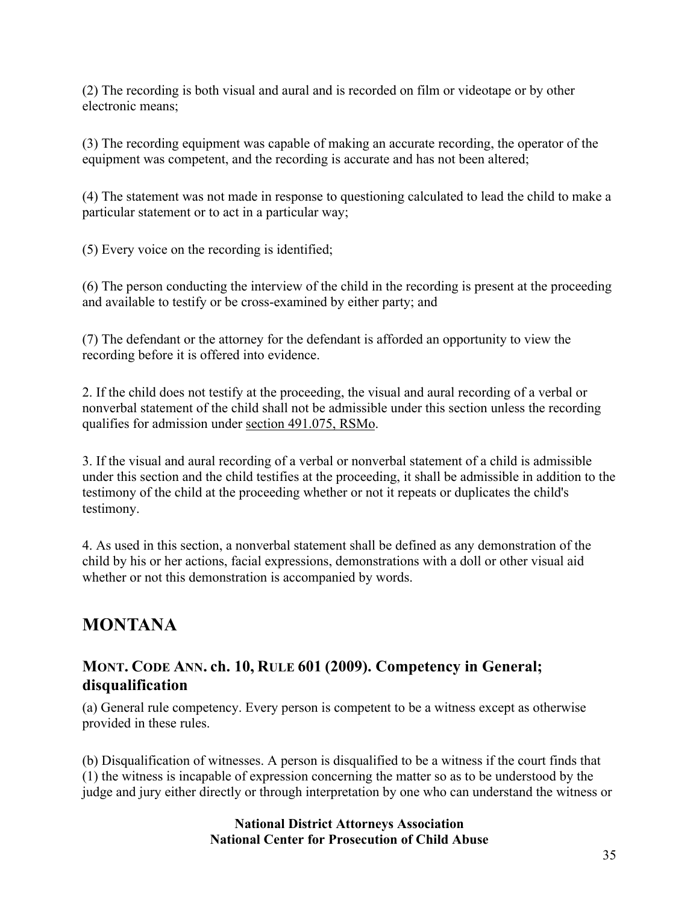(2) The recording is both visual and aural and is recorded on film or videotape or by other electronic means;

(3) The recording equipment was capable of making an accurate recording, the operator of the equipment was competent, and the recording is accurate and has not been altered;

(4) The statement was not made in response to questioning calculated to lead the child to make a particular statement or to act in a particular way;

(5) Every voice on the recording is identified;

(6) The person conducting the interview of the child in the recording is present at the proceeding and available to testify or be cross-examined by either party; and

(7) The defendant or the attorney for the defendant is afforded an opportunity to view the recording before it is offered into evidence.

2. If the child does not testify at the proceeding, the visual and aural recording of a verbal or nonverbal statement of the child shall not be admissible under this section unless the recording qualifies for admission under section 491.075, RSMo.

3. If the visual and aural recording of a verbal or nonverbal statement of a child is admissible under this section and the child testifies at the proceeding, it shall be admissible in addition to the testimony of the child at the proceeding whether or not it repeats or duplicates the child's testimony.

4. As used in this section, a nonverbal statement shall be defined as any demonstration of the child by his or her actions, facial expressions, demonstrations with a doll or other visual aid whether or not this demonstration is accompanied by words.

## MONTANA

### MONT. CODE ANN. ch. 10, RULE 601 (2009). Competency in General; disqualification

(a) General rule competency. Every person is competent to be a witness except as otherwise provided in these rules.

(b) Disqualification of witnesses. A person is disqualified to be a witness if the court finds that (1) the witness is incapable of expression concerning the matter so as to be understood by the judge and jury either directly or through interpretation by one who can understand the witness or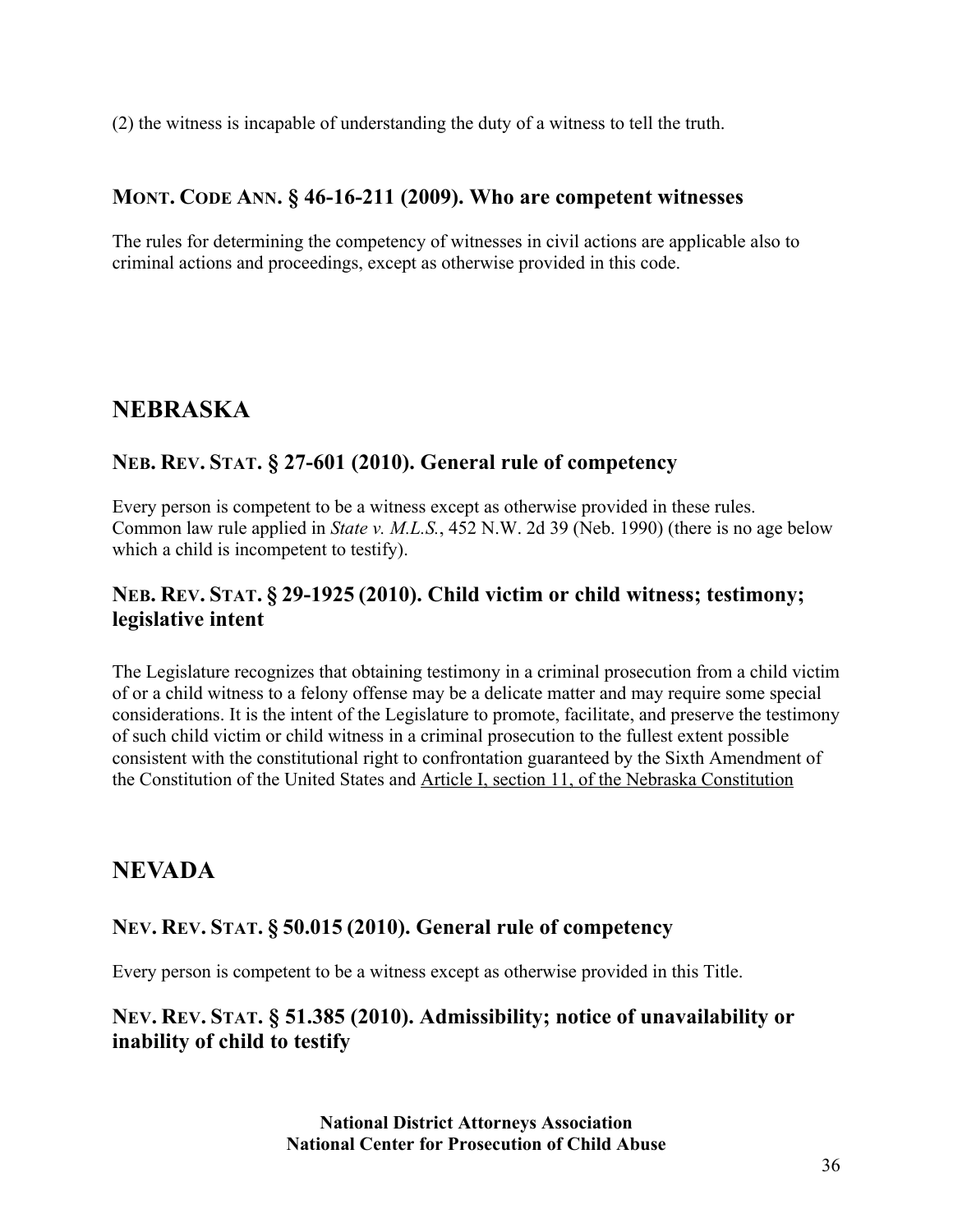(2) the witness is incapable of understanding the duty of a witness to tell the truth.

### MONT. CODE ANN. § 46-16-211 (2009). Who are competent witnesses

The rules for determining the competency of witnesses in civil actions are applicable also to criminal actions and proceedings, except as otherwise provided in this code.

## NEBRASKA

### NEB. REV. STAT. § 27-601 (2010). General rule of competency

Every person is competent to be a witness except as otherwise provided in these rules. Common law rule applied in *State v. M.L.S.*, 452 N.W. 2d 39 (Neb. 1990) (there is no age below which a child is incompetent to testify).

### NEB. REV. STAT. § 29-1925 (2010). Child victim or child witness; testimony; legislative intent

The Legislature recognizes that obtaining testimony in a criminal prosecution from a child victim of or a child witness to a felony offense may be a delicate matter and may require some special considerations. It is the intent of the Legislature to promote, facilitate, and preserve the testimony of such child victim or child witness in a criminal prosecution to the fullest extent possible consistent with the constitutional right to confrontation guaranteed by the Sixth Amendment of the Constitution of the United States and Article I, section 11, of the Nebraska Constitution

## NEVADA

### NEV. REV. STAT. § 50.015 (2010). General rule of competency

Every person is competent to be a witness except as otherwise provided in this Title.

### NEV. REV. STAT. § 51.385 (2010). Admissibility; notice of unavailability or inability of child to testify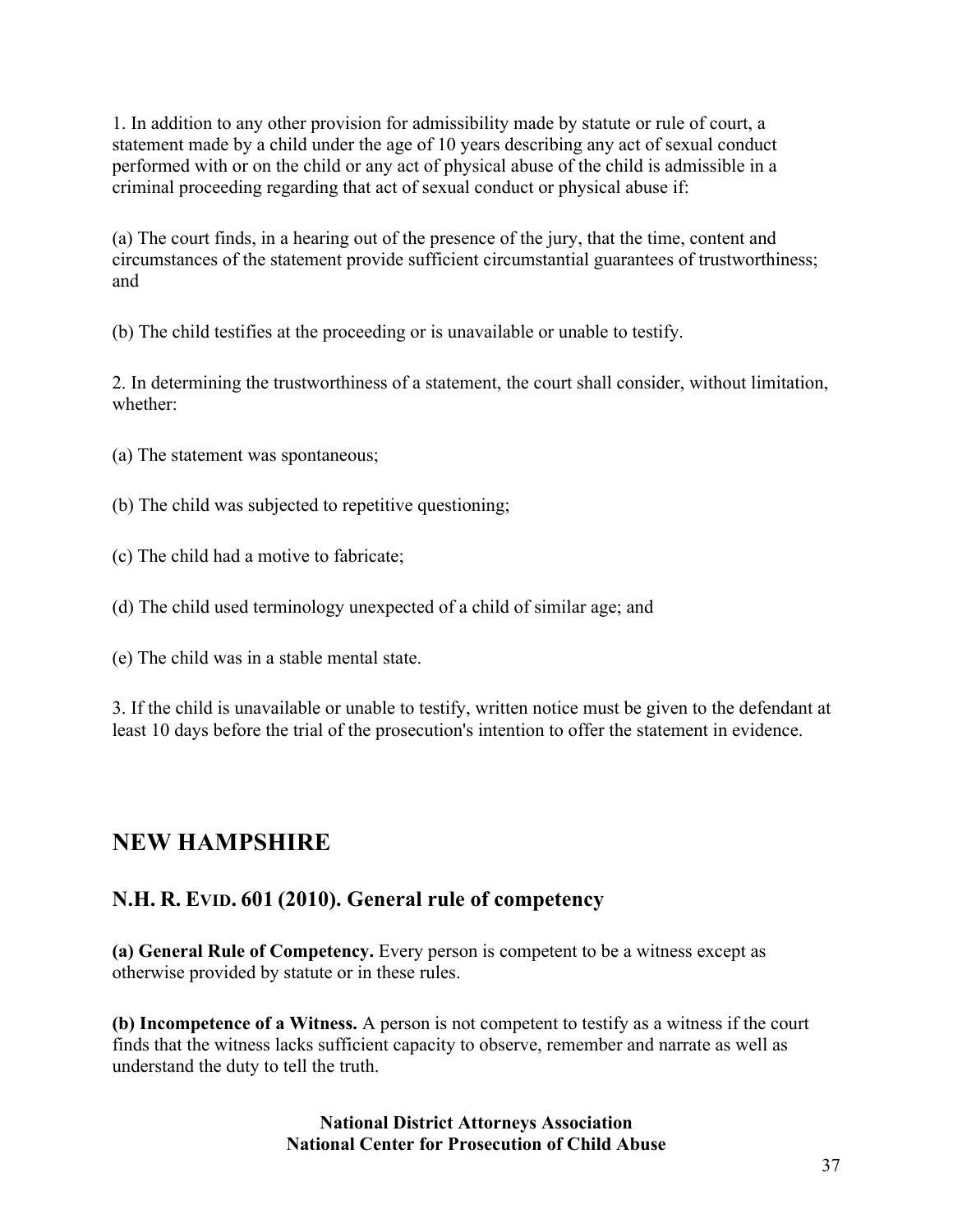1. In addition to any other provision for admissibility made by statute or rule of court, a statement made by a child under the age of 10 years describing any act of sexual conduct performed with or on the child or any act of physical abuse of the child is admissible in a criminal proceeding regarding that act of sexual conduct or physical abuse if:

(a) The court finds, in a hearing out of the presence of the jury, that the time, content and circumstances of the statement provide sufficient circumstantial guarantees of trustworthiness; and

(b) The child testifies at the proceeding or is unavailable or unable to testify.

2. In determining the trustworthiness of a statement, the court shall consider, without limitation, whether:

(a) The statement was spontaneous;

(b) The child was subjected to repetitive questioning;

(c) The child had a motive to fabricate;

(d) The child used terminology unexpected of a child of similar age; and

(e) The child was in a stable mental state.

3. If the child is unavailable or unable to testify, written notice must be given to the defendant at least 10 days before the trial of the prosecution's intention to offer the statement in evidence.

## NEW HAMPSHIRE

### N.H. R. EVID. 601 (2010). General rule of competency

**(a) General Rule of Competency.** Every person is competent to be a witness except as otherwise provided by statute or in these rules.

**(b) Incompetence of a Witness.** A person is not competent to testify as a witness if the court finds that the witness lacks sufficient capacity to observe, remember and narrate as well as understand the duty to tell the truth.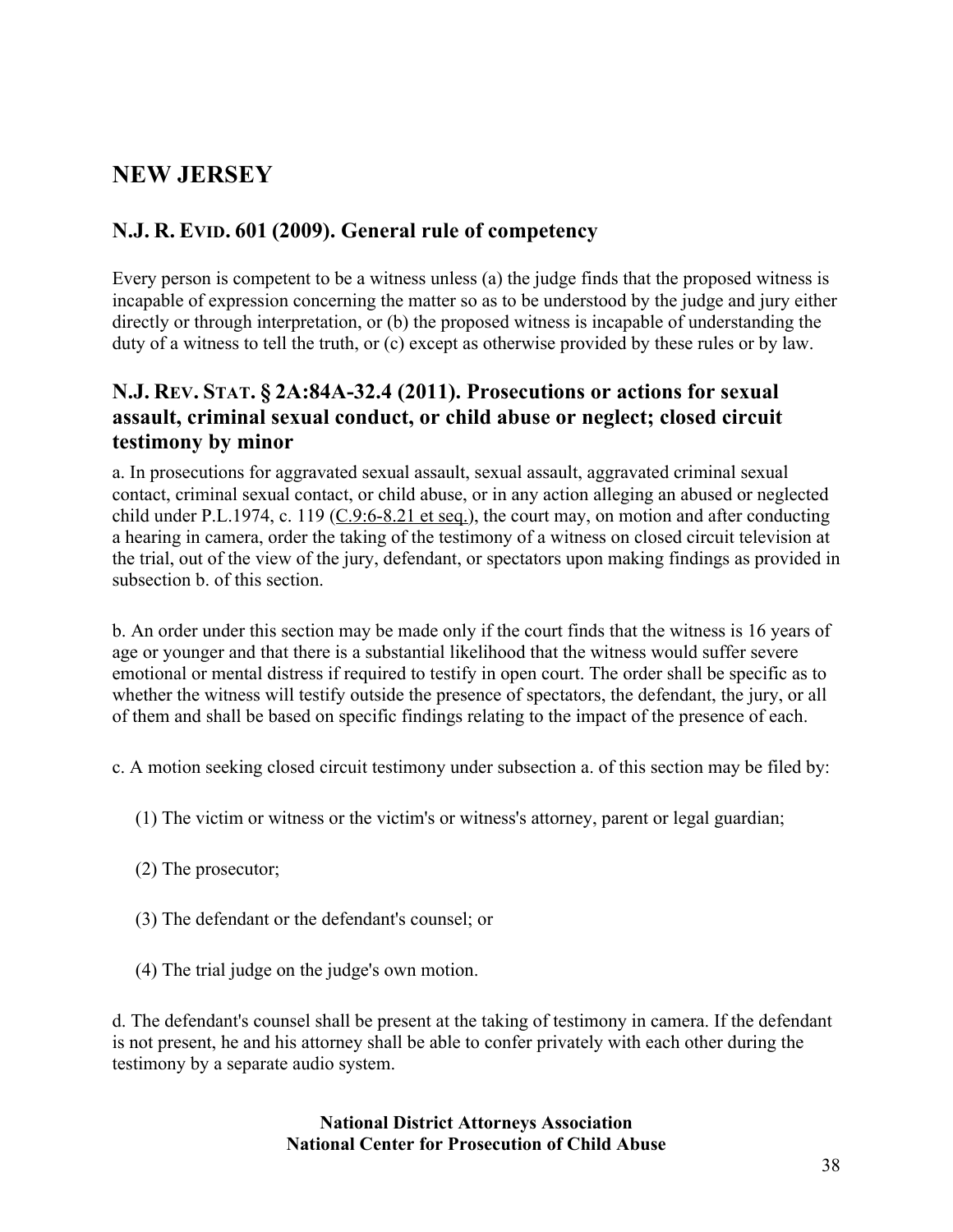# NEW JERSEY

## N.J. R. EVID. 601 (2009). General rule of competency

Every person is competent to be a witness unless (a) the judge finds that the proposed witness is incapable of expression concerning the matter so as to be understood by the judge and jury either directly or through interpretation, or (b) the proposed witness is incapable of understanding the duty of a witness to tell the truth, or (c) except as otherwise provided by these rules or by law.

## N.J. REV. STAT. § 2A:84A-32.4 (2011). Prosecutions or actions for sexual assault, criminal sexual conduct, or child abuse or neglect; closed circuit testimony by minor

a. In prosecutions for aggravated sexual assault, sexual assault, aggravated criminal sexual contact, criminal sexual contact, or child abuse, or in any action alleging an abused or neglected child under P.L.1974, c. 119 (C.9:6-8.21 et seq.), the court may, on motion and after conducting a hearing in camera, order the taking of the testimony of a witness on closed circuit television at the trial, out of the view of the jury, defendant, or spectators upon making findings as provided in subsection b. of this section.

b. An order under this section may be made only if the court finds that the witness is 16 years of age or younger and that there is a substantial likelihood that the witness would suffer severe emotional or mental distress if required to testify in open court. The order shall be specific as to whether the witness will testify outside the presence of spectators, the defendant, the jury, or all of them and shall be based on specific findings relating to the impact of the presence of each.

c. A motion seeking closed circuit testimony under subsection a. of this section may be filed by:

(1) The victim or witness or the victim's or witness's attorney, parent or legal guardian;

(2) The prosecutor;

(3) The defendant or the defendant's counsel; or

(4) The trial judge on the judge's own motion.

d. The defendant's counsel shall be present at the taking of testimony in camera. If the defendant is not present, he and his attorney shall be able to confer privately with each other during the testimony by a separate audio system.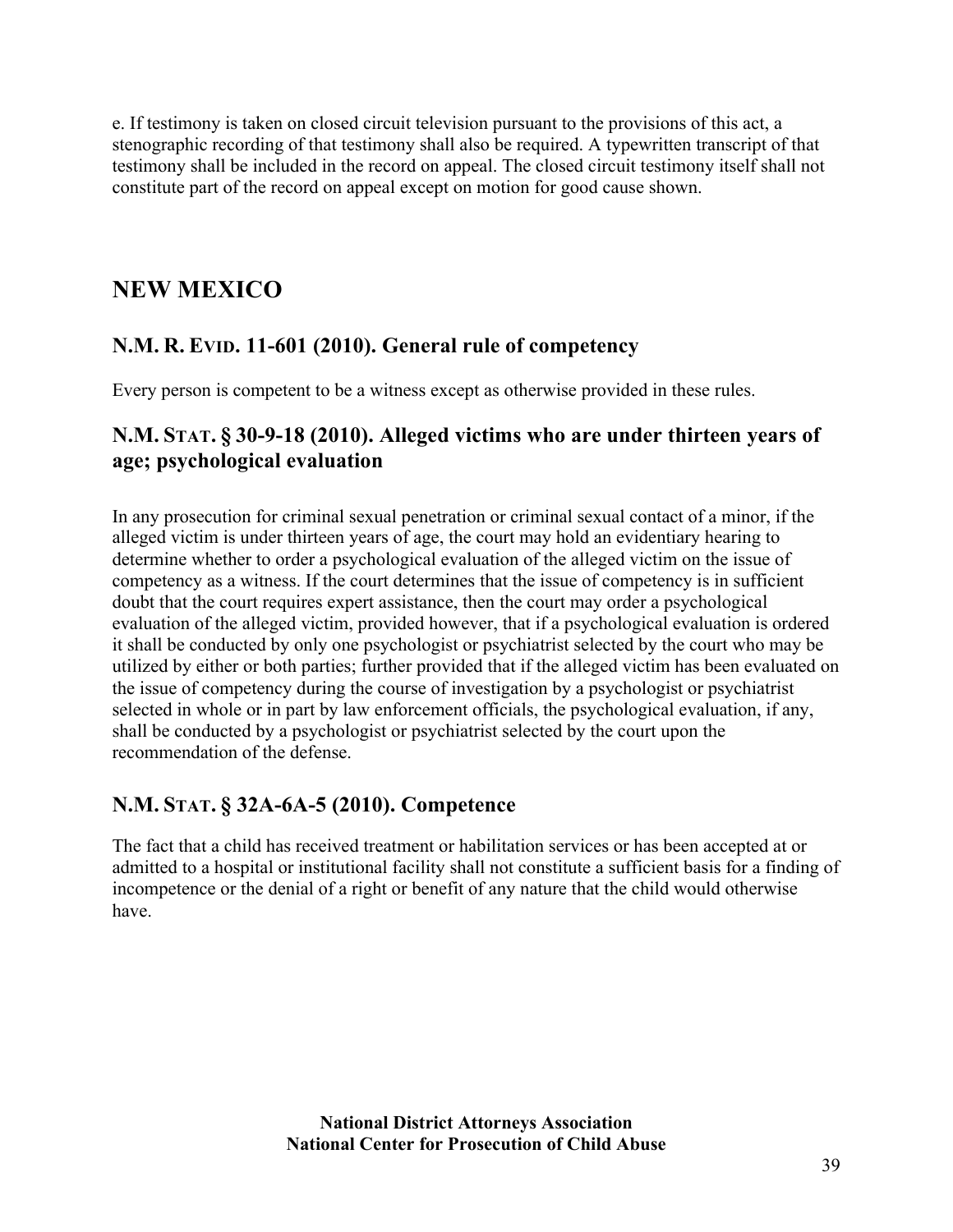e. If testimony is taken on closed circuit television pursuant to the provisions of this act, a stenographic recording of that testimony shall also be required. A typewritten transcript of that testimony shall be included in the record on appeal. The closed circuit testimony itself shall not constitute part of the record on appeal except on motion for good cause shown.

# NEW MEXICO

## N.M. R. EVID. 11-601 (2010). General rule of competency

Every person is competent to be a witness except as otherwise provided in these rules.

## N.M. STAT. § 30-9-18 (2010). Alleged victims who are under thirteen years of age; psychological evaluation

In any prosecution for criminal sexual penetration or criminal sexual contact of a minor, if the alleged victim is under thirteen years of age, the court may hold an evidentiary hearing to determine whether to order a psychological evaluation of the alleged victim on the issue of competency as a witness. If the court determines that the issue of competency is in sufficient doubt that the court requires expert assistance, then the court may order a psychological evaluation of the alleged victim, provided however, that if a psychological evaluation is ordered it shall be conducted by only one psychologist or psychiatrist selected by the court who may be utilized by either or both parties; further provided that if the alleged victim has been evaluated on the issue of competency during the course of investigation by a psychologist or psychiatrist selected in whole or in part by law enforcement officials, the psychological evaluation, if any, shall be conducted by a psychologist or psychiatrist selected by the court upon the recommendation of the defense.

## N.M. STAT. § 32A-6A-5 (2010). Competence

The fact that a child has received treatment or habilitation services or has been accepted at or admitted to a hospital or institutional facility shall not constitute a sufficient basis for a finding of incompetence or the denial of a right or benefit of any nature that the child would otherwise have.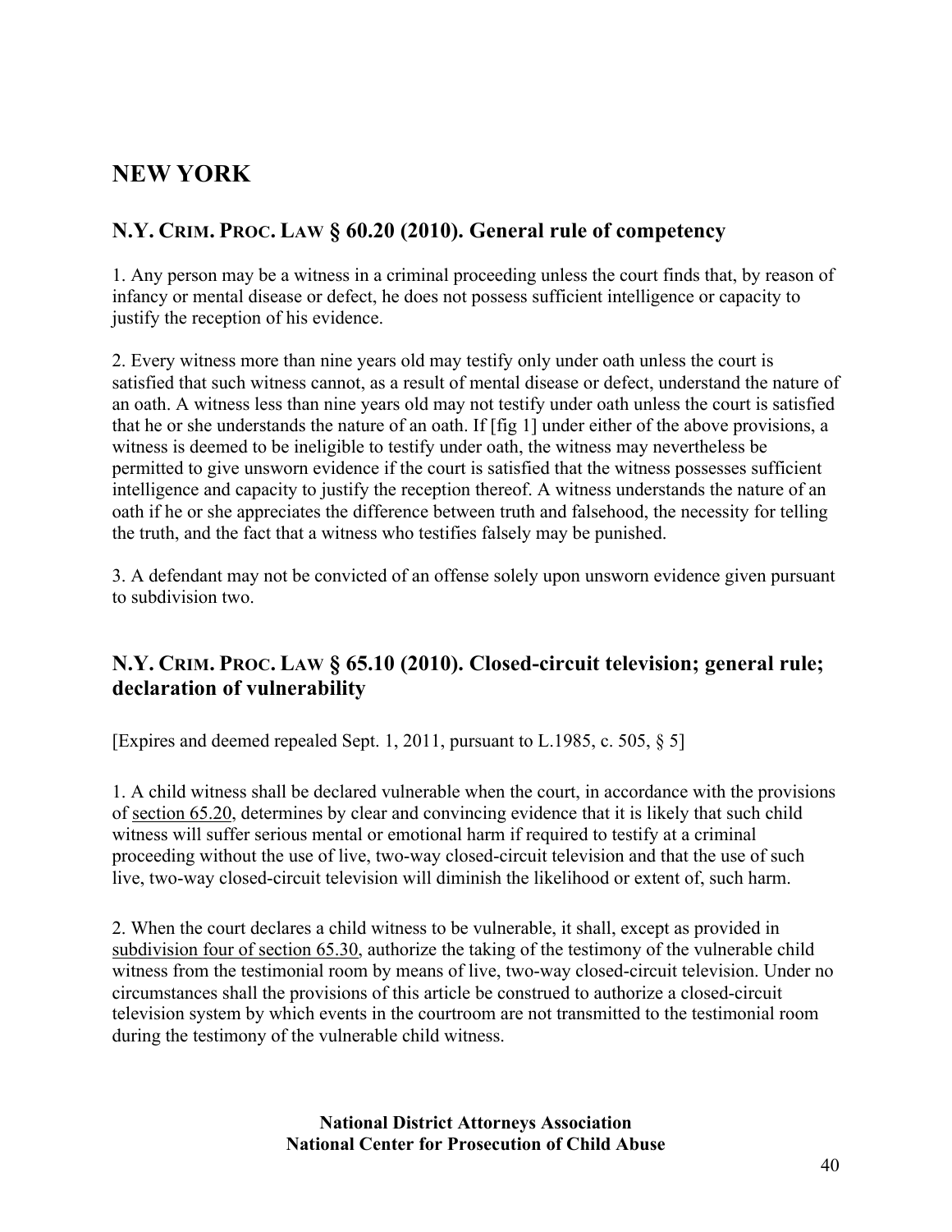# NEW YORK

## N.Y. CRIM. PROC. LAW § 60.20 (2010). General rule of competency

1. Any person may be a witness in a criminal proceeding unless the court finds that, by reason of infancy or mental disease or defect, he does not possess sufficient intelligence or capacity to justify the reception of his evidence.

2. Every witness more than nine years old may testify only under oath unless the court is satisfied that such witness cannot, as a result of mental disease or defect, understand the nature of an oath. A witness less than nine years old may not testify under oath unless the court is satisfied that he or she understands the nature of an oath. If [fig 1] under either of the above provisions, a witness is deemed to be ineligible to testify under oath, the witness may nevertheless be permitted to give unsworn evidence if the court is satisfied that the witness possesses sufficient intelligence and capacity to justify the reception thereof. A witness understands the nature of an oath if he or she appreciates the difference between truth and falsehood, the necessity for telling the truth, and the fact that a witness who testifies falsely may be punished.

3. A defendant may not be convicted of an offense solely upon unsworn evidence given pursuant to subdivision two.

## N.Y. CRIM. PROC. LAW § 65.10 (2010). Closed-circuit television; general rule; declaration of vulnerability

[Expires and deemed repealed Sept. 1, 2011, pursuant to L.1985, c. 505, § 5]

1. A child witness shall be declared vulnerable when the court, in accordance with the provisions of section 65.20, determines by clear and convincing evidence that it is likely that such child witness will suffer serious mental or emotional harm if required to testify at a criminal proceeding without the use of live, two-way closed-circuit television and that the use of such live, two-way closed-circuit television will diminish the likelihood or extent of, such harm.

2. When the court declares a child witness to be vulnerable, it shall, except as provided in subdivision four of section 65.30, authorize the taking of the testimony of the vulnerable child witness from the testimonial room by means of live, two-way closed-circuit television. Under no circumstances shall the provisions of this article be construed to authorize a closed-circuit television system by which events in the courtroom are not transmitted to the testimonial room during the testimony of the vulnerable child witness.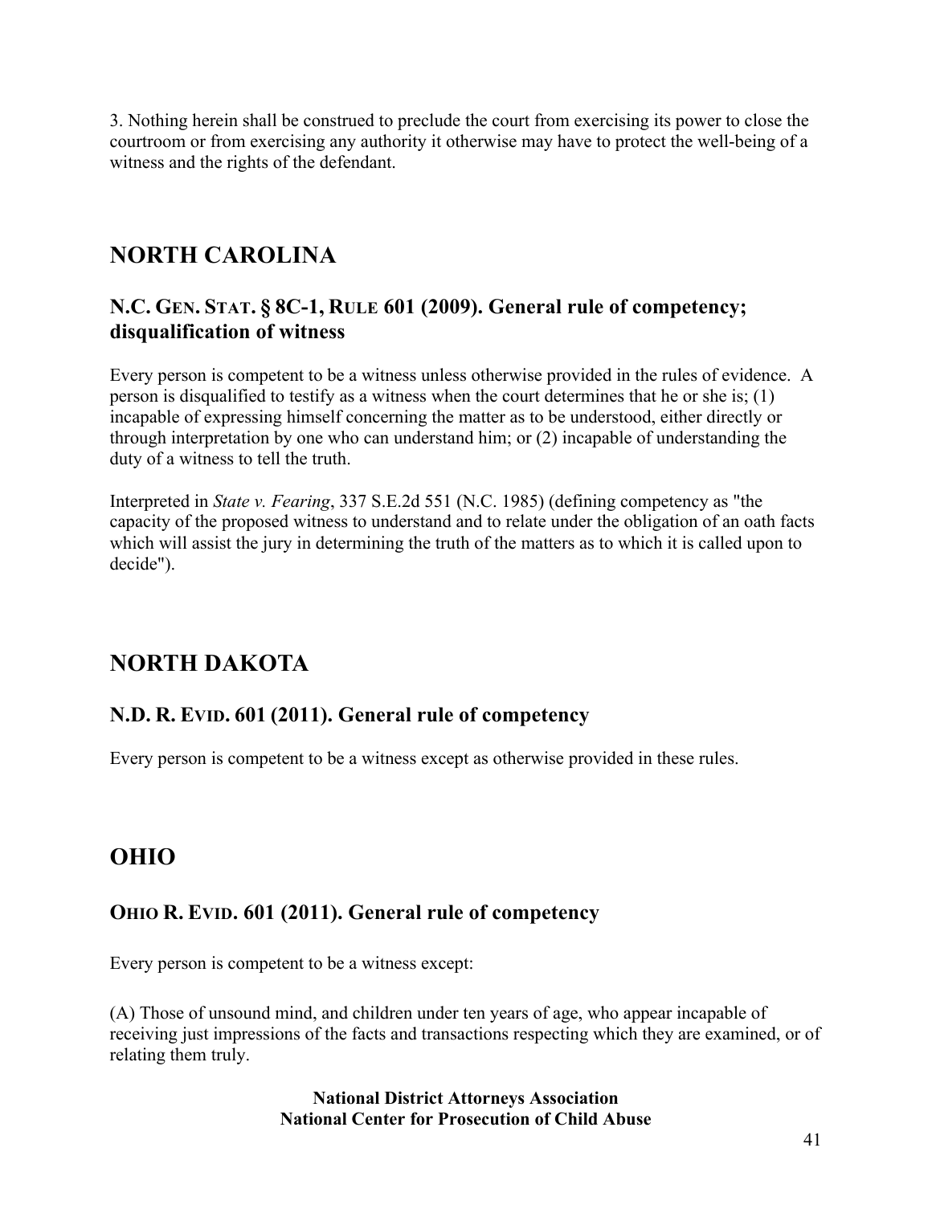3. Nothing herein shall be construed to preclude the court from exercising its power to close the courtroom or from exercising any authority it otherwise may have to protect the well-being of a witness and the rights of the defendant.

## NORTH CAROLINA

### N.C. GEN. STAT. § 8C-1, RULE 601 (2009). General rule of competency; disqualification of witness

Every person is competent to be a witness unless otherwise provided in the rules of evidence. A person is disqualified to testify as a witness when the court determines that he or she is; (1) incapable of expressing himself concerning the matter as to be understood, either directly or through interpretation by one who can understand him; or (2) incapable of understanding the duty of a witness to tell the truth.

Interpreted in *State v. Fearing*, 337 S.E.2d 551 (N.C. 1985) (defining competency as "the capacity of the proposed witness to understand and to relate under the obligation of an oath facts which will assist the jury in determining the truth of the matters as to which it is called upon to decide").

## NORTH DAKOTA

### N.D. R. EVID. 601 (2011). General rule of competency

Every person is competent to be a witness except as otherwise provided in these rules.

## OHIO

### OHIO R. EVID. 601 (2011). General rule of competency

Every person is competent to be a witness except:

(A) Those of unsound mind, and children under ten years of age, who appear incapable of receiving just impressions of the facts and transactions respecting which they are examined, or of relating them truly.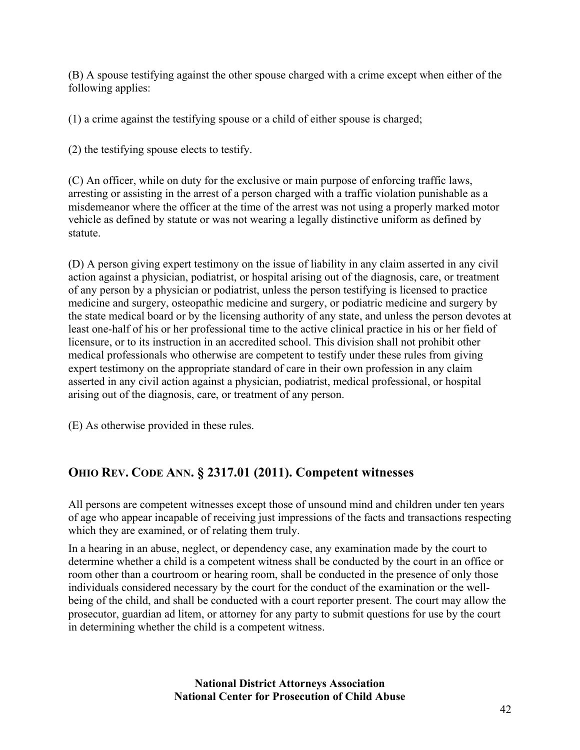(B) A spouse testifying against the other spouse charged with a crime except when either of the following applies:

(1) a crime against the testifying spouse or a child of either spouse is charged;

(2) the testifying spouse elects to testify.

(C) An officer, while on duty for the exclusive or main purpose of enforcing traffic laws, arresting or assisting in the arrest of a person charged with a traffic violation punishable as a misdemeanor where the officer at the time of the arrest was not using a properly marked motor vehicle as defined by statute or was not wearing a legally distinctive uniform as defined by statute.

(D) A person giving expert testimony on the issue of liability in any claim asserted in any civil action against a physician, podiatrist, or hospital arising out of the diagnosis, care, or treatment of any person by a physician or podiatrist, unless the person testifying is licensed to practice medicine and surgery, osteopathic medicine and surgery, or podiatric medicine and surgery by the state medical board or by the licensing authority of any state, and unless the person devotes at least one-half of his or her professional time to the active clinical practice in his or her field of licensure, or to its instruction in an accredited school. This division shall not prohibit other medical professionals who otherwise are competent to testify under these rules from giving expert testimony on the appropriate standard of care in their own profession in any claim asserted in any civil action against a physician, podiatrist, medical professional, or hospital arising out of the diagnosis, care, or treatment of any person.

(E) As otherwise provided in these rules.

## OHIO REV. CODE ANN. § 2317.01 (2011). Competent witnesses

All persons are competent witnesses except those of unsound mind and children under ten years of age who appear incapable of receiving just impressions of the facts and transactions respecting which they are examined, or of relating them truly.

In a hearing in an abuse, neglect, or dependency case, any examination made by the court to determine whether a child is a competent witness shall be conducted by the court in an office or room other than a courtroom or hearing room, shall be conducted in the presence of only those individuals considered necessary by the court for the conduct of the examination or the well-being of the child, and shall be conducted with a court reporter present. The court may allow the prosecutor, guardian ad litem, or attorney for any party to submit questions for use by the court in determining whether the child is a competent witness.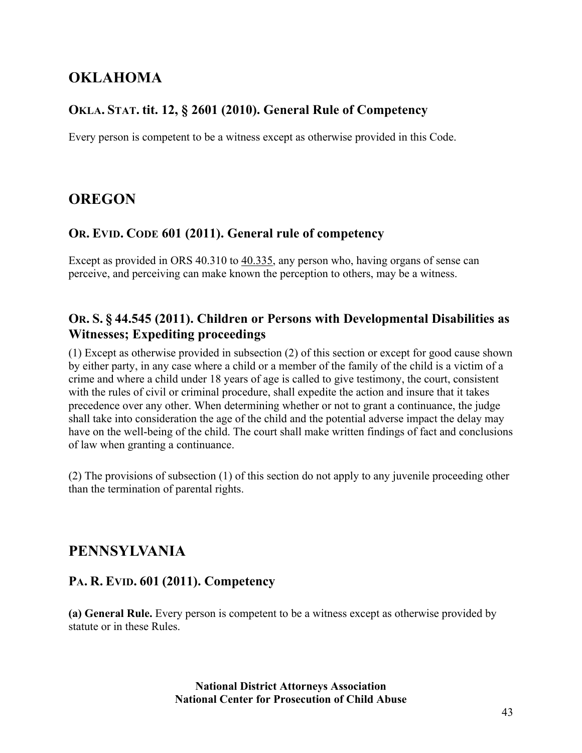## OKLAHOMA

### OKLA. STAT. tit. 12, § 2601 (2010). General Rule of Competency

Every person is competent to be a witness except as otherwise provided in this Code.

## OREGON

### OR. EVID. CODE 601 (2011). General rule of competency

Except as provided in ORS 40.310 to 40.335, any person who, having organs of sense can perceive, and perceiving can make known the perception to others, may be a witness.

### OR. S. § 44.545 (2011). Children or Persons with Developmental Disabilities as Witnesses; Expediting proceedings

(1) Except as otherwise provided in subsection (2) of this section or except for good cause shown by either party, in any case where a child or a member of the family of the child is a victim of a crime and where a child under 18 years of age is called to give testimony, the court, consistent with the rules of civil or criminal procedure, shall expedite the action and insure that it takes precedence over any other. When determining whether or not to grant a continuance, the judge shall take into consideration the age of the child and the potential adverse impact the delay may have on the well-being of the child. The court shall make written findings of fact and conclusions of law when granting a continuance.

(2) The provisions of subsection (1) of this section do not apply to any juvenile proceeding other than the termination of parental rights.

## PENNSYLVANIA

### PA. R. EVID. 601 (2011). Competency

**(a) General Rule.** Every person is competent to be a witness except as otherwise provided by statute or in these Rules.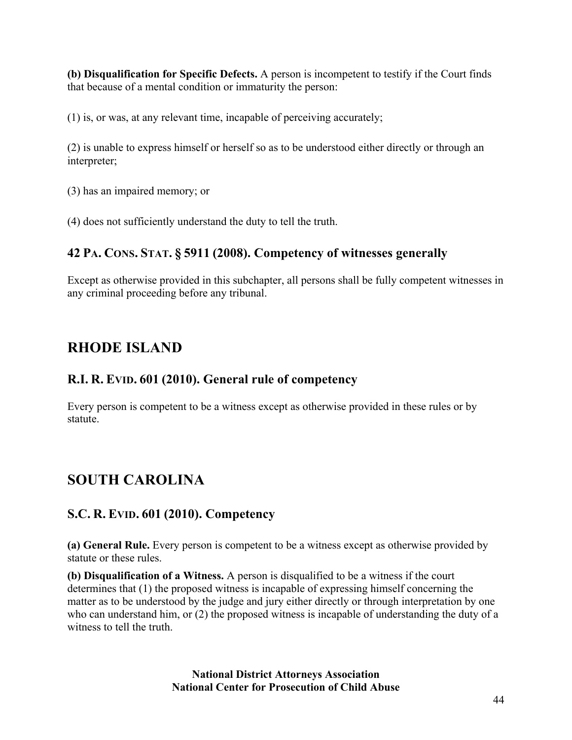**(b) Disqualification for Specific Defects.** A person is incompetent to testify if the Court finds that because of a mental condition or immaturity the person:

(1) is, or was, at any relevant time, incapable of perceiving accurately;

(2) is unable to express himself or herself so as to be understood either directly or through an interpreter;

(3) has an impaired memory; or

(4) does not sufficiently understand the duty to tell the truth.

### 42 PA. CONS. STAT. § 5911 (2008). Competency of witnesses generally

Except as otherwise provided in this subchapter, all persons shall be fully competent witnesses in any criminal proceeding before any tribunal.

## RHODE ISLAND

### R.I. R. EVID. 601 (2010). General rule of competency

Every person is competent to be a witness except as otherwise provided in these rules or by statute.

## SOUTH CAROLINA

### S.C. R. EVID. 601 (2010). Competency

**(a) General Rule.** Every person is competent to be a witness except as otherwise provided by statute or these rules.

**(b) Disqualification of a Witness.** A person is disqualified to be a witness if the court determines that (1) the proposed witness is incapable of expressing himself concerning the matter as to be understood by the judge and jury either directly or through interpretation by one who can understand him, or (2) the proposed witness is incapable of understanding the duty of a witness to tell the truth.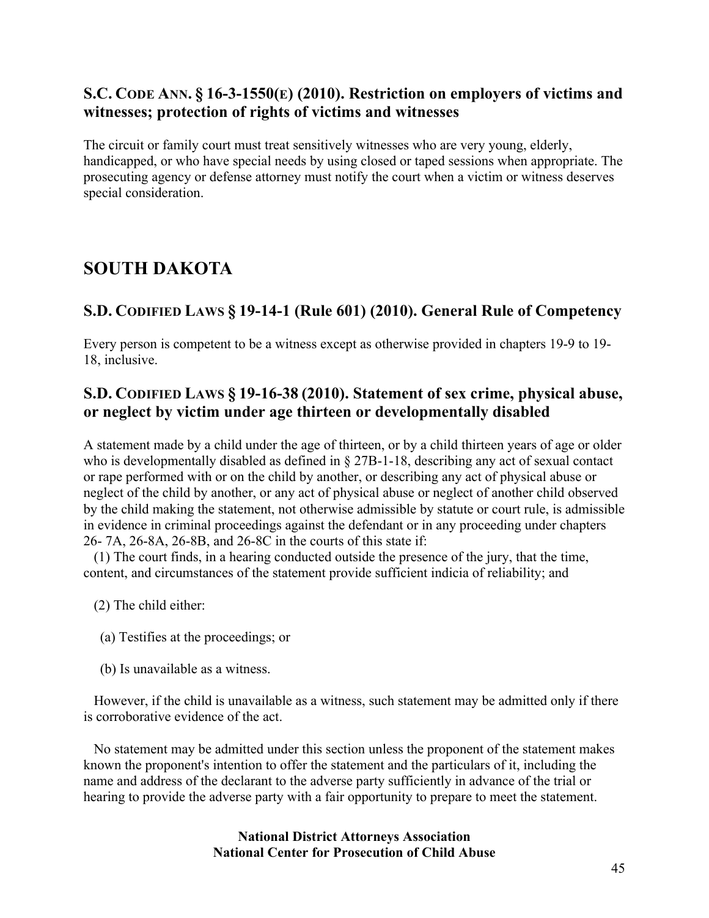### S.C. CODE ANN. § 16-3-1550(E) (2010). Restriction on employers of victims and witnesses; protection of rights of victims and witnesses

The circuit or family court must treat sensitively witnesses who are very young, elderly, handicapped, or who have special needs by using closed or taped sessions when appropriate. The prosecuting agency or defense attorney must notify the court when a victim or witness deserves special consideration.

## SOUTH DAKOTA

### S.D. CODIFIED LAWS § 19-14-1 (Rule 601) (2010). General Rule of Competency

Every person is competent to be a witness except as otherwise provided in chapters 19-9 to 19-18, inclusive.

### S.D. CODIFIED LAWS § 19-16-38 (2010). Statement of sex crime, physical abuse, or neglect by victim under age thirteen or developmentally disabled

A statement made by a child under the age of thirteen, or by a child thirteen years of age or older who is developmentally disabled as defined in § 27B-1-18, describing any act of sexual contact or rape performed with or on the child by another, or describing any act of physical abuse or neglect of the child by another, or any act of physical abuse or neglect of another child observed by the child making the statement, not otherwise admissible by statute or court rule, is admissible in evidence in criminal proceedings against the defendant or in any proceeding under chapters 26- 7A, 26-8A, 26-8B, and 26-8C in the courts of this state if:

(1) The court finds, in a hearing conducted outside the presence of the jury, that the time, content, and circumstances of the statement provide sufficient indicia of reliability; and

(2) The child either:

(a) Testifies at the proceedings; or

(b) Is unavailable as a witness.

However, if the child is unavailable as a witness, such statement may be admitted only if there is corroborative evidence of the act.

No statement may be admitted under this section unless the proponent of the statement makes known the proponent's intention to offer the statement and the particulars of it, including the name and address of the declarant to the adverse party sufficiently in advance of the trial or hearing to provide the adverse party with a fair opportunity to prepare to meet the statement.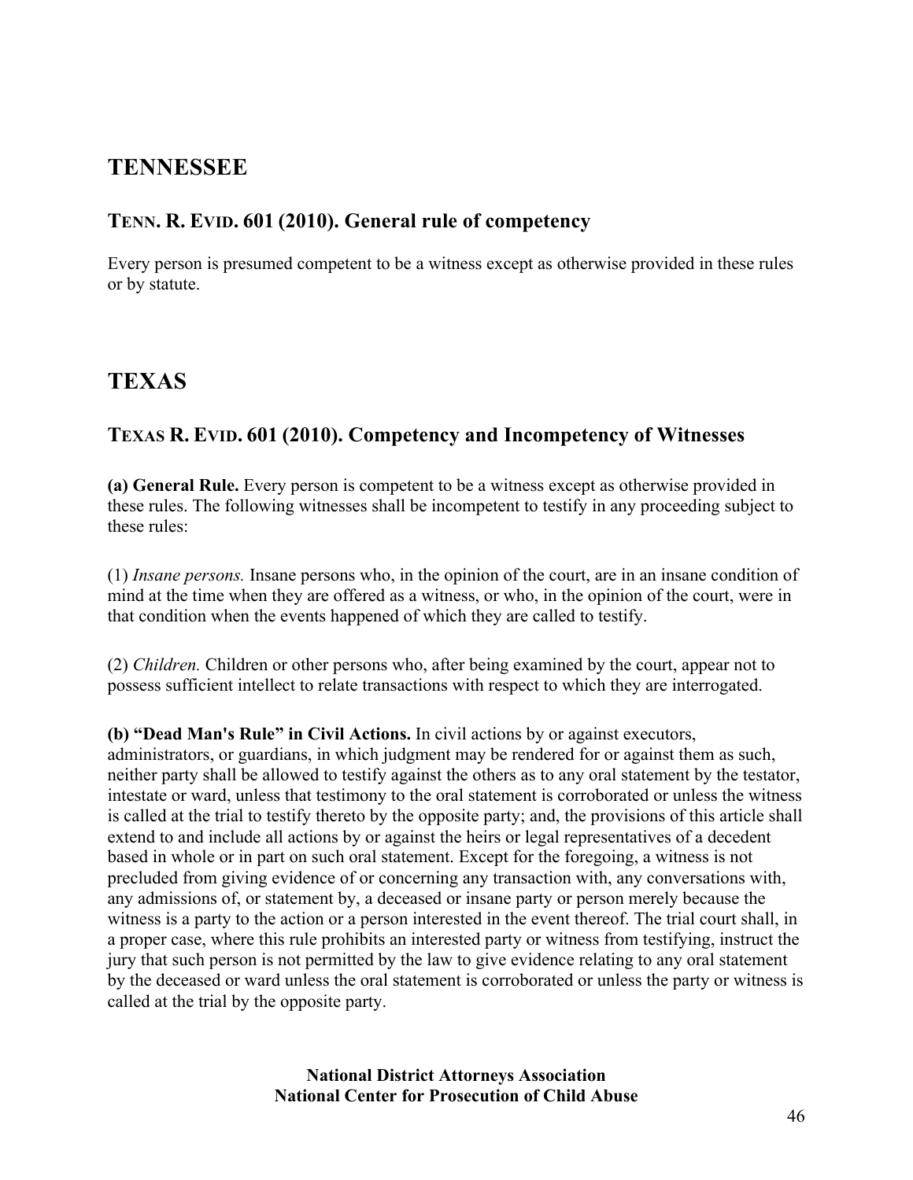## TENNESSEE

### TENN. R. EVID. 601 (2010). General rule of competency

Every person is presumed competent to be a witness except as otherwise provided in these rules or by statute.

## TEXAS

### TEXAS R. EVID. 601 (2010). Competency and Incompetency of Witnesses

**(a) General Rule.** Every person is competent to be a witness except as otherwise provided in these rules. The following witnesses shall be incompetent to testify in any proceeding subject to these rules:

(1) *Insane persons.* Insane persons who, in the opinion of the court, are in an insane condition of mind at the time when they are offered as a witness, or who, in the opinion of the court, were in that condition when the events happened of which they are called to testify.

(2) *Children.* Children or other persons who, after being examined by the court, appear not to possess sufficient intellect to relate transactions with respect to which they are interrogated.

**(b) "Dead Man's Rule" in Civil Actions.** In civil actions by or against executors, administrators, or guardians, in which judgment may be rendered for or against them as such, neither party shall be allowed to testify against the others as to any oral statement by the testator, intestate or ward, unless that testimony to the oral statement is corroborated or unless the witness is called at the trial to testify thereto by the opposite party; and, the provisions of this article shall extend to and include all actions by or against the heirs or legal representatives of a decedent based in whole or in part on such oral statement. Except for the foregoing, a witness is not precluded from giving evidence of or concerning any transaction with, any conversations with, any admissions of, or statement by, a deceased or insane party or person merely because the witness is a party to the action or a person interested in the event thereof. The trial court shall, in a proper case, where this rule prohibits an interested party or witness from testifying, instruct the jury that such person is not permitted by the law to give evidence relating to any oral statement by the deceased or ward unless the oral statement is corroborated or unless the party or witness is called at the trial by the opposite party.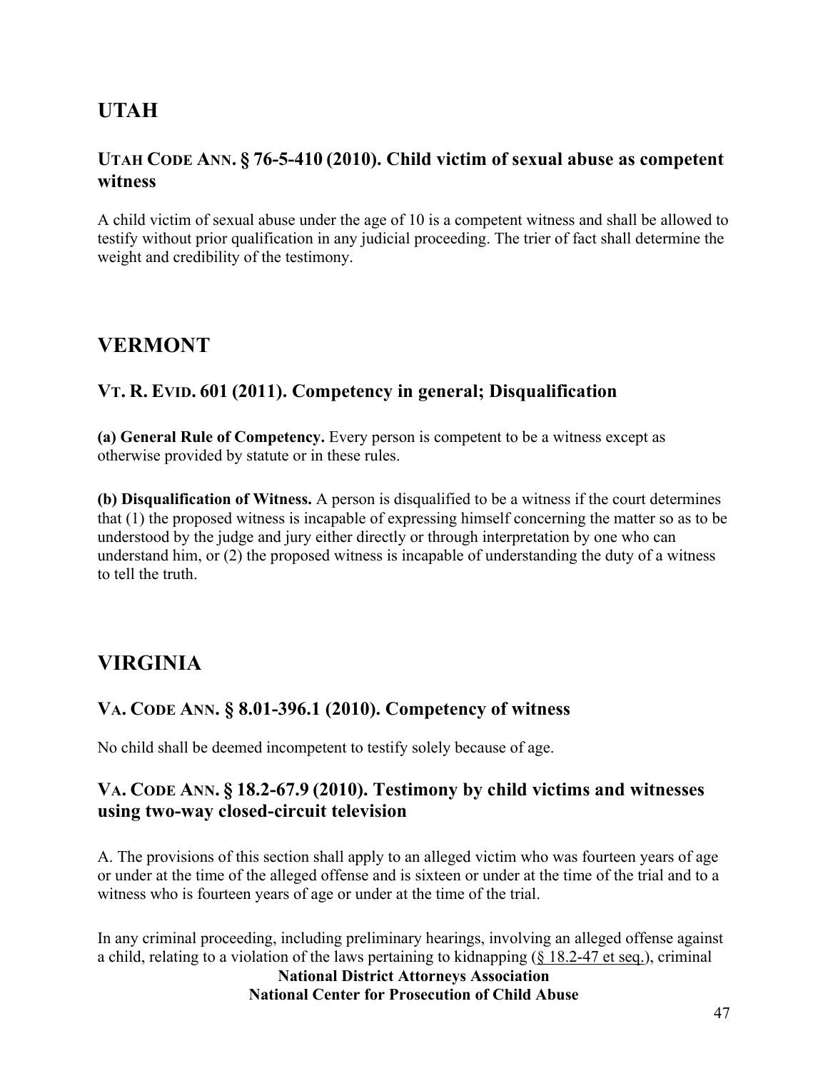## UTAH

### UTAH CODE ANN. § 76-5-410 (2010). Child victim of sexual abuse as competent witness

A child victim of sexual abuse under the age of 10 is a competent witness and shall be allowed to testify without prior qualification in any judicial proceeding. The trier of fact shall determine the weight and credibility of the testimony.

## VERMONT

### VT. R. EVID. 601 (2011). Competency in general; Disqualification

**(a) General Rule of Competency.** Every person is competent to be a witness except as otherwise provided by statute or in these rules.

**(b) Disqualification of Witness.** A person is disqualified to be a witness if the court determines that (1) the proposed witness is incapable of expressing himself concerning the matter so as to be understood by the judge and jury either directly or through interpretation by one who can understand him, or (2) the proposed witness is incapable of understanding the duty of a witness to tell the truth.

## VIRGINIA

### VA. CODE ANN. § 8.01-396.1 (2010). Competency of witness

No child shall be deemed incompetent to testify solely because of age.

### VA. CODE ANN. § 18.2-67.9 (2010). Testimony by child victims and witnesses using two-way closed-circuit television

A. The provisions of this section shall apply to an alleged victim who was fourteen years of age or under at the time of the alleged offense and is sixteen or under at the time of the trial and to a witness who is fourteen years of age or under at the time of the trial.

In any criminal proceeding, including preliminary hearings, involving an alleged offense against a child, relating to a violation of the laws pertaining to kidnapping (§ 18.2-47 et seq.), criminal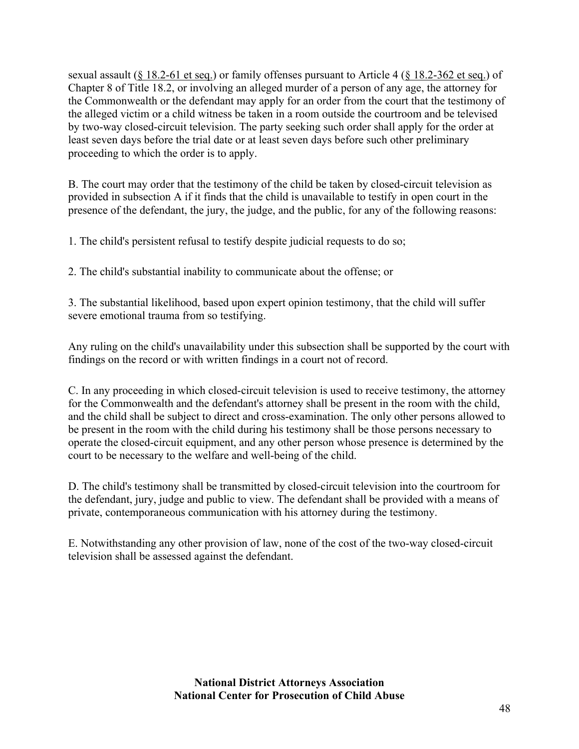sexual assault (§ 18.2-61 et seq.) or family offenses pursuant to Article 4 (§ 18.2-362 et seq.) of Chapter 8 of Title 18.2, or involving an alleged murder of a person of any age, the attorney for the Commonwealth or the defendant may apply for an order from the court that the testimony of the alleged victim or a child witness be taken in a room outside the courtroom and be televised by two-way closed-circuit television. The party seeking such order shall apply for the order at least seven days before the trial date or at least seven days before such other preliminary proceeding to which the order is to apply.

B. The court may order that the testimony of the child be taken by closed-circuit television as provided in subsection A if it finds that the child is unavailable to testify in open court in the presence of the defendant, the jury, the judge, and the public, for any of the following reasons:

1. The child's persistent refusal to testify despite judicial requests to do so;

2. The child's substantial inability to communicate about the offense; or

3. The substantial likelihood, based upon expert opinion testimony, that the child will suffer severe emotional trauma from so testifying.

Any ruling on the child's unavailability under this subsection shall be supported by the court with findings on the record or with written findings in a court not of record.

C. In any proceeding in which closed-circuit television is used to receive testimony, the attorney for the Commonwealth and the defendant's attorney shall be present in the room with the child, and the child shall be subject to direct and cross-examination. The only other persons allowed to be present in the room with the child during his testimony shall be those persons necessary to operate the closed-circuit equipment, and any other person whose presence is determined by the court to be necessary to the welfare and well-being of the child.

D. The child's testimony shall be transmitted by closed-circuit television into the courtroom for the defendant, jury, judge and public to view. The defendant shall be provided with a means of private, contemporaneous communication with his attorney during the testimony.

E. Notwithstanding any other provision of law, none of the cost of the two-way closed-circuit television shall be assessed against the defendant.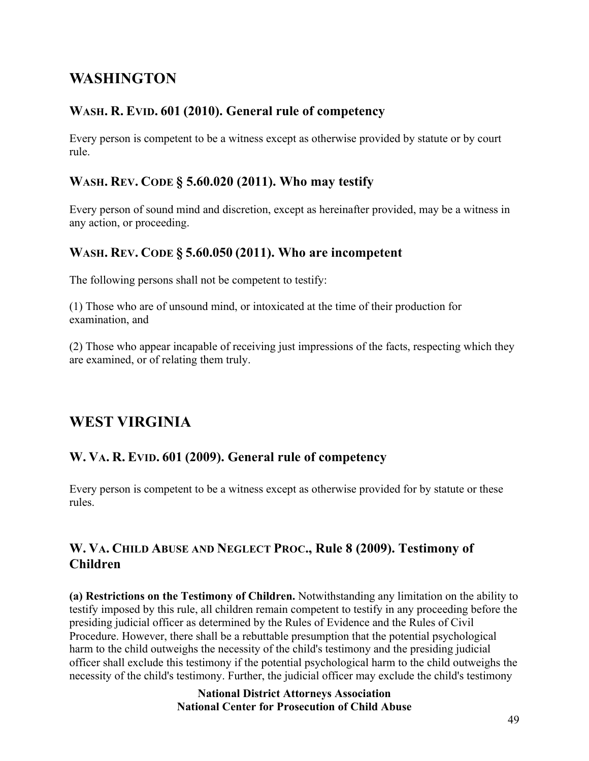## WASHINGTON

### WASH. R. EVID. 601 (2010). General rule of competency

Every person is competent to be a witness except as otherwise provided by statute or by court rule.

### WASH. REV. CODE § 5.60.020 (2011). Who may testify

Every person of sound mind and discretion, except as hereinafter provided, may be a witness in any action, or proceeding.

### WASH. REV. CODE § 5.60.050 (2011). Who are incompetent

The following persons shall not be competent to testify:

(1) Those who are of unsound mind, or intoxicated at the time of their production for examination, and

(2) Those who appear incapable of receiving just impressions of the facts, respecting which they are examined, or of relating them truly.

## WEST VIRGINIA

### W. VA. R. EVID. 601 (2009). General rule of competency

Every person is competent to be a witness except as otherwise provided for by statute or these rules.

### W. VA. CHILD ABUSE AND NEGLECT PROC., Rule 8 (2009). Testimony of Children

**(a) Restrictions on the Testimony of Children.** Notwithstanding any limitation on the ability to testify imposed by this rule, all children remain competent to testify in any proceeding before the presiding judicial officer as determined by the Rules of Evidence and the Rules of Civil Procedure. However, there shall be a rebuttable presumption that the potential psychological harm to the child outweighs the necessity of the child's testimony and the presiding judicial officer shall exclude this testimony if the potential psychological harm to the child outweighs the necessity of the child's testimony. Further, the judicial officer may exclude the child's testimony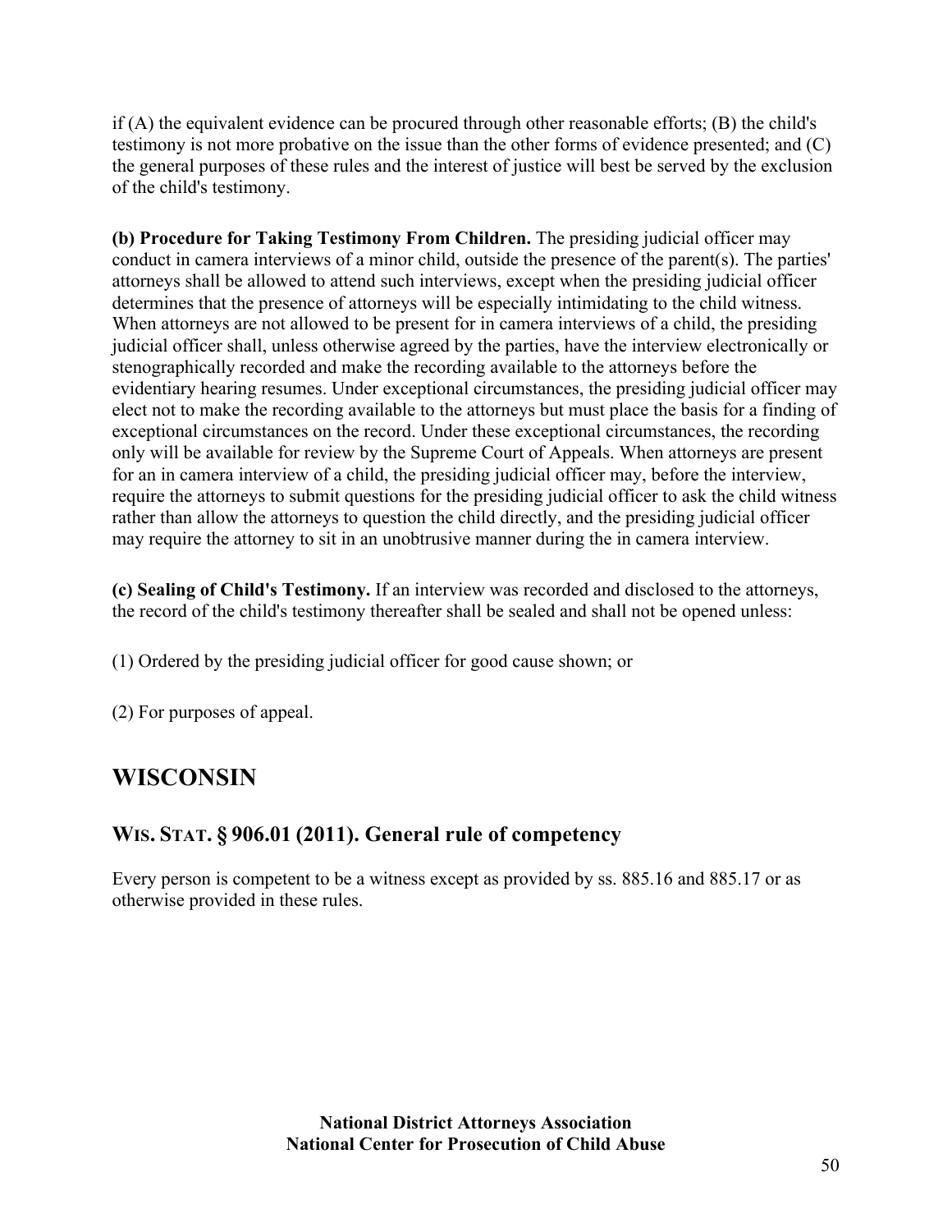if (A) the equivalent evidence can be procured through other reasonable efforts; (B) the child's testimony is not more probative on the issue than the other forms of evidence presented; and (C) the general purposes of these rules and the interest of justice will best be served by the exclusion of the child's testimony.

**(b) Procedure for Taking Testimony From Children.** The presiding judicial officer may conduct in camera interviews of a minor child, outside the presence of the parent(s). The parties' attorneys shall be allowed to attend such interviews, except when the presiding judicial officer determines that the presence of attorneys will be especially intimidating to the child witness. When attorneys are not allowed to be present for in camera interviews of a child, the presiding judicial officer shall, unless otherwise agreed by the parties, have the interview electronically or stenographically recorded and make the recording available to the attorneys before the evidentiary hearing resumes. Under exceptional circumstances, the presiding judicial officer may elect not to make the recording available to the attorneys but must place the basis for a finding of exceptional circumstances on the record. Under these exceptional circumstances, the recording only will be available for review by the Supreme Court of Appeals. When attorneys are present for an in camera interview of a child, the presiding judicial officer may, before the interview, require the attorneys to submit questions for the presiding judicial officer to ask the child witness rather than allow the attorneys to question the child directly, and the presiding judicial officer may require the attorney to sit in an unobtrusive manner during the in camera interview.

**(c) Sealing of Child's Testimony.** If an interview was recorded and disclosed to the attorneys, the record of the child's testimony thereafter shall be sealed and shall not be opened unless:

(1) Ordered by the presiding judicial officer for good cause shown; or

(2) For purposes of appeal.

## WISCONSIN

### WIS. STAT. § 906.01 (2011). General rule of competency

Every person is competent to be a witness except as provided by ss. 885.16 and 885.17 or as otherwise provided in these rules.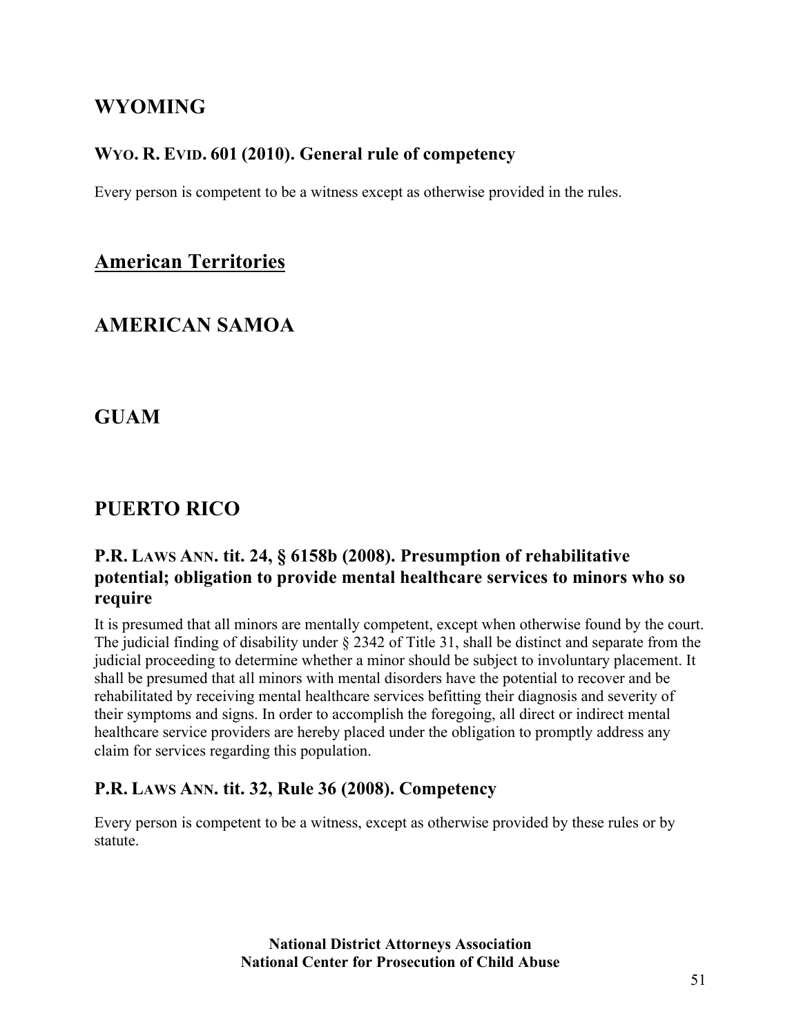## WYOMING

### WYO. R. EVID. 601 (2010). General rule of competency

Every person is competent to be a witness except as otherwise provided in the rules.

# American Territories

## AMERICAN SAMOA

## GUAM

## PUERTO RICO

### P.R. LAWS ANN. tit. 24, § 6158b (2008). Presumption of rehabilitative potential; obligation to provide mental healthcare services to minors who so require

It is presumed that all minors are mentally competent, except when otherwise found by the court. The judicial finding of disability under § 2342 of Title 31, shall be distinct and separate from the judicial proceeding to determine whether a minor should be subject to involuntary placement. It shall be presumed that all minors with mental disorders have the potential to recover and be rehabilitated by receiving mental healthcare services befitting their diagnosis and severity of their symptoms and signs. In order to accomplish the foregoing, all direct or indirect mental healthcare service providers are hereby placed under the obligation to promptly address any claim for services regarding this population.

### P.R. LAWS ANN. tit. 32, Rule 36 (2008). Competency

Every person is competent to be a witness, except as otherwise provided by these rules or by statute.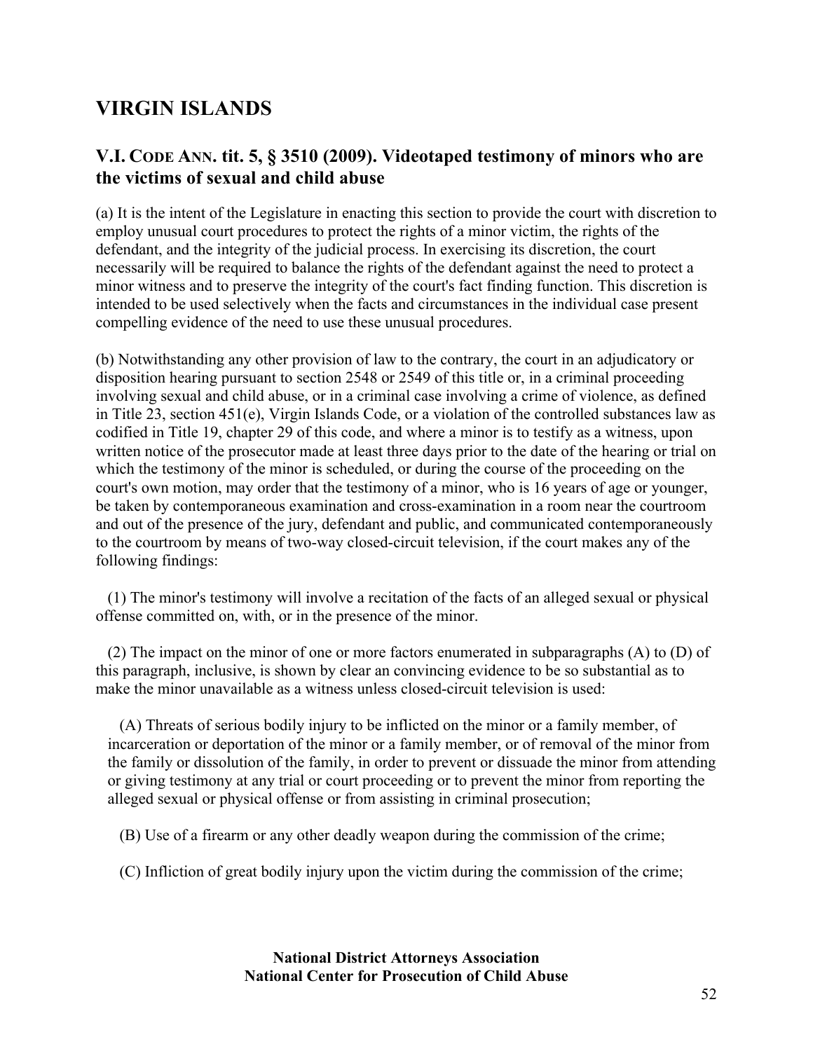# VIRGIN ISLANDS

## V.I. CODE ANN. tit. 5, § 3510 (2009). Videotaped testimony of minors who are the victims of sexual and child abuse

(a) It is the intent of the Legislature in enacting this section to provide the court with discretion to employ unusual court procedures to protect the rights of a minor victim, the rights of the defendant, and the integrity of the judicial process. In exercising its discretion, the court necessarily will be required to balance the rights of the defendant against the need to protect a minor witness and to preserve the integrity of the court's fact finding function. This discretion is intended to be used selectively when the facts and circumstances in the individual case present compelling evidence of the need to use these unusual procedures.

(b) Notwithstanding any other provision of law to the contrary, the court in an adjudicatory or disposition hearing pursuant to section 2548 or 2549 of this title or, in a criminal proceeding involving sexual and child abuse, or in a criminal case involving a crime of violence, as defined in Title 23, section 451(e), Virgin Islands Code, or a violation of the controlled substances law as codified in Title 19, chapter 29 of this code, and where a minor is to testify as a witness, upon written notice of the prosecutor made at least three days prior to the date of the hearing or trial on which the testimony of the minor is scheduled, or during the course of the proceeding on the court's own motion, may order that the testimony of a minor, who is 16 years of age or younger, be taken by contemporaneous examination and cross-examination in a room near the courtroom and out of the presence of the jury, defendant and public, and communicated contemporaneously to the courtroom by means of two-way closed-circuit television, if the court makes any of the following findings:

(1) The minor's testimony will involve a recitation of the facts of an alleged sexual or physical offense committed on, with, or in the presence of the minor.

(2) The impact on the minor of one or more factors enumerated in subparagraphs (A) to (D) of this paragraph, inclusive, is shown by clear an convincing evidence to be so substantial as to make the minor unavailable as a witness unless closed-circuit television is used:

(A) Threats of serious bodily injury to be inflicted on the minor or a family member, of incarceration or deportation of the minor or a family member, or of removal of the minor from the family or dissolution of the family, in order to prevent or dissuade the minor from attending or giving testimony at any trial or court proceeding or to prevent the minor from reporting the alleged sexual or physical offense or from assisting in criminal prosecution;

(B) Use of a firearm or any other deadly weapon during the commission of the crime;

(C) Infliction of great bodily injury upon the victim during the commission of the crime;

**National District Attorneys Association**
**National Center for Prosecution of Child Abuse**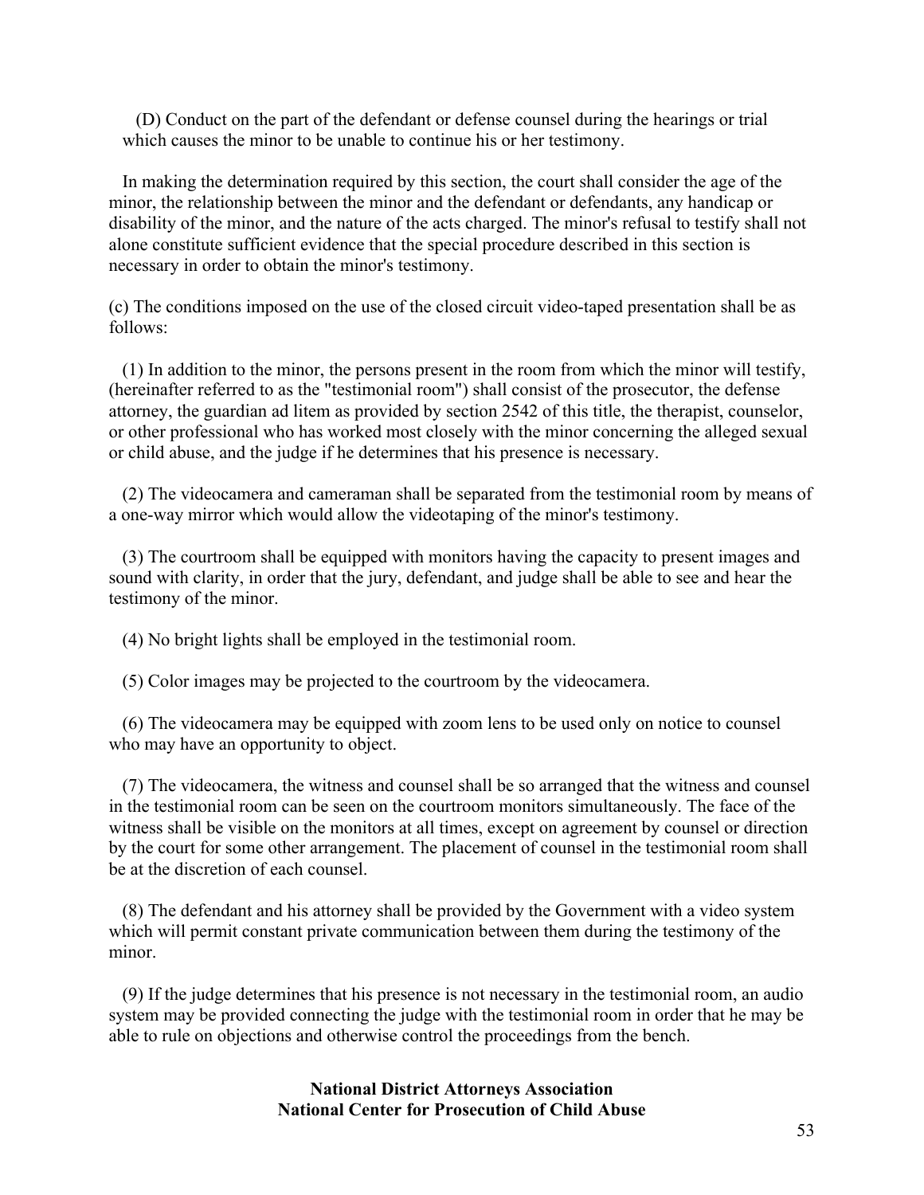(D) Conduct on the part of the defendant or defense counsel during the hearings or trial which causes the minor to be unable to continue his or her testimony.

In making the determination required by this section, the court shall consider the age of the minor, the relationship between the minor and the defendant or defendants, any handicap or disability of the minor, and the nature of the acts charged. The minor's refusal to testify shall not alone constitute sufficient evidence that the special procedure described in this section is necessary in order to obtain the minor's testimony.

(c) The conditions imposed on the use of the closed circuit video-taped presentation shall be as follows:

(1) In addition to the minor, the persons present in the room from which the minor will testify, (hereinafter referred to as the "testimonial room") shall consist of the prosecutor, the defense attorney, the guardian ad litem as provided by section 2542 of this title, the therapist, counselor, or other professional who has worked most closely with the minor concerning the alleged sexual or child abuse, and the judge if he determines that his presence is necessary.

(2) The videocamera and cameraman shall be separated from the testimonial room by means of a one-way mirror which would allow the videotaping of the minor's testimony.

(3) The courtroom shall be equipped with monitors having the capacity to present images and sound with clarity, in order that the jury, defendant, and judge shall be able to see and hear the testimony of the minor.

(4) No bright lights shall be employed in the testimonial room.

(5) Color images may be projected to the courtroom by the videocamera.

(6) The videocamera may be equipped with zoom lens to be used only on notice to counsel who may have an opportunity to object.

(7) The videocamera, the witness and counsel shall be so arranged that the witness and counsel in the testimonial room can be seen on the courtroom monitors simultaneously. The face of the witness shall be visible on the monitors at all times, except on agreement by counsel or direction by the court for some other arrangement. The placement of counsel in the testimonial room shall be at the discretion of each counsel.

(8) The defendant and his attorney shall be provided by the Government with a video system which will permit constant private communication between them during the testimony of the minor.

(9) If the judge determines that his presence is not necessary in the testimonial room, an audio system may be provided connecting the judge with the testimonial room in order that he may be able to rule on objections and otherwise control the proceedings from the bench.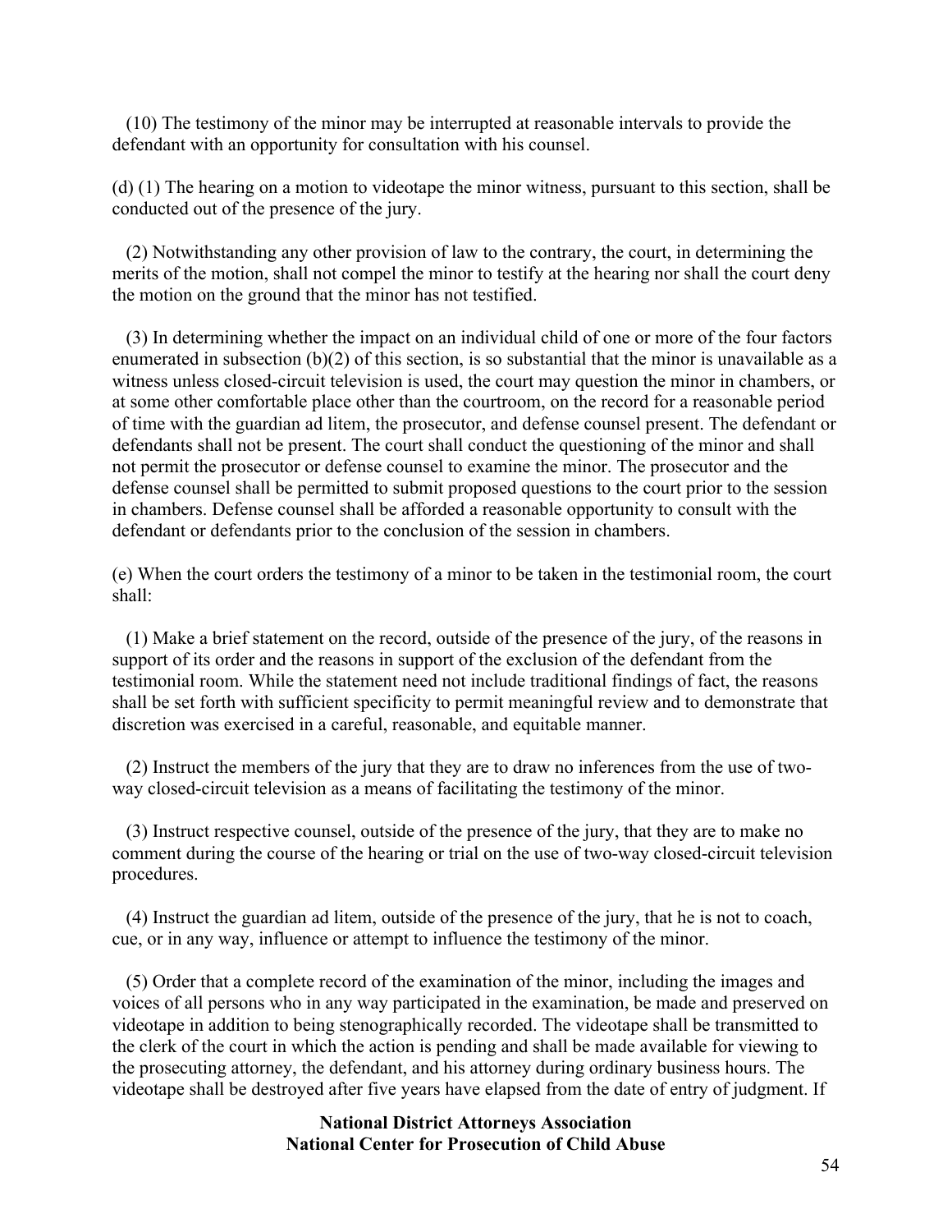(10) The testimony of the minor may be interrupted at reasonable intervals to provide the defendant with an opportunity for consultation with his counsel.

(d) (1) The hearing on a motion to videotape the minor witness, pursuant to this section, shall be conducted out of the presence of the jury.

(2) Notwithstanding any other provision of law to the contrary, the court, in determining the merits of the motion, shall not compel the minor to testify at the hearing nor shall the court deny the motion on the ground that the minor has not testified.

(3) In determining whether the impact on an individual child of one or more of the four factors enumerated in subsection (b)(2) of this section, is so substantial that the minor is unavailable as a witness unless closed-circuit television is used, the court may question the minor in chambers, or at some other comfortable place other than the courtroom, on the record for a reasonable period of time with the guardian ad litem, the prosecutor, and defense counsel present. The defendant or defendants shall not be present. The court shall conduct the questioning of the minor and shall not permit the prosecutor or defense counsel to examine the minor. The prosecutor and the defense counsel shall be permitted to submit proposed questions to the court prior to the session in chambers. Defense counsel shall be afforded a reasonable opportunity to consult with the defendant or defendants prior to the conclusion of the session in chambers.

(e) When the court orders the testimony of a minor to be taken in the testimonial room, the court shall:

(1) Make a brief statement on the record, outside of the presence of the jury, of the reasons in support of its order and the reasons in support of the exclusion of the defendant from the testimonial room. While the statement need not include traditional findings of fact, the reasons shall be set forth with sufficient specificity to permit meaningful review and to demonstrate that discretion was exercised in a careful, reasonable, and equitable manner.

(2) Instruct the members of the jury that they are to draw no inferences from the use of two-way closed-circuit television as a means of facilitating the testimony of the minor.

(3) Instruct respective counsel, outside of the presence of the jury, that they are to make no comment during the course of the hearing or trial on the use of two-way closed-circuit television procedures.

(4) Instruct the guardian ad litem, outside of the presence of the jury, that he is not to coach, cue, or in any way, influence or attempt to influence the testimony of the minor.

(5) Order that a complete record of the examination of the minor, including the images and voices of all persons who in any way participated in the examination, be made and preserved on videotape in addition to being stenographically recorded. The videotape shall be transmitted to the clerk of the court in which the action is pending and shall be made available for viewing to the prosecuting attorney, the defendant, and his attorney during ordinary business hours. The videotape shall be destroyed after five years have elapsed from the date of entry of judgment. If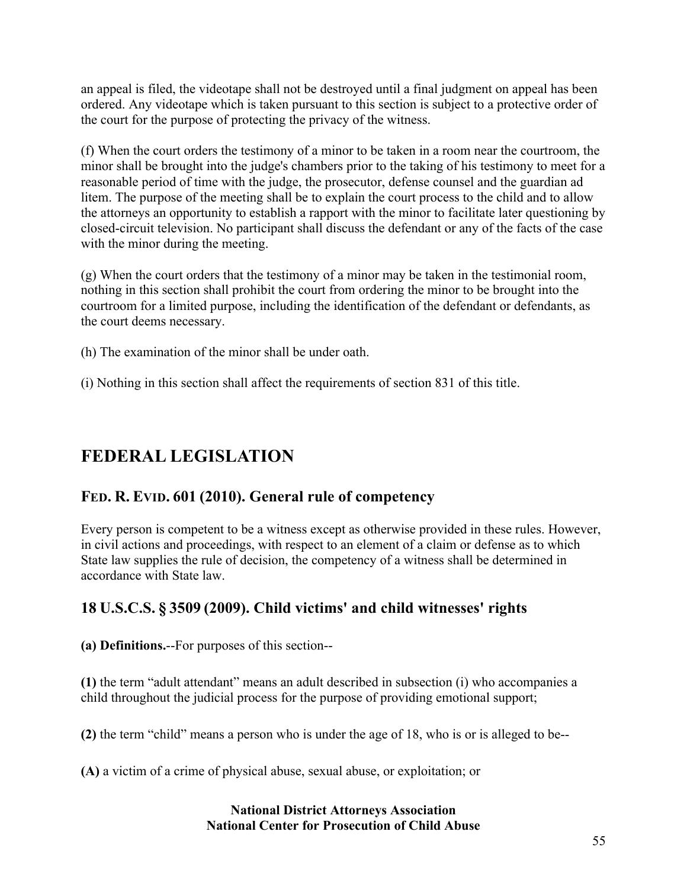an appeal is filed, the videotape shall not be destroyed until a final judgment on appeal has been ordered. Any videotape which is taken pursuant to this section is subject to a protective order of the court for the purpose of protecting the privacy of the witness.

(f) When the court orders the testimony of a minor to be taken in a room near the courtroom, the minor shall be brought into the judge's chambers prior to the taking of his testimony to meet for a reasonable period of time with the judge, the prosecutor, defense counsel and the guardian ad litem. The purpose of the meeting shall be to explain the court process to the child and to allow the attorneys an opportunity to establish a rapport with the minor to facilitate later questioning by closed-circuit television. No participant shall discuss the defendant or any of the facts of the case with the minor during the meeting.

(g) When the court orders that the testimony of a minor may be taken in the testimonial room, nothing in this section shall prohibit the court from ordering the minor to be brought into the courtroom for a limited purpose, including the identification of the defendant or defendants, as the court deems necessary.

(h) The examination of the minor shall be under oath.

(i) Nothing in this section shall affect the requirements of section 831 of this title.

# FEDERAL LEGISLATION

## FED. R. EVID. 601 (2010). General rule of competency

Every person is competent to be a witness except as otherwise provided in these rules. However, in civil actions and proceedings, with respect to an element of a claim or defense as to which State law supplies the rule of decision, the competency of a witness shall be determined in accordance with State law.

## 18 U.S.C.S. § 3509 (2009). Child victims' and child witnesses' rights

**(a) Definitions.**--For purposes of this section--

**(1)** the term "adult attendant" means an adult described in subsection (i) who accompanies a child throughout the judicial process for the purpose of providing emotional support;

**(2)** the term "child" means a person who is under the age of 18, who is or is alleged to be--

**(A)** a victim of a crime of physical abuse, sexual abuse, or exploitation; or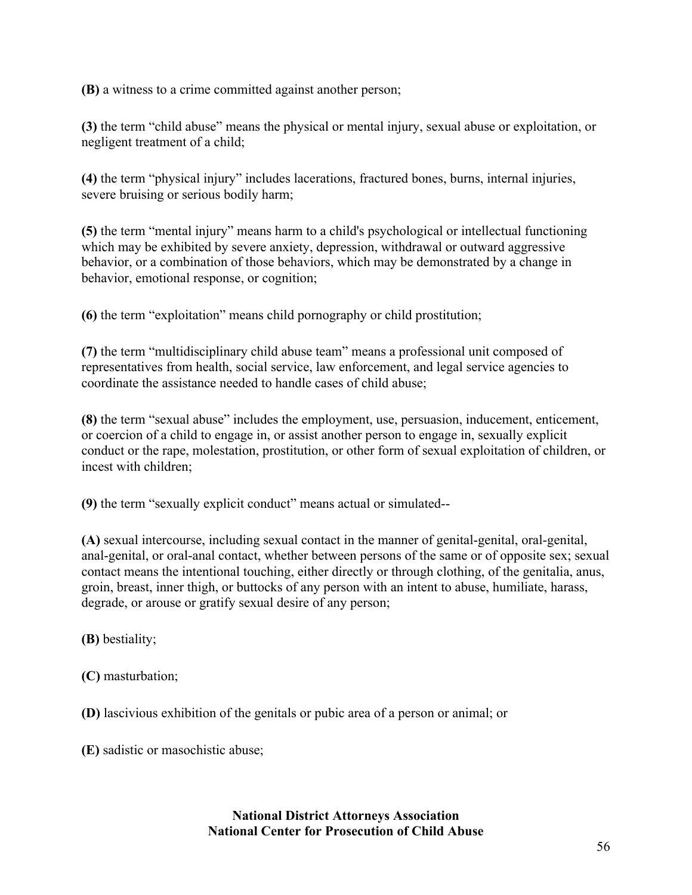**(B)** a witness to a crime committed against another person;

**(3)** the term "child abuse" means the physical or mental injury, sexual abuse or exploitation, or negligent treatment of a child;

**(4)** the term "physical injury" includes lacerations, fractured bones, burns, internal injuries, severe bruising or serious bodily harm;

**(5)** the term "mental injury" means harm to a child's psychological or intellectual functioning which may be exhibited by severe anxiety, depression, withdrawal or outward aggressive behavior, or a combination of those behaviors, which may be demonstrated by a change in behavior, emotional response, or cognition;

**(6)** the term "exploitation" means child pornography or child prostitution;

**(7)** the term "multidisciplinary child abuse team" means a professional unit composed of representatives from health, social service, law enforcement, and legal service agencies to coordinate the assistance needed to handle cases of child abuse;

**(8)** the term "sexual abuse" includes the employment, use, persuasion, inducement, enticement, or coercion of a child to engage in, or assist another person to engage in, sexually explicit conduct or the rape, molestation, prostitution, or other form of sexual exploitation of children, or incest with children;

**(9)** the term "sexually explicit conduct" means actual or simulated--

**(A)** sexual intercourse, including sexual contact in the manner of genital-genital, oral-genital, anal-genital, or oral-anal contact, whether between persons of the same or of opposite sex; sexual contact means the intentional touching, either directly or through clothing, of the genitalia, anus, groin, breast, inner thigh, or buttocks of any person with an intent to abuse, humiliate, harass, degrade, or arouse or gratify sexual desire of any person;

**(B)** bestiality;

**(C)** masturbation;

**(D)** lascivious exhibition of the genitals or pubic area of a person or animal; or

**(E)** sadistic or masochistic abuse;

**National District Attorneys Association**
**National Center for Prosecution of Child Abuse**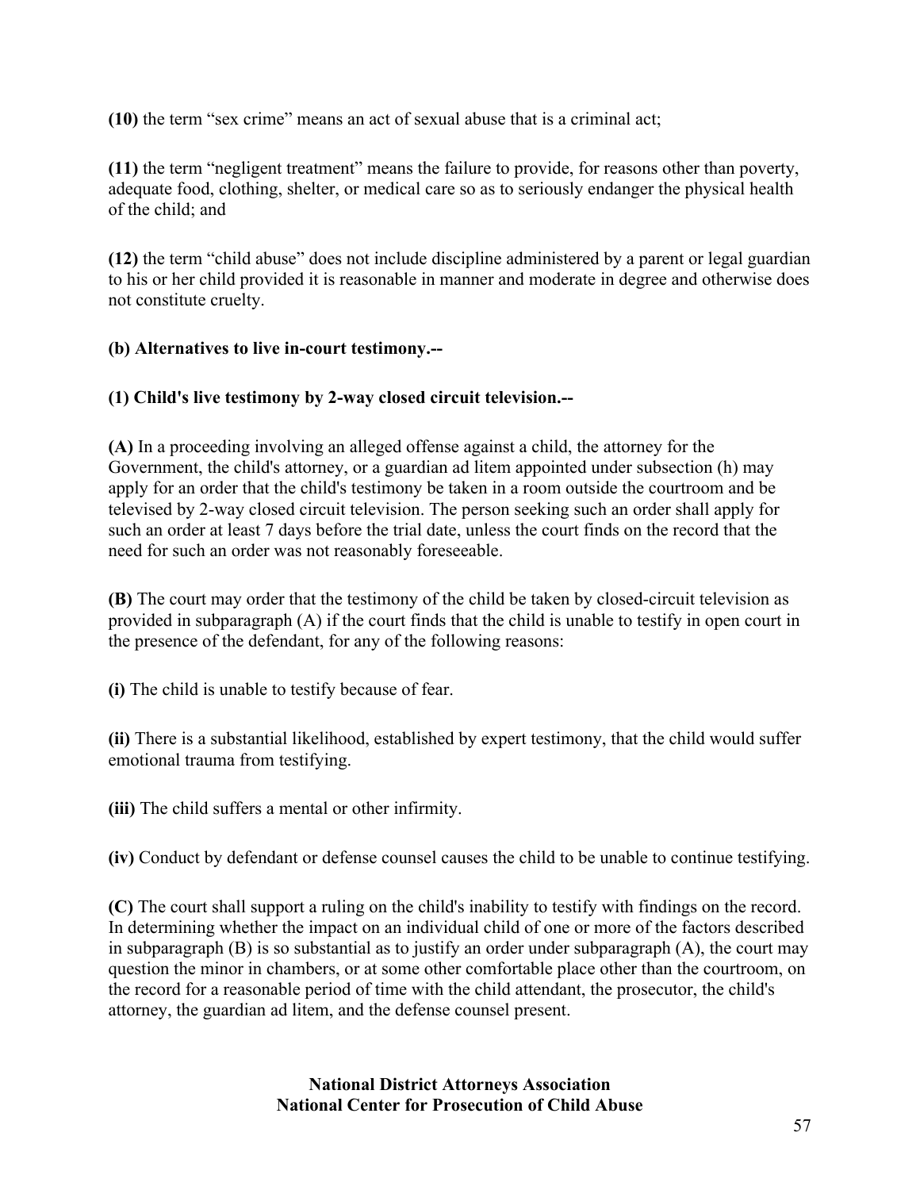**(10)** the term "sex crime" means an act of sexual abuse that is a criminal act;

**(11)** the term "negligent treatment" means the failure to provide, for reasons other than poverty, adequate food, clothing, shelter, or medical care so as to seriously endanger the physical health of the child; and

**(12)** the term "child abuse" does not include discipline administered by a parent or legal guardian to his or her child provided it is reasonable in manner and moderate in degree and otherwise does not constitute cruelty.

**(b) Alternatives to live in-court testimony.--**

**(1) Child's live testimony by 2-way closed circuit television.--**

**(A)** In a proceeding involving an alleged offense against a child, the attorney for the Government, the child's attorney, or a guardian ad litem appointed under subsection (h) may apply for an order that the child's testimony be taken in a room outside the courtroom and be televised by 2-way closed circuit television. The person seeking such an order shall apply for such an order at least 7 days before the trial date, unless the court finds on the record that the need for such an order was not reasonably foreseeable.

**(B)** The court may order that the testimony of the child be taken by closed-circuit television as provided in subparagraph (A) if the court finds that the child is unable to testify in open court in the presence of the defendant, for any of the following reasons:

**(i)** The child is unable to testify because of fear.

**(ii)** There is a substantial likelihood, established by expert testimony, that the child would suffer emotional trauma from testifying.

**(iii)** The child suffers a mental or other infirmity.

**(iv)** Conduct by defendant or defense counsel causes the child to be unable to continue testifying.

**(C)** The court shall support a ruling on the child's inability to testify with findings on the record. In determining whether the impact on an individual child of one or more of the factors described in subparagraph (B) is so substantial as to justify an order under subparagraph (A), the court may question the minor in chambers, or at some other comfortable place other than the courtroom, on the record for a reasonable period of time with the child attendant, the prosecutor, the child's attorney, the guardian ad litem, and the defense counsel present.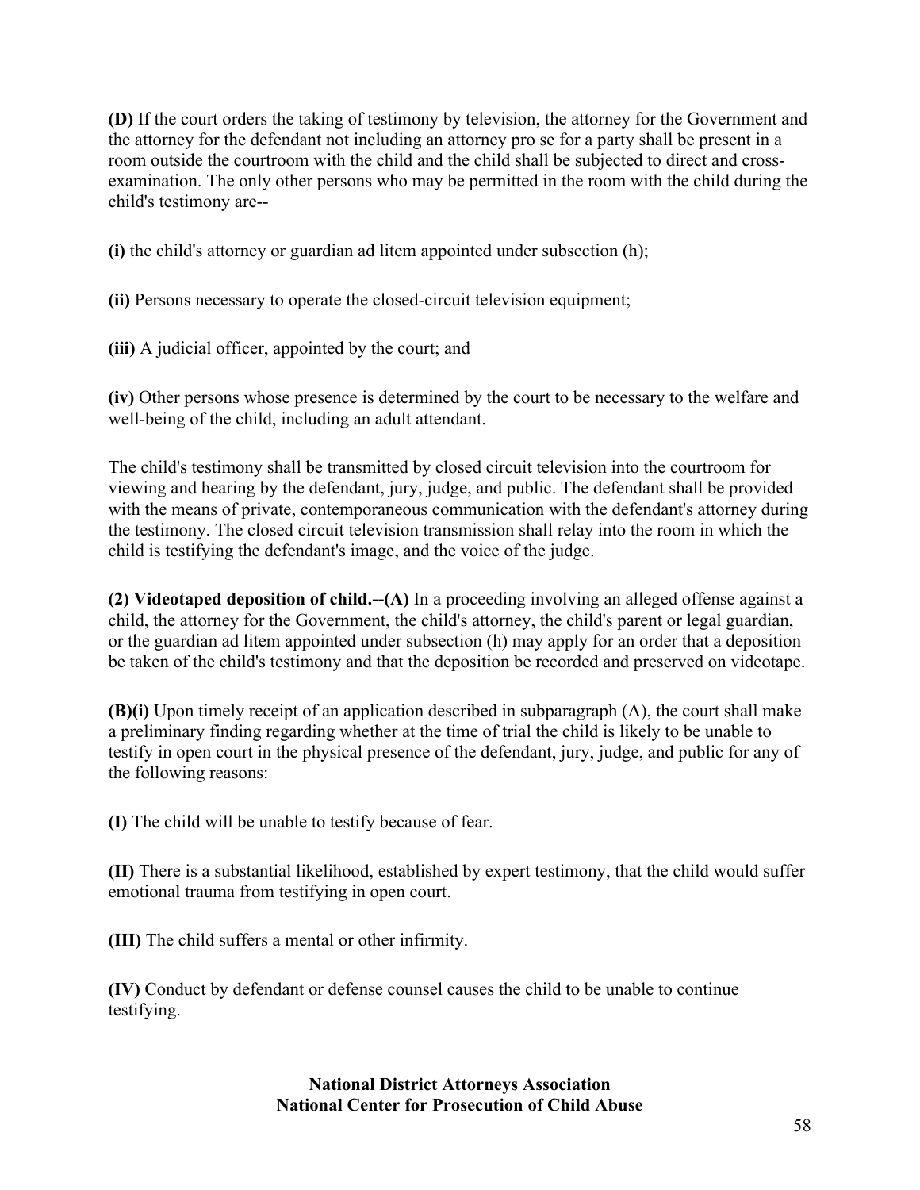**(D)** If the court orders the taking of testimony by television, the attorney for the Government and the attorney for the defendant not including an attorney pro se for a party shall be present in a room outside the courtroom with the child and the child shall be subjected to direct and cross-examination. The only other persons who may be permitted in the room with the child during the child's testimony are--

**(i)** the child's attorney or guardian ad litem appointed under subsection (h);

**(ii)** Persons necessary to operate the closed-circuit television equipment;

**(iii)** A judicial officer, appointed by the court; and

**(iv)** Other persons whose presence is determined by the court to be necessary to the welfare and well-being of the child, including an adult attendant.

The child's testimony shall be transmitted by closed circuit television into the courtroom for viewing and hearing by the defendant, jury, judge, and public. The defendant shall be provided with the means of private, contemporaneous communication with the defendant's attorney during the testimony. The closed circuit television transmission shall relay into the room in which the child is testifying the defendant's image, and the voice of the judge.

**(2) Videotaped deposition of child.--(A)** In a proceeding involving an alleged offense against a child, the attorney for the Government, the child's attorney, the child's parent or legal guardian, or the guardian ad litem appointed under subsection (h) may apply for an order that a deposition be taken of the child's testimony and that the deposition be recorded and preserved on videotape.

**(B)(i)** Upon timely receipt of an application described in subparagraph (A), the court shall make a preliminary finding regarding whether at the time of trial the child is likely to be unable to testify in open court in the physical presence of the defendant, jury, judge, and public for any of the following reasons:

**(I)** The child will be unable to testify because of fear.

**(II)** There is a substantial likelihood, established by expert testimony, that the child would suffer emotional trauma from testifying in open court.

**(III)** The child suffers a mental or other infirmity.

**(IV)** Conduct by defendant or defense counsel causes the child to be unable to continue testifying.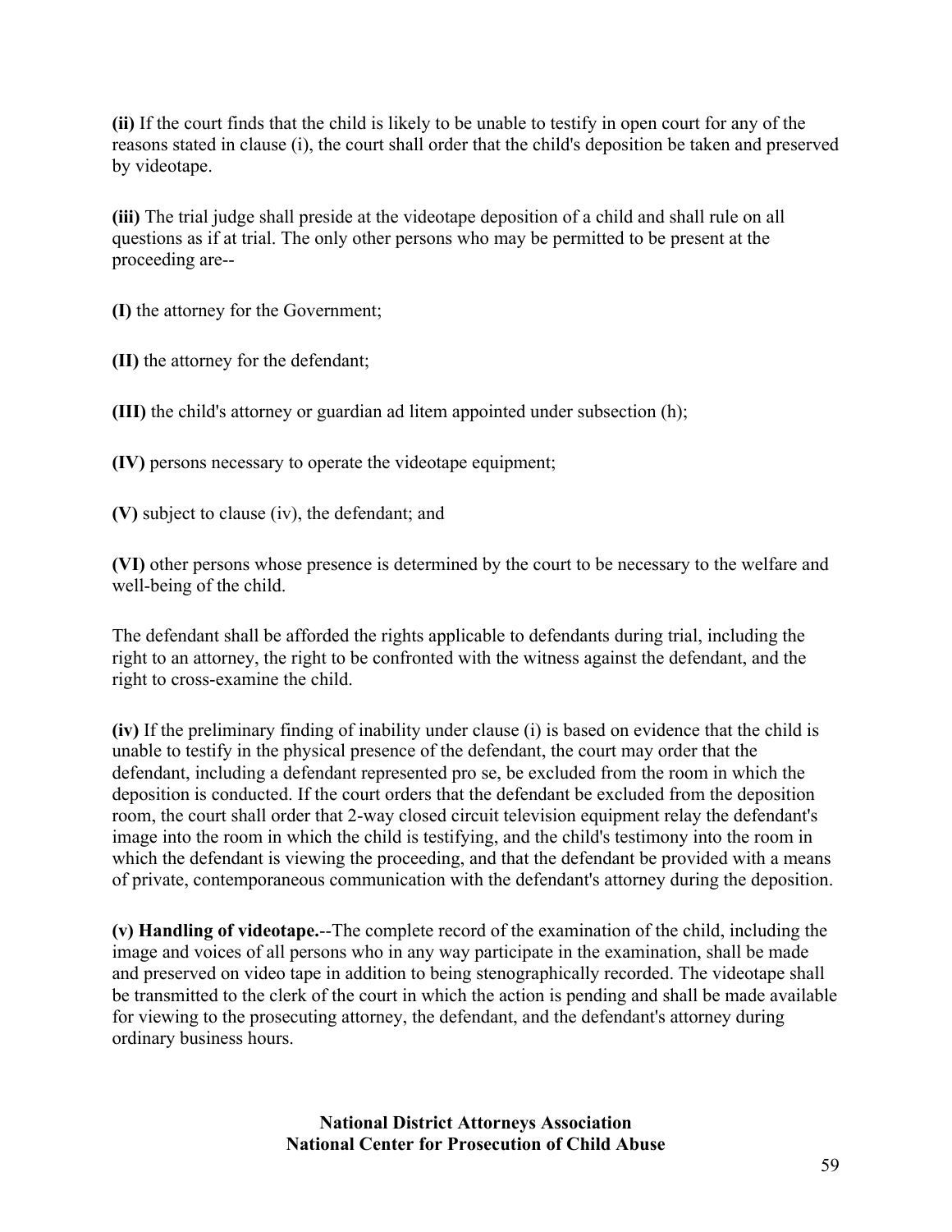**(ii)** If the court finds that the child is likely to be unable to testify in open court for any of the reasons stated in clause (i), the court shall order that the child's deposition be taken and preserved by videotape.

**(iii)** The trial judge shall preside at the videotape deposition of a child and shall rule on all questions as if at trial. The only other persons who may be permitted to be present at the proceeding are--

**(I)** the attorney for the Government;

**(II)** the attorney for the defendant;

**(III)** the child's attorney or guardian ad litem appointed under subsection (h);

**(IV)** persons necessary to operate the videotape equipment;

**(V)** subject to clause (iv), the defendant; and

**(VI)** other persons whose presence is determined by the court to be necessary to the welfare and well-being of the child.

The defendant shall be afforded the rights applicable to defendants during trial, including the right to an attorney, the right to be confronted with the witness against the defendant, and the right to cross-examine the child.

**(iv)** If the preliminary finding of inability under clause (i) is based on evidence that the child is unable to testify in the physical presence of the defendant, the court may order that the defendant, including a defendant represented pro se, be excluded from the room in which the deposition is conducted. If the court orders that the defendant be excluded from the deposition room, the court shall order that 2-way closed circuit television equipment relay the defendant's image into the room in which the child is testifying, and the child's testimony into the room in which the defendant is viewing the proceeding, and that the defendant be provided with a means of private, contemporaneous communication with the defendant's attorney during the deposition.

**(v) Handling of videotape.**--The complete record of the examination of the child, including the image and voices of all persons who in any way participate in the examination, shall be made and preserved on video tape in addition to being stenographically recorded. The videotape shall be transmitted to the clerk of the court in which the action is pending and shall be made available for viewing to the prosecuting attorney, the defendant, and the defendant's attorney during ordinary business hours.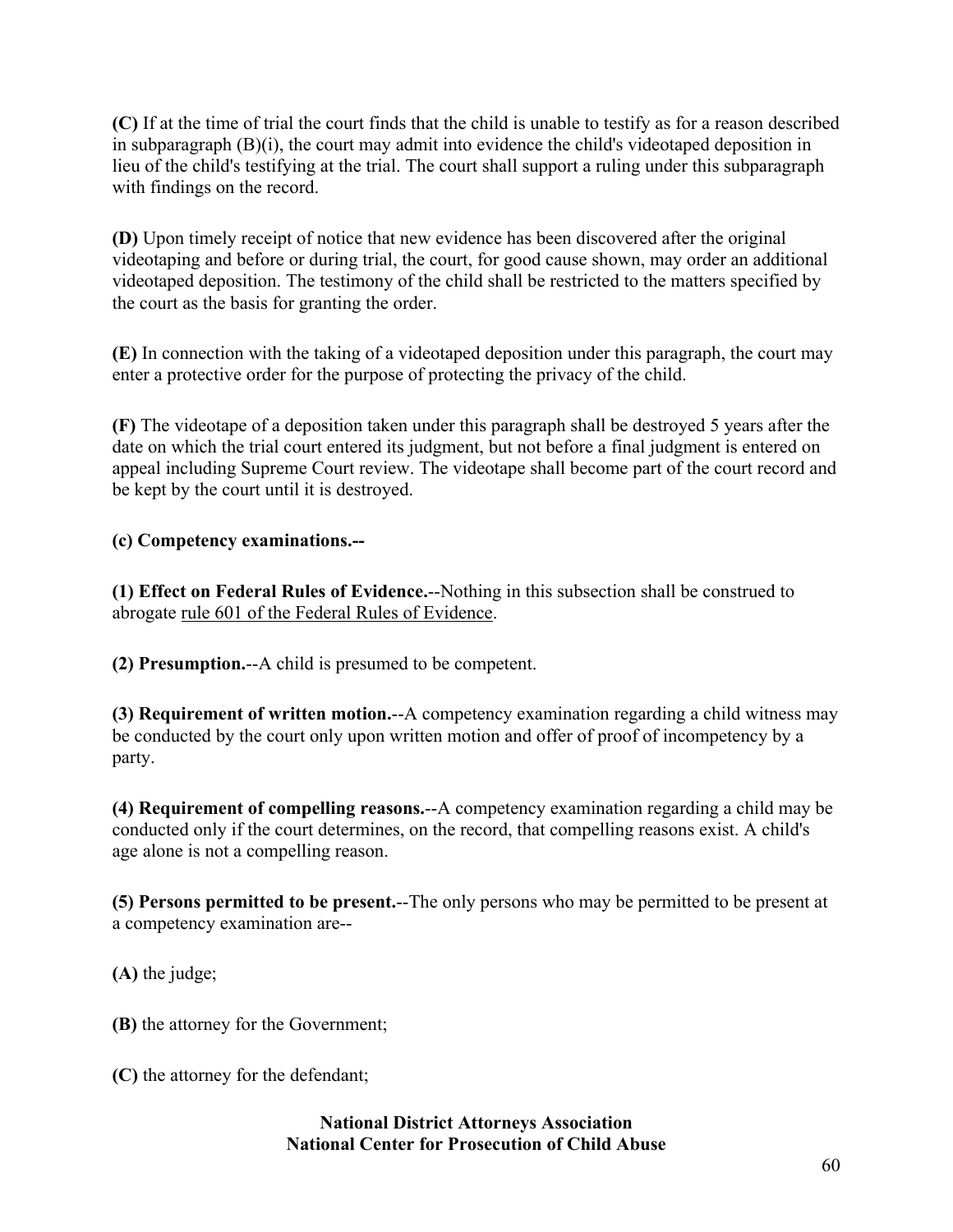**(C)** If at the time of trial the court finds that the child is unable to testify as for a reason described in subparagraph (B)(i), the court may admit into evidence the child's videotaped deposition in lieu of the child's testifying at the trial. The court shall support a ruling under this subparagraph with findings on the record.

**(D)** Upon timely receipt of notice that new evidence has been discovered after the original videotaping and before or during trial, the court, for good cause shown, may order an additional videotaped deposition. The testimony of the child shall be restricted to the matters specified by the court as the basis for granting the order.

**(E)** In connection with the taking of a videotaped deposition under this paragraph, the court may enter a protective order for the purpose of protecting the privacy of the child.

**(F)** The videotape of a deposition taken under this paragraph shall be destroyed 5 years after the date on which the trial court entered its judgment, but not before a final judgment is entered on appeal including Supreme Court review. The videotape shall become part of the court record and be kept by the court until it is destroyed.

**(c) Competency examinations.--**

**(1) Effect on Federal Rules of Evidence.**--Nothing in this subsection shall be construed to abrogate rule 601 of the Federal Rules of Evidence.

**(2) Presumption.**--A child is presumed to be competent.

**(3) Requirement of written motion.**--A competency examination regarding a child witness may be conducted by the court only upon written motion and offer of proof of incompetency by a party.

**(4) Requirement of compelling reasons.**--A competency examination regarding a child may be conducted only if the court determines, on the record, that compelling reasons exist. A child's age alone is not a compelling reason.

**(5) Persons permitted to be present.**--The only persons who may be permitted to be present at a competency examination are--

**(A)** the judge;

**(B)** the attorney for the Government;

**(C)** the attorney for the defendant;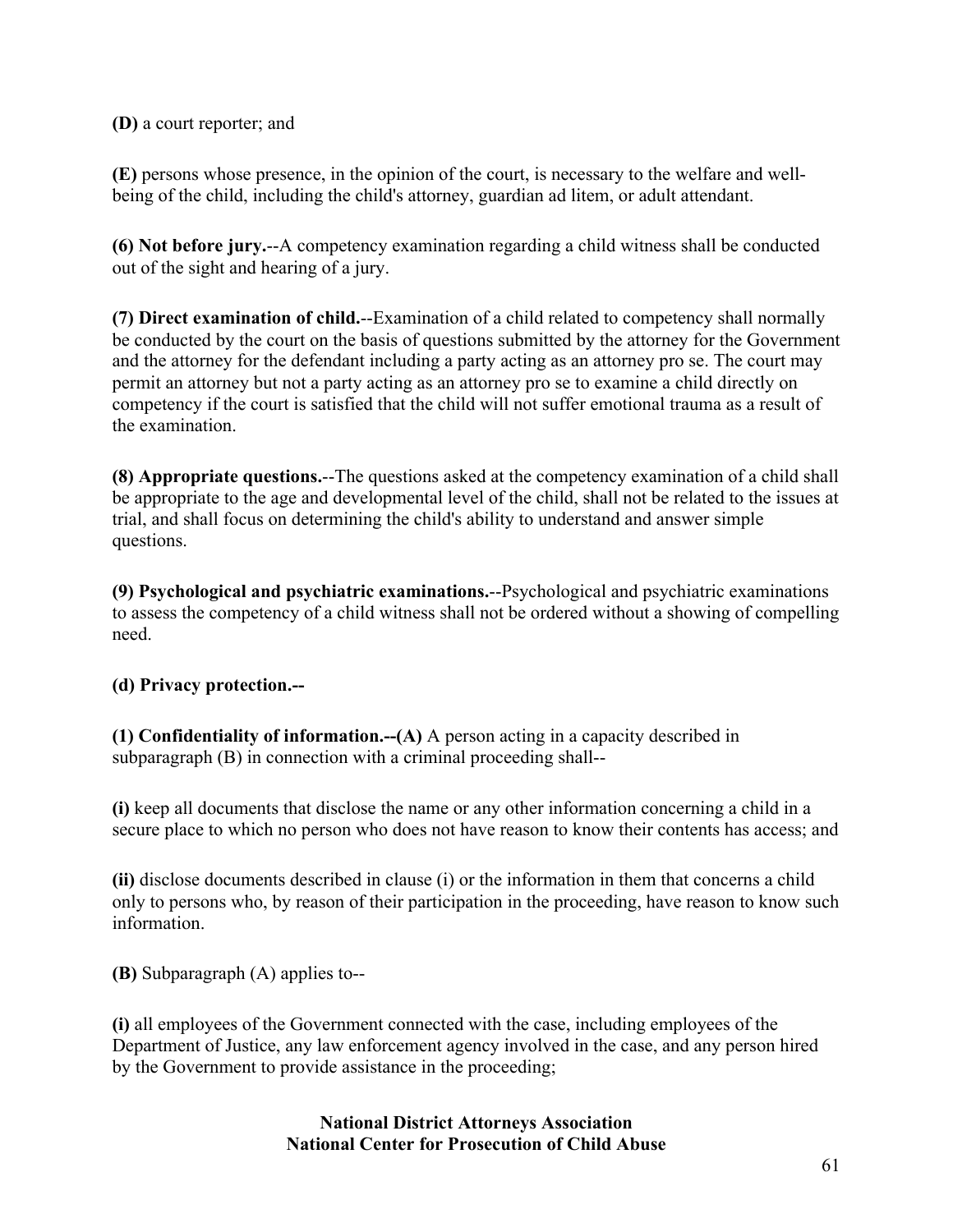**(D)** a court reporter; and

**(E)** persons whose presence, in the opinion of the court, is necessary to the welfare and well-being of the child, including the child's attorney, guardian ad litem, or adult attendant.

**(6) Not before jury.**--A competency examination regarding a child witness shall be conducted out of the sight and hearing of a jury.

**(7) Direct examination of child.**--Examination of a child related to competency shall normally be conducted by the court on the basis of questions submitted by the attorney for the Government and the attorney for the defendant including a party acting as an attorney pro se. The court may permit an attorney but not a party acting as an attorney pro se to examine a child directly on competency if the court is satisfied that the child will not suffer emotional trauma as a result of the examination.

**(8) Appropriate questions.**--The questions asked at the competency examination of a child shall be appropriate to the age and developmental level of the child, shall not be related to the issues at trial, and shall focus on determining the child's ability to understand and answer simple questions.

**(9) Psychological and psychiatric examinations.**--Psychological and psychiatric examinations to assess the competency of a child witness shall not be ordered without a showing of compelling need.

**(d) Privacy protection.--**

**(1) Confidentiality of information.--(A)** A person acting in a capacity described in subparagraph (B) in connection with a criminal proceeding shall--

**(i)** keep all documents that disclose the name or any other information concerning a child in a secure place to which no person who does not have reason to know their contents has access; and

**(ii)** disclose documents described in clause (i) or the information in them that concerns a child only to persons who, by reason of their participation in the proceeding, have reason to know such information.

**(B)** Subparagraph (A) applies to--

**(i)** all employees of the Government connected with the case, including employees of the Department of Justice, any law enforcement agency involved in the case, and any person hired by the Government to provide assistance in the proceeding;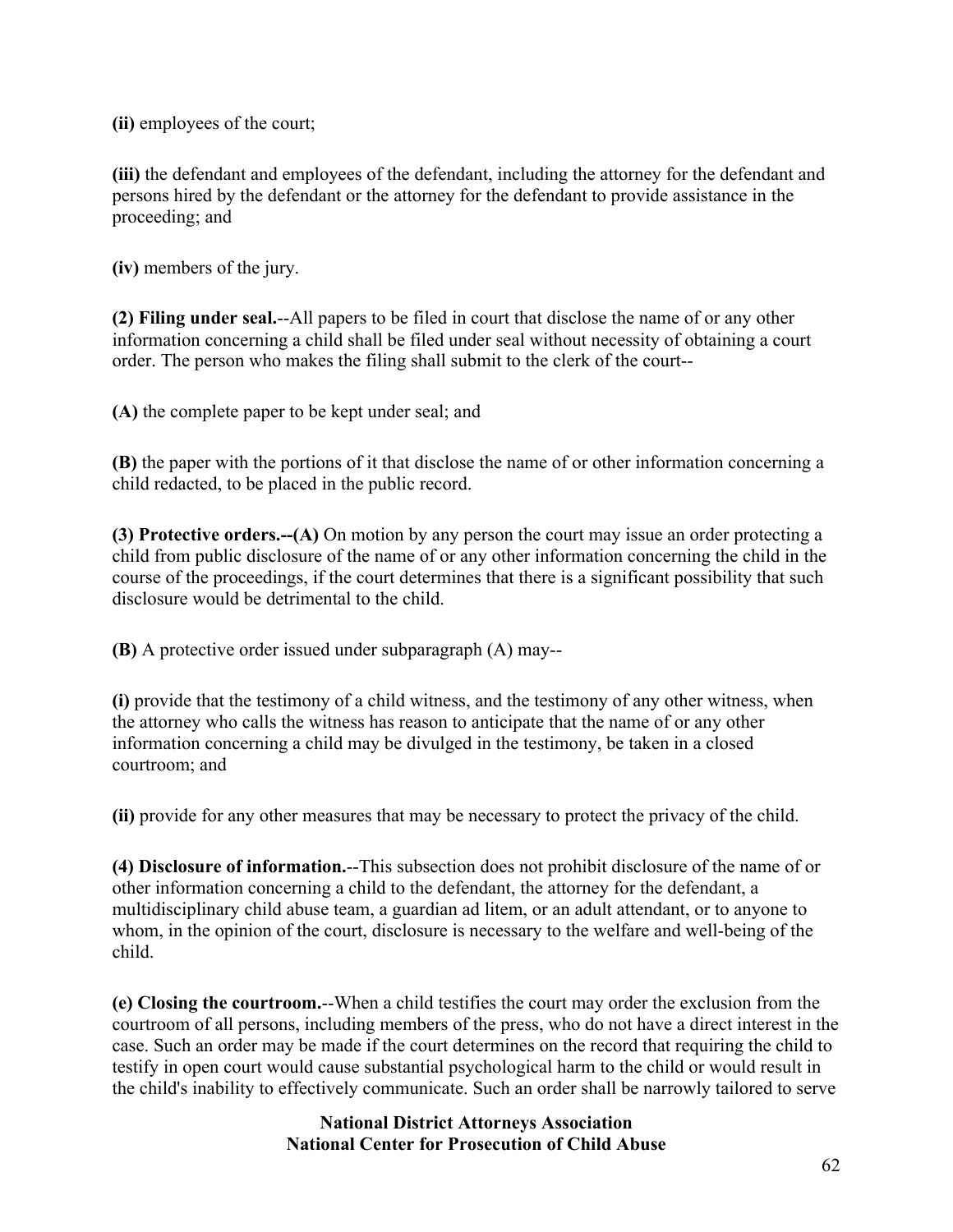**(ii)** employees of the court;

**(iii)** the defendant and employees of the defendant, including the attorney for the defendant and persons hired by the defendant or the attorney for the defendant to provide assistance in the proceeding; and

**(iv)** members of the jury.

**(2) Filing under seal.**--All papers to be filed in court that disclose the name of or any other information concerning a child shall be filed under seal without necessity of obtaining a court order. The person who makes the filing shall submit to the clerk of the court--

**(A)** the complete paper to be kept under seal; and

**(B)** the paper with the portions of it that disclose the name of or other information concerning a child redacted, to be placed in the public record.

**(3) Protective orders.--(A)** On motion by any person the court may issue an order protecting a child from public disclosure of the name of or any other information concerning the child in the course of the proceedings, if the court determines that there is a significant possibility that such disclosure would be detrimental to the child.

**(B)** A protective order issued under subparagraph (A) may--

**(i)** provide that the testimony of a child witness, and the testimony of any other witness, when the attorney who calls the witness has reason to anticipate that the name of or any other information concerning a child may be divulged in the testimony, be taken in a closed courtroom; and

**(ii)** provide for any other measures that may be necessary to protect the privacy of the child.

**(4) Disclosure of information.**--This subsection does not prohibit disclosure of the name of or other information concerning a child to the defendant, the attorney for the defendant, a multidisciplinary child abuse team, a guardian ad litem, or an adult attendant, or to anyone to whom, in the opinion of the court, disclosure is necessary to the welfare and well-being of the child.

**(e) Closing the courtroom.**--When a child testifies the court may order the exclusion from the courtroom of all persons, including members of the press, who do not have a direct interest in the case. Such an order may be made if the court determines on the record that requiring the child to testify in open court would cause substantial psychological harm to the child or would result in the child's inability to effectively communicate. Such an order shall be narrowly tailored to serve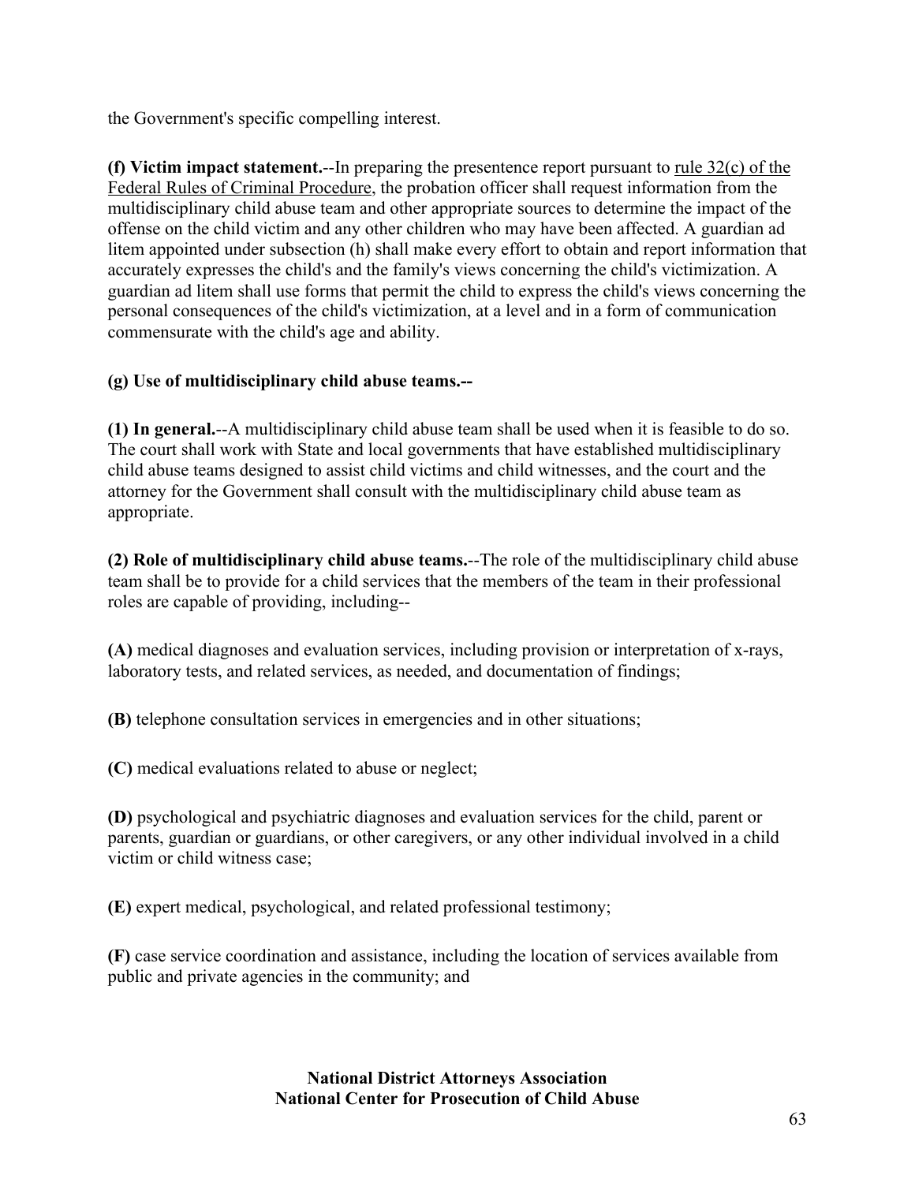the Government's specific compelling interest.

**(f) Victim impact statement.**--In preparing the presentence report pursuant to rule 32(c) of the Federal Rules of Criminal Procedure, the probation officer shall request information from the multidisciplinary child abuse team and other appropriate sources to determine the impact of the offense on the child victim and any other children who may have been affected. A guardian ad litem appointed under subsection (h) shall make every effort to obtain and report information that accurately expresses the child's and the family's views concerning the child's victimization. A guardian ad litem shall use forms that permit the child to express the child's views concerning the personal consequences of the child's victimization, at a level and in a form of communication commensurate with the child's age and ability.

**(g) Use of multidisciplinary child abuse teams.--**

**(1) In general.**--A multidisciplinary child abuse team shall be used when it is feasible to do so. The court shall work with State and local governments that have established multidisciplinary child abuse teams designed to assist child victims and child witnesses, and the court and the attorney for the Government shall consult with the multidisciplinary child abuse team as appropriate.

**(2) Role of multidisciplinary child abuse teams.**--The role of the multidisciplinary child abuse team shall be to provide for a child services that the members of the team in their professional roles are capable of providing, including--

**(A)** medical diagnoses and evaluation services, including provision or interpretation of x-rays, laboratory tests, and related services, as needed, and documentation of findings;

**(B)** telephone consultation services in emergencies and in other situations;

**(C)** medical evaluations related to abuse or neglect;

**(D)** psychological and psychiatric diagnoses and evaluation services for the child, parent or parents, guardian or guardians, or other caregivers, or any other individual involved in a child victim or child witness case;

**(E)** expert medical, psychological, and related professional testimony;

**(F)** case service coordination and assistance, including the location of services available from public and private agencies in the community; and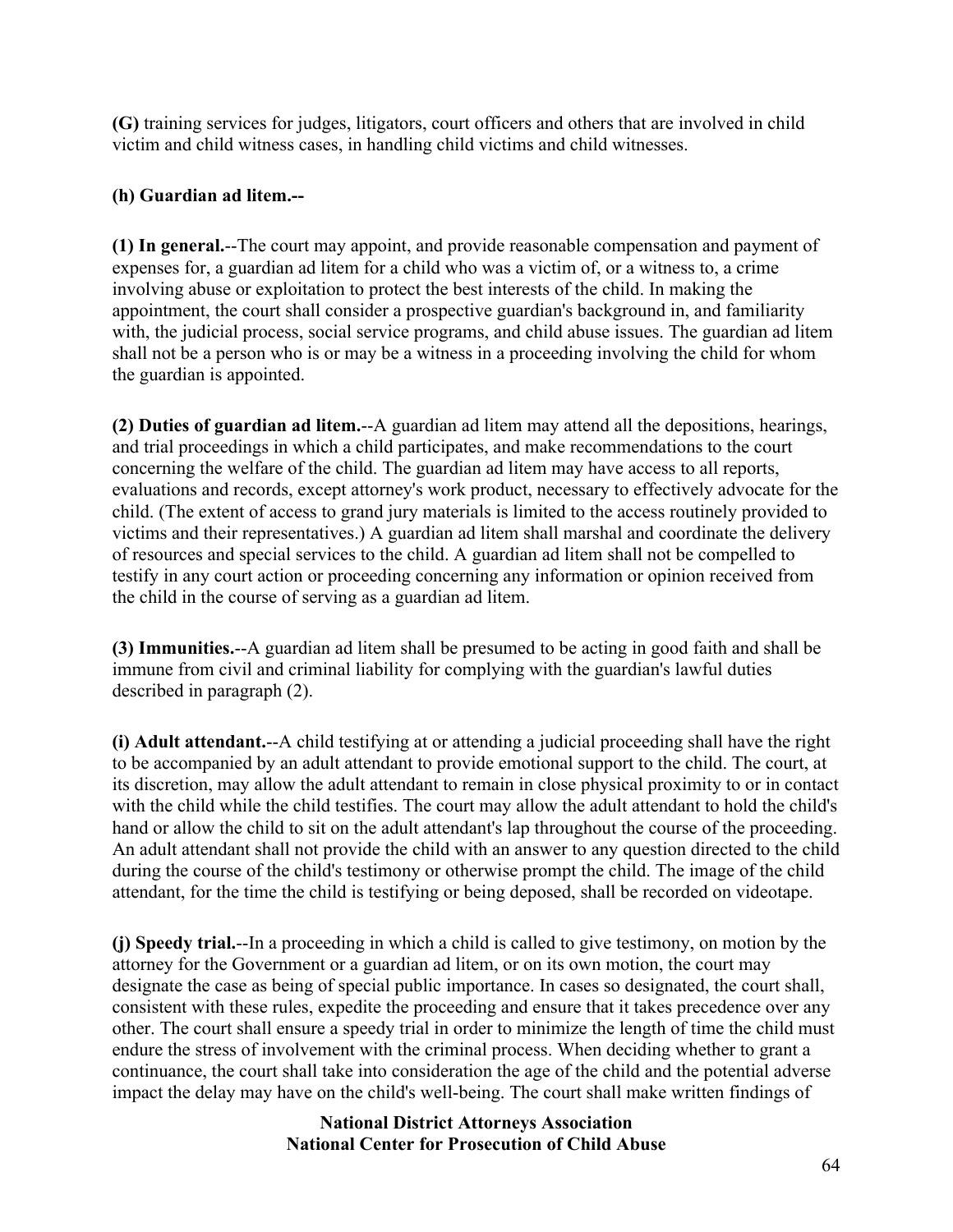**(G)** training services for judges, litigators, court officers and others that are involved in child victim and child witness cases, in handling child victims and child witnesses.

**(h) Guardian ad litem.--**

**(1) In general.**--The court may appoint, and provide reasonable compensation and payment of expenses for, a guardian ad litem for a child who was a victim of, or a witness to, a crime involving abuse or exploitation to protect the best interests of the child. In making the appointment, the court shall consider a prospective guardian's background in, and familiarity with, the judicial process, social service programs, and child abuse issues. The guardian ad litem shall not be a person who is or may be a witness in a proceeding involving the child for whom the guardian is appointed.

**(2) Duties of guardian ad litem.**--A guardian ad litem may attend all the depositions, hearings, and trial proceedings in which a child participates, and make recommendations to the court concerning the welfare of the child. The guardian ad litem may have access to all reports, evaluations and records, except attorney's work product, necessary to effectively advocate for the child. (The extent of access to grand jury materials is limited to the access routinely provided to victims and their representatives.) A guardian ad litem shall marshal and coordinate the delivery of resources and special services to the child. A guardian ad litem shall not be compelled to testify in any court action or proceeding concerning any information or opinion received from the child in the course of serving as a guardian ad litem.

**(3) Immunities.**--A guardian ad litem shall be presumed to be acting in good faith and shall be immune from civil and criminal liability for complying with the guardian's lawful duties described in paragraph (2).

**(i) Adult attendant.**--A child testifying at or attending a judicial proceeding shall have the right to be accompanied by an adult attendant to provide emotional support to the child. The court, at its discretion, may allow the adult attendant to remain in close physical proximity to or in contact with the child while the child testifies. The court may allow the adult attendant to hold the child's hand or allow the child to sit on the adult attendant's lap throughout the course of the proceeding. An adult attendant shall not provide the child with an answer to any question directed to the child during the course of the child's testimony or otherwise prompt the child. The image of the child attendant, for the time the child is testifying or being deposed, shall be recorded on videotape.

**(j) Speedy trial.**--In a proceeding in which a child is called to give testimony, on motion by the attorney for the Government or a guardian ad litem, or on its own motion, the court may designate the case as being of special public importance. In cases so designated, the court shall, consistent with these rules, expedite the proceeding and ensure that it takes precedence over any other. The court shall ensure a speedy trial in order to minimize the length of time the child must endure the stress of involvement with the criminal process. When deciding whether to grant a continuance, the court shall take into consideration the age of the child and the potential adverse impact the delay may have on the child's well-being. The court shall make written findings of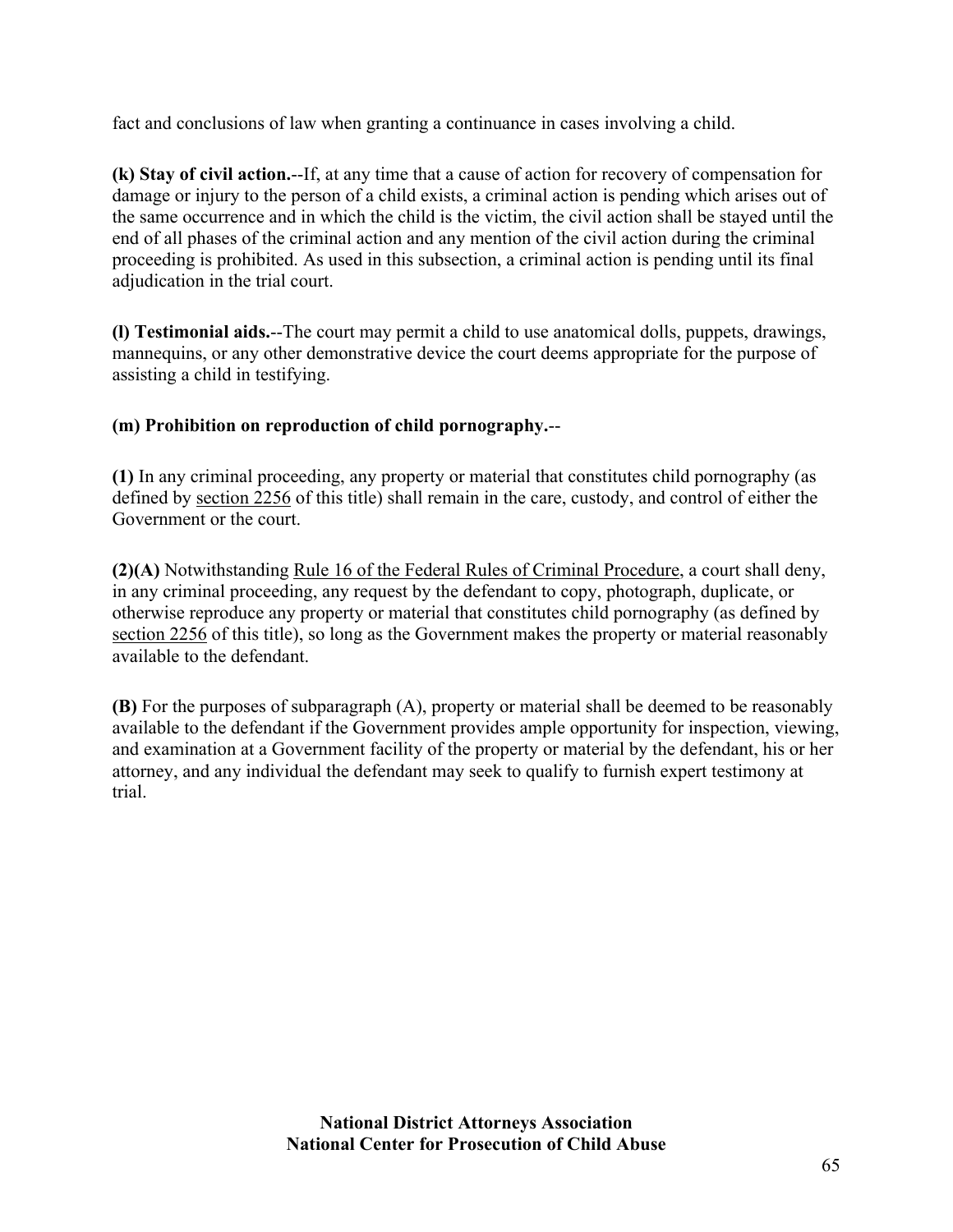fact and conclusions of law when granting a continuance in cases involving a child.

**(k) Stay of civil action.**--If, at any time that a cause of action for recovery of compensation for damage or injury to the person of a child exists, a criminal action is pending which arises out of the same occurrence and in which the child is the victim, the civil action shall be stayed until the end of all phases of the criminal action and any mention of the civil action during the criminal proceeding is prohibited. As used in this subsection, a criminal action is pending until its final adjudication in the trial court.

**(l) Testimonial aids.**--The court may permit a child to use anatomical dolls, puppets, drawings, mannequins, or any other demonstrative device the court deems appropriate for the purpose of assisting a child in testifying.

**(m) Prohibition on reproduction of child pornography.**--

**(1)** In any criminal proceeding, any property or material that constitutes child pornography (as defined by section 2256 of this title) shall remain in the care, custody, and control of either the Government or the court.

**(2)(A)** Notwithstanding Rule 16 of the Federal Rules of Criminal Procedure, a court shall deny, in any criminal proceeding, any request by the defendant to copy, photograph, duplicate, or otherwise reproduce any property or material that constitutes child pornography (as defined by section 2256 of this title), so long as the Government makes the property or material reasonably available to the defendant.

**(B)** For the purposes of subparagraph (A), property or material shall be deemed to be reasonably available to the defendant if the Government provides ample opportunity for inspection, viewing, and examination at a Government facility of the property or material by the defendant, his or her attorney, and any individual the defendant may seek to qualify to furnish expert testimony at trial.